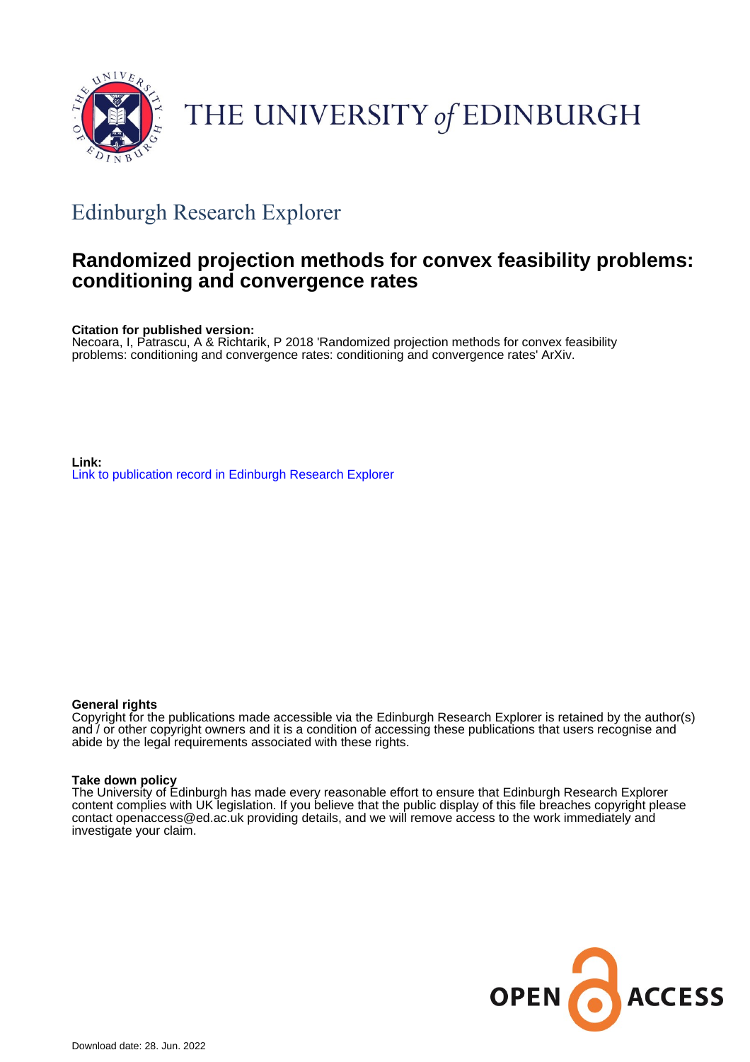# THE UNIVERSITY of EDINBURGH

## Edinburgh Research Explorer

# Randomized projection methods for convex feasibility problems: conditioning and convergence rates

**Citation for published version:**
Necoara, I, Patrascu, A & Richtarik, P 2018 'Randomized projection methods for convex feasibility problems: conditioning and convergence rates: conditioning and convergence rates' ArXiv.

**Link:**
Link to publication record in Edinburgh Research Explorer

**General rights**
Copyright for the publications made accessible via the Edinburgh Research Explorer is retained by the author(s) and / or other copyright owners and it is a condition of accessing these publications that users recognise and abide by the legal requirements associated with these rights.

**Take down policy**
The University of Edinburgh has made every reasonable effort to ensure that Edinburgh Research Explorer content complies with UK legislation. If you believe that the public display of this file breaches copyright please contact openaccess@ed.ac.uk providing details, and we will remove access to the work immediately and investigate your claim.

OPEN ACCESS

Download date: 28. Jun. 2022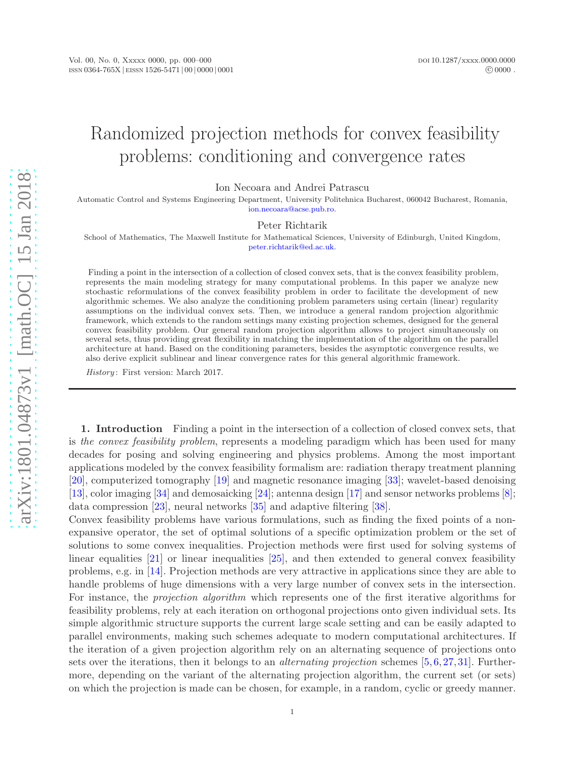# Randomized projection methods for convex feasibility problems: conditioning and convergence rates

Ion Necoara and Andrei Patrascu

Automatic Control and Systems Engineering Department, University Politehnica Bucharest, 060042 Bucharest, Romania, ion.necoara@acse.pub.ro.

Peter Richtarik

School of Mathematics, The Maxwell Institute for Mathematical Sciences, University of Edinburgh, United Kingdom, peter.richtarik@ed.ac.uk.

Finding a point in the intersection of a collection of closed convex sets, that is the convex feasibility problem, represents the main modeling strategy for many computational problems. In this paper we analyze new stochastic reformulations of the convex feasibility problem in order to facilitate the development of new algorithmic schemes. We also analyze the conditioning problem parameters using certain (linear) regularity assumptions on the individual convex sets. Then, we introduce a general random projection algorithmic framework, which extends to the random settings many existing projection schemes, designed for the general convex feasibility problem. Our general random projection algorithm allows to project simultaneously on several sets, thus providing great flexibility in matching the implementation of the algorithm on the parallel architecture at hand. Based on the conditioning parameters, besides the asymptotic convergence results, we also derive explicit sublinear and linear convergence rates for this general algorithmic framework.

*History*: First version: March 2017.

## 1. Introduction

Finding a point in the intersection of a collection of closed convex sets, that is *the convex feasibility problem*, represents a modeling paradigm which has been used for many decades for posing and solving engineering and physics problems. Among the most important applications modeled by the convex feasibility formalism are: radiation therapy treatment planning [20], computerized tomography [19] and magnetic resonance imaging [33]; wavelet-based denoising [13], color imaging [34] and demosaicking [24]; antenna design [17] and sensor networks problems [8]; data compression [23], neural networks [35] and adaptive filtering [38].

Convex feasibility problems have various formulations, such as finding the fixed points of a nonexpansive operator, the set of optimal solutions of a specific optimization problem or the set of solutions to some convex inequalities. Projection methods were first used for solving systems of linear equalities [21] or linear inequalities [25], and then extended to general convex feasibility problems, e.g. in [14]. Projection methods are very attractive in applications since they are able to handle problems of huge dimensions with a very large number of convex sets in the intersection. For instance, the *projection algorithm* which represents one of the first iterative algorithms for feasibility problems, rely at each iteration on orthogonal projections onto given individual sets. Its simple algorithmic structure supports the current large scale setting and can be easily adapted to parallel environments, making such schemes adequate to modern computational architectures. If the iteration of a given projection algorithm rely on an alternating sequence of projections onto sets over the iterations, then it belongs to an *alternating projection* schemes [5, 6, 27, 31]. Furthermore, depending on the variant of the alternating projection algorithm, the current set (or sets) on which the projection is made can be chosen, for example, in a random, cyclic or greedy manner.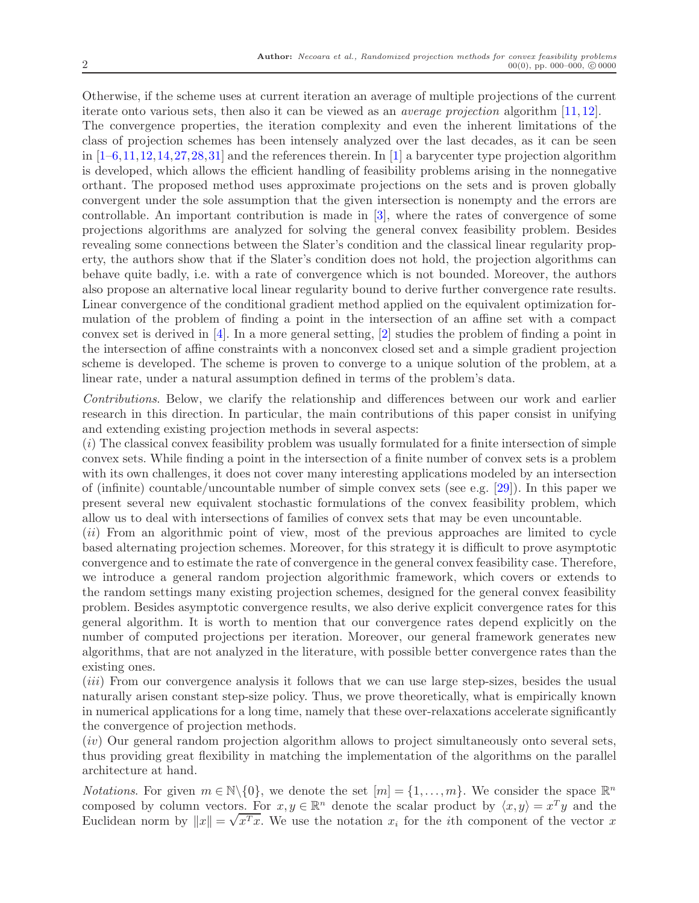Otherwise, if the scheme uses at current iteration an average of multiple projections of the current iterate onto various sets, then also it can be viewed as an *average projection* algorithm [11, 12]. The convergence properties, the iteration complexity and even the inherent limitations of the class of projection schemes has been intensely analyzed over the last decades, as it can be seen in [1–6, 11, 12, 14, 27, 28, 31] and the references therein. In [1] a barycenter type projection algorithm is developed, which allows the efficient handling of feasibility problems arising in the nonnegative orthant. The proposed method uses approximate projections on the sets and is proven globally convergent under the sole assumption that the given intersection is nonempty and the errors are controllable. An important contribution is made in [3], where the rates of convergence of some projections algorithms are analyzed for solving the general convex feasibility problem. Besides revealing some connections between the Slater's condition and the classical linear regularity property, the authors show that if the Slater's condition does not hold, the projection algorithms can behave quite badly, i.e. with a rate of convergence which is not bounded. Moreover, the authors also propose an alternative local linear regularity bound to derive further convergence rate results. Linear convergence of the conditional gradient method applied on the equivalent optimization formulation of the problem of finding a point in the intersection of an affine set with a compact convex set is derived in [4]. In a more general setting, [2] studies the problem of finding a point in the intersection of affine constraints with a nonconvex closed set and a simple gradient projection scheme is developed. The scheme is proven to converge to a unique solution of the problem, at a linear rate, under a natural assumption defined in terms of the problem's data.

*Contributions.* Below, we clarify the relationship and differences between our work and earlier research in this direction. In particular, the main contributions of this paper consist in unifying and extending existing projection methods in several aspects:

(*i*) The classical convex feasibility problem was usually formulated for a finite intersection of simple convex sets. While finding a point in the intersection of a finite number of convex sets is a problem with its own challenges, it does not cover many interesting applications modeled by an intersection of (infinite) countable/uncountable number of simple convex sets (see e.g. [29]). In this paper we present several new equivalent stochastic formulations of the convex feasibility problem, which allow us to deal with intersections of families of convex sets that may be even uncountable.

(*ii*) From an algorithmic point of view, most of the previous approaches are limited to cycle based alternating projection schemes. Moreover, for this strategy it is difficult to prove asymptotic convergence and to estimate the rate of convergence in the general convex feasibility case. Therefore, we introduce a general random projection algorithmic framework, which covers or extends to the random settings many existing projection schemes, designed for the general convex feasibility problem. Besides asymptotic convergence results, we also derive explicit convergence rates for this general algorithm. It is worth to mention that our convergence rates depend explicitly on the number of computed projections per iteration. Moreover, our general framework generates new algorithms, that are not analyzed in the literature, with possible better convergence rates than the existing ones.

(*iii*) From our convergence analysis it follows that we can use large step-sizes, besides the usual naturally arisen constant step-size policy. Thus, we prove theoretically, what is empirically known in numerical applications for a long time, namely that these over-relaxations accelerate significantly the convergence of projection methods.

(*iv*) Our general random projection algorithm allows to project simultaneously onto several sets, thus providing great flexibility in matching the implementation of the algorithms on the parallel architecture at hand.

*Notations.* For given $m \in \mathbb{N}\backslash\{0\}$, we denote the set $[m] = \{1, \ldots, m\}$. We consider the space $\mathbb{R}^n$ composed by column vectors. For $x, y \in \mathbb{R}^n$ denote the scalar product by $\langle x, y \rangle = x^T y$ and the Euclidean norm by $\|x\| = \sqrt{x^T x}$. We use the notation $x_i$ for the $i$th component of the vector $x$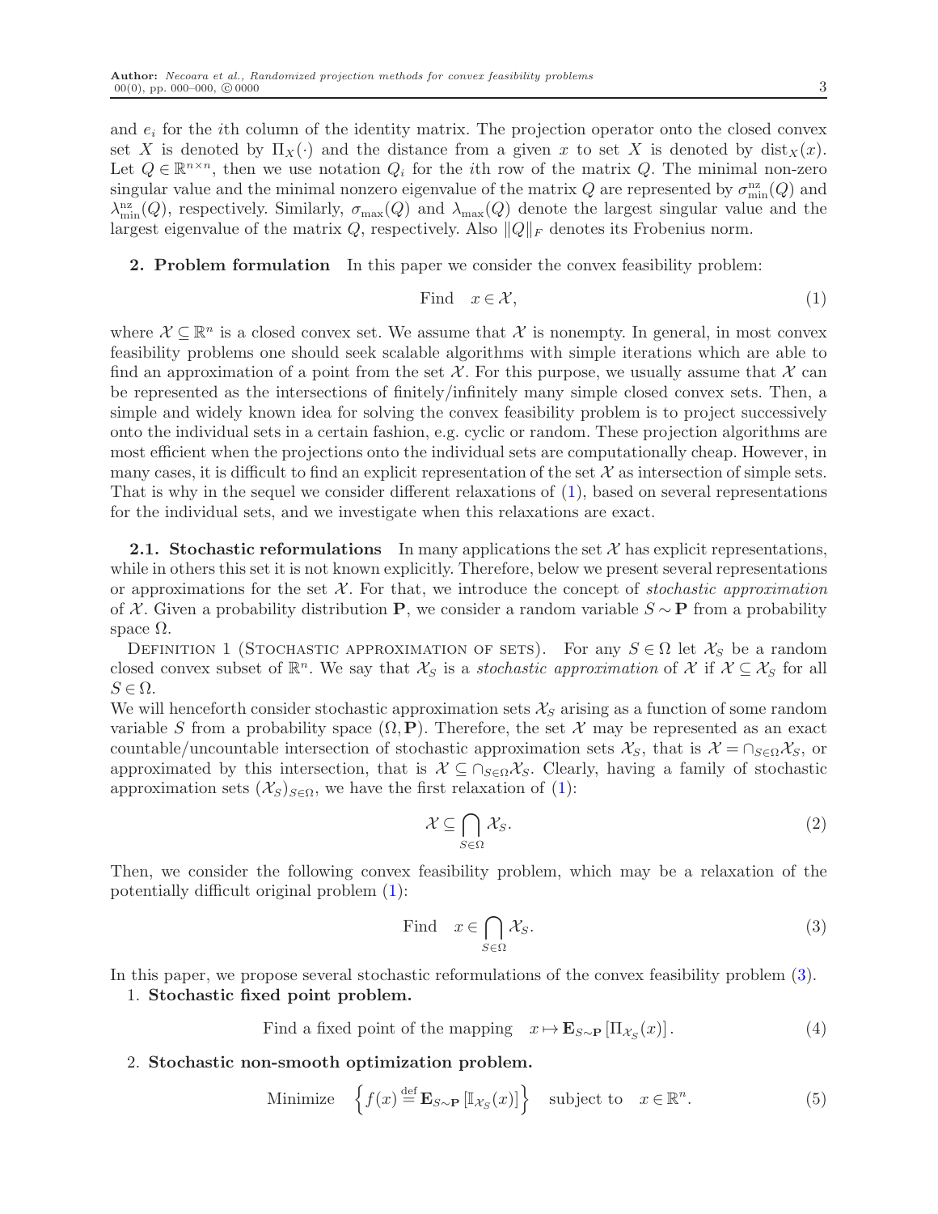and $e_i$ for the $i$th column of the identity matrix. The projection operator onto the closed convex set $X$ is denoted by $\Pi_X(\cdot)$ and the distance from a given $x$ to set $X$ is denoted by $\mathrm{dist}_X(x)$. Let $Q \in \mathbb{R}^{n \times n}$, then we use notation $Q_i$ for the $i$th row of the matrix $Q$. The minimal non-zero singular value and the minimal nonzero eigenvalue of the matrix $Q$ are represented by $\sigma_{\min}^{\mathrm{nz}}(Q)$ and $\lambda_{\min}^{\mathrm{nz}}(Q)$, respectively. Similarly, $\sigma_{\max}(Q)$ and $\lambda_{\max}(Q)$ denote the largest singular value and the largest eigenvalue of the matrix $Q$, respectively. Also $\|Q\|_F$ denotes its Frobenius norm.

## 2. Problem formulation

In this paper we consider the convex feasibility problem:

$$\text{Find} \quad x \in \mathcal{X}, \tag{1}$$

where $\mathcal{X} \subseteq \mathbb{R}^n$ is a closed convex set. We assume that $\mathcal{X}$ is nonempty. In general, in most convex feasibility problems one should seek scalable algorithms with simple iterations which are able to find an approximation of a point from the set $\mathcal{X}$. For this purpose, we usually assume that $\mathcal{X}$ can be represented as the intersections of finitely/infinitely many simple closed convex sets. Then, a simple and widely known idea for solving the convex feasibility problem is to project successively onto the individual sets in a certain fashion, e.g. cyclic or random. These projection algorithms are most efficient when the projections onto the individual sets are computationally cheap. However, in many cases, it is difficult to find an explicit representation of the set $\mathcal{X}$ as intersection of simple sets. That is why in the sequel we consider different relaxations of (1), based on several representations for the individual sets, and we investigate when this relaxations are exact.

### 2.1. Stochastic reformulations

In many applications the set $\mathcal{X}$ has explicit representations, while in others this set it is not known explicitly. Therefore, below we present several representations or approximations for the set $\mathcal{X}$. For that, we introduce the concept of *stochastic approximation* of $\mathcal{X}$. Given a probability distribution $\mathbf{P}$, we consider a random variable $S \sim \mathbf{P}$ from a probability space $\Omega$.

Definition 1 (Stochastic approximation of sets). For any $S \in \Omega$ let $\mathcal{X}_S$ be a random closed convex subset of $\mathbb{R}^n$. We say that $\mathcal{X}_S$ is a *stochastic approximation* of $\mathcal{X}$ if $\mathcal{X} \subseteq \mathcal{X}_S$ for all $S \in \Omega$.

We will henceforth consider stochastic approximation sets $\mathcal{X}_S$ arising as a function of some random variable $S$ from a probability space $(\Omega, \mathbf{P})$. Therefore, the set $\mathcal{X}$ may be represented as an exact countable/uncountable intersection of stochastic approximation sets $\mathcal{X}_S$, that is $\mathcal{X} = \cap_{S \in \Omega} \mathcal{X}_S$, or approximated by this intersection, that is $\mathcal{X} \subseteq \cap_{S \in \Omega} \mathcal{X}_S$. Clearly, having a family of stochastic approximation sets $(\mathcal{X}_S)_{S \in \Omega}$, we have the first relaxation of (1):

$$\mathcal{X} \subseteq \bigcap_{S \in \Omega} \mathcal{X}_S. \tag{2}$$

Then, we consider the following convex feasibility problem, which may be a relaxation of the potentially difficult original problem (1):

$$\text{Find} \quad x \in \bigcap_{S \in \Omega} \mathcal{X}_S. \tag{3}$$

In this paper, we propose several stochastic reformulations of the convex feasibility problem (3).

1. **Stochastic fixed point problem.**

$$\text{Find a fixed point of the mapping} \quad x \mapsto \mathbf{E}_{S \sim \mathbf{P}} \left[ \Pi_{\mathcal{X}_S}(x) \right]. \tag{4}$$

2. **Stochastic non-smooth optimization problem.**

$$\text{Minimize} \quad \left\{ f(x) \overset{\text{def}}{=} \mathbf{E}_{S \sim \mathbf{P}} \left[ \mathbb{I}_{\mathcal{X}_S}(x) \right] \right\} \quad \text{subject to} \quad x \in \mathbb{R}^n. \tag{5}$$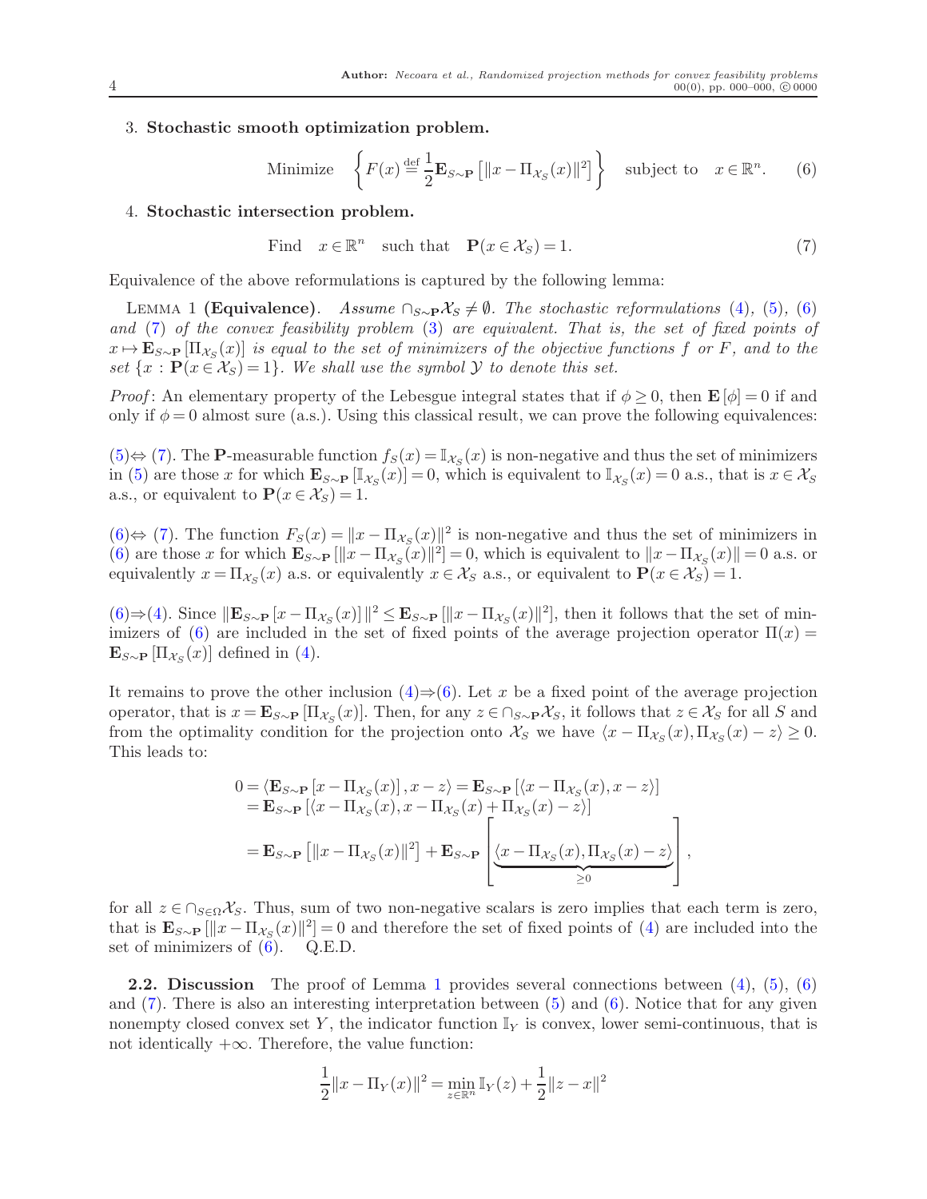3. **Stochastic smooth optimization problem.**

$$\text{Minimize} \quad \left\{ F(x) \stackrel{\text{def}}{=} \frac{1}{2}\mathbf{E}_{S\sim \mathbf{P}}\left[\|x - \Pi_{\mathcal{X}_S}(x)\|^2\right] \right\} \quad \text{subject to} \quad x \in \mathbb{R}^n. \tag{6}$$

4. **Stochastic intersection problem.**

$$\text{Find} \quad x \in \mathbb{R}^n \quad \text{such that} \quad \mathbf{P}(x \in \mathcal{X}_S) = 1. \tag{7}$$

Equivalence of the above reformulations is captured by the following lemma:

Lemma 1 **(Equivalence)**. *Assume $\cap_{S\sim\mathbf{P}}\mathcal{X}_S \neq \emptyset$. The stochastic reformulations (4), (5), (6) and (7) of the convex feasibility problem (3) are equivalent. That is, the set of fixed points of $x \mapsto \mathbf{E}_{S\sim\mathbf{P}}[\Pi_{\mathcal{X}_S}(x)]$ is equal to the set of minimizers of the objective functions $f$ or $F$, and to the set $\{x : \mathbf{P}(x \in \mathcal{X}_S) = 1\}$. We shall use the symbol $\mathcal{Y}$ to denote this set.*

*Proof*: An elementary property of the Lebesgue integral states that if $\phi \geq 0$, then $\mathbf{E}[\phi] = 0$ if and only if $\phi = 0$ almost sure (a.s.). Using this classical result, we can prove the following equivalences:

(5)$\Leftrightarrow$ (7). The $\mathbf{P}$-measurable function $f_S(x) = \mathbb{I}_{\mathcal{X}_S}(x)$ is non-negative and thus the set of minimizers in (5) are those $x$ for which $\mathbf{E}_{S\sim\mathbf{P}}[\mathbb{I}_{\mathcal{X}_S}(x)] = 0$, which is equivalent to $\mathbb{I}_{\mathcal{X}_S}(x) = 0$ a.s., that is $x \in \mathcal{X}_S$ a.s., or equivalent to $\mathbf{P}(x \in \mathcal{X}_S) = 1$.

(6)$\Leftrightarrow$ (7). The function $F_S(x) = \|x - \Pi_{\mathcal{X}_S}(x)\|^2$ is non-negative and thus the set of minimizers in (6) are those $x$ for which $\mathbf{E}_{S\sim\mathbf{P}}[\|x - \Pi_{\mathcal{X}_S}(x)\|^2] = 0$, which is equivalent to $\|x - \Pi_{\mathcal{X}_S}(x)\| = 0$ a.s. or equivalently $x = \Pi_{\mathcal{X}_S}(x)$ a.s. or equivalently $x \in \mathcal{X}_S$ a.s., or equivalent to $\mathbf{P}(x \in \mathcal{X}_S) = 1$.

(6)$\Rightarrow$(4). Since $\|\mathbf{E}_{S\sim\mathbf{P}}[x - \Pi_{\mathcal{X}_S}(x)]\|^2 \leq \mathbf{E}_{S\sim\mathbf{P}}[\|x - \Pi_{\mathcal{X}_S}(x)\|^2]$, then it follows that the set of minimizers of (6) are included in the set of fixed points of the average projection operator $\Pi(x) = \mathbf{E}_{S\sim\mathbf{P}}[\Pi_{\mathcal{X}_S}(x)]$ defined in (4).

It remains to prove the other inclusion (4)$\Rightarrow$(6). Let $x$ be a fixed point of the average projection operator, that is $x = \mathbf{E}_{S\sim\mathbf{P}}[\Pi_{\mathcal{X}_S}(x)]$. Then, for any $z \in \cap_{S\sim\mathbf{P}}\mathcal{X}_S$, it follows that $z \in \mathcal{X}_S$ for all $S$ and from the optimality condition for the projection onto $\mathcal{X}_S$ we have $\langle x - \Pi_{\mathcal{X}_S}(x), \Pi_{\mathcal{X}_S}(x) - z\rangle \geq 0$. This leads to:

$$\begin{aligned}
0 &= \langle \mathbf{E}_{S\sim\mathbf{P}}[x - \Pi_{\mathcal{X}_S}(x)], x - z\rangle = \mathbf{E}_{S\sim\mathbf{P}}[\langle x - \Pi_{\mathcal{X}_S}(x), x - z\rangle] \\
&= \mathbf{E}_{S\sim\mathbf{P}}[\langle x - \Pi_{\mathcal{X}_S}(x), x - \Pi_{\mathcal{X}_S}(x) + \Pi_{\mathcal{X}_S}(x) - z\rangle] \\
&= \mathbf{E}_{S\sim\mathbf{P}}\left[\|x - \Pi_{\mathcal{X}_S}(x)\|^2\right] + \mathbf{E}_{S\sim\mathbf{P}}\left[\underbrace{\langle x - \Pi_{\mathcal{X}_S}(x), \Pi_{\mathcal{X}_S}(x) - z\rangle}_{\geq 0}\right],
\end{aligned}$$

for all $z \in \cap_{S\in\Omega}\mathcal{X}_S$. Thus, sum of two non-negative scalars is zero implies that each term is zero, that is $\mathbf{E}_{S\sim\mathbf{P}}[\|x - \Pi_{\mathcal{X}_S}(x)\|^2] = 0$ and therefore the set of fixed points of (4) are included into the set of minimizers of (6). Q.E.D.

**2.2. Discussion** The proof of Lemma 1 provides several connections between (4), (5), (6) and (7). There is also an interesting interpretation between (5) and (6). Notice that for any given nonempty closed convex set $Y$, the indicator function $\mathbb{I}_Y$ is convex, lower semi-continuous, that is not identically $+\infty$. Therefore, the value function:

$$\frac{1}{2}\|x - \Pi_Y(x)\|^2 = \min_{z\in\mathbb{R}^n} \mathbb{I}_Y(z) + \frac{1}{2}\|z - x\|^2$$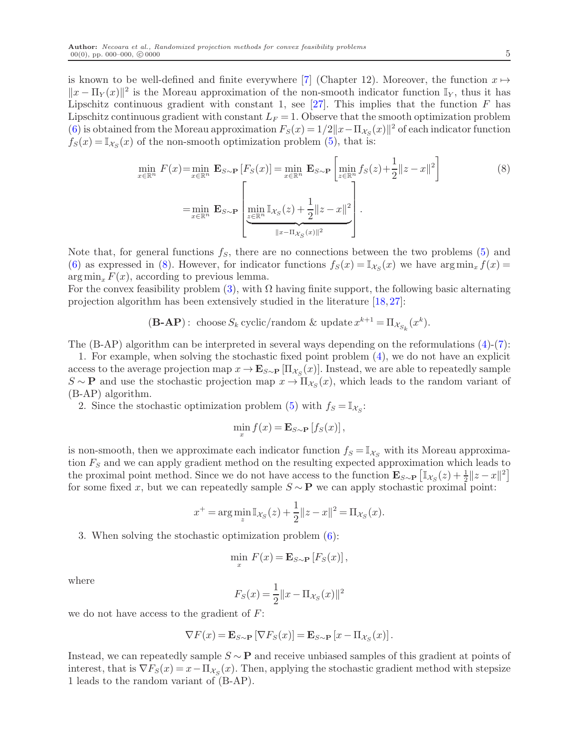is known to be well-defined and finite everywhere [7] (Chapter 12). Moreover, the function $x \mapsto \|x - \Pi_Y(x)\|^2$ is the Moreau approximation of the non-smooth indicator function $\mathbb{I}_Y$, thus it has Lipschitz continuous gradient with constant 1, see [27]. This implies that the function $F$ has Lipschitz continuous gradient with constant $L_F = 1$. Observe that the smooth optimization problem (6) is obtained from the Moreau approximation $F_S(x) = 1/2\|x - \Pi_{\mathcal{X}_S}(x)\|^2$ of each indicator function $f_S(x) = \mathbb{I}_{\mathcal{X}_S}(x)$ of the non-smooth optimization problem (5), that is:

$$
\begin{aligned}
\min_{x\in\mathbb{R}^n} F(x) &= \min_{x\in\mathbb{R}^n} \mathbf{E}_{S\sim\mathbf{P}}\left[F_S(x)\right] = \min_{x\in\mathbb{R}^n} \mathbf{E}_{S\sim\mathbf{P}}\left[\min_{z\in\mathbb{R}^n} f_S(z) + \frac{1}{2}\|z-x\|^2\right] \qquad (8)\\
&= \min_{x\in\mathbb{R}^n} \mathbf{E}_{S\sim\mathbf{P}}\left[\underbrace{\min_{z\in\mathbb{R}^n} \mathbb{I}_{\mathcal{X}_S}(z) + \frac{1}{2}\|z-x\|^2}_{\|x-\Pi_{\mathcal{X}_S}(x)\|^2}\right].
\end{aligned}
$$

Note that, for general functions $f_S$, there are no connections between the two problems (5) and (6) as expressed in (8). However, for indicator functions $f_S(x) = \mathbb{I}_{\mathcal{X}_S}(x)$ we have $\arg\min_x f(x) = \arg\min_x F(x)$, according to previous lemma.

For the convex feasibility problem (3), with $\Omega$ having finite support, the following basic alternating projection algorithm has been extensively studied in the literature [18, 27]:

$$
(\textbf{B-AP}): \text{ choose } S_k \text{ cyclic/random \& update } x^{k+1} = \Pi_{\mathcal{X}_{S_k}}(x^k).
$$

The (B-AP) algorithm can be interpreted in several ways depending on the reformulations (4)-(7):

1. For example, when solving the stochastic fixed point problem (4), we do not have an explicit access to the average projection map $x \to \mathbf{E}_{S\sim\mathbf{P}}\left[\Pi_{\mathcal{X}_S}(x)\right]$. Instead, we are able to repeatedly sample $S \sim \mathbf{P}$ and use the stochastic projection map $x \to \Pi_{\mathcal{X}_S}(x)$, which leads to the random variant of (B-AP) algorithm.

2. Since the stochastic optimization problem (5) with $f_S = \mathbb{I}_{\mathcal{X}_S}$:

$$
\min_x f(x) = \mathbf{E}_{S\sim\mathbf{P}}\left[f_S(x)\right],
$$

is non-smooth, then we approximate each indicator function $f_S = \mathbb{I}_{\mathcal{X}_S}$ with its Moreau approximation $F_S$ and we can apply gradient method on the resulting expected approximation which leads to the proximal point method. Since we do not have access to the function $\mathbf{E}_{S\sim\mathbf{P}}\left[\mathbb{I}_{\mathcal{X}_S}(z) + \frac{1}{2}\|z-x\|^2\right]$ for some fixed $x$, but we can repeatedly sample $S \sim \mathbf{P}$ we can apply stochastic proximal point:

$$
x^+ = \arg\min_z \mathbb{I}_{\mathcal{X}_S}(z) + \frac{1}{2}\|z-x\|^2 = \Pi_{\mathcal{X}_S}(x).
$$

3. When solving the stochastic optimization problem (6):

$$
\min_x F(x) = \mathbf{E}_{S\sim\mathbf{P}}\left[F_S(x)\right],
$$

where

$$
F_S(x) = \frac{1}{2}\|x - \Pi_{\mathcal{X}_S}(x)\|^2
$$

we do not have access to the gradient of $F$:

$$
\nabla F(x) = \mathbf{E}_{S\sim\mathbf{P}}\left[\nabla F_S(x)\right] = \mathbf{E}_{S\sim\mathbf{P}}\left[x - \Pi_{\mathcal{X}_S}(x)\right].
$$

Instead, we can repeatedly sample $S \sim \mathbf{P}$ and receive unbiased samples of this gradient at points of interest, that is $\nabla F_S(x) = x - \Pi_{\mathcal{X}_S}(x)$. Then, applying the stochastic gradient method with stepsize 1 leads to the random variant of (B-AP).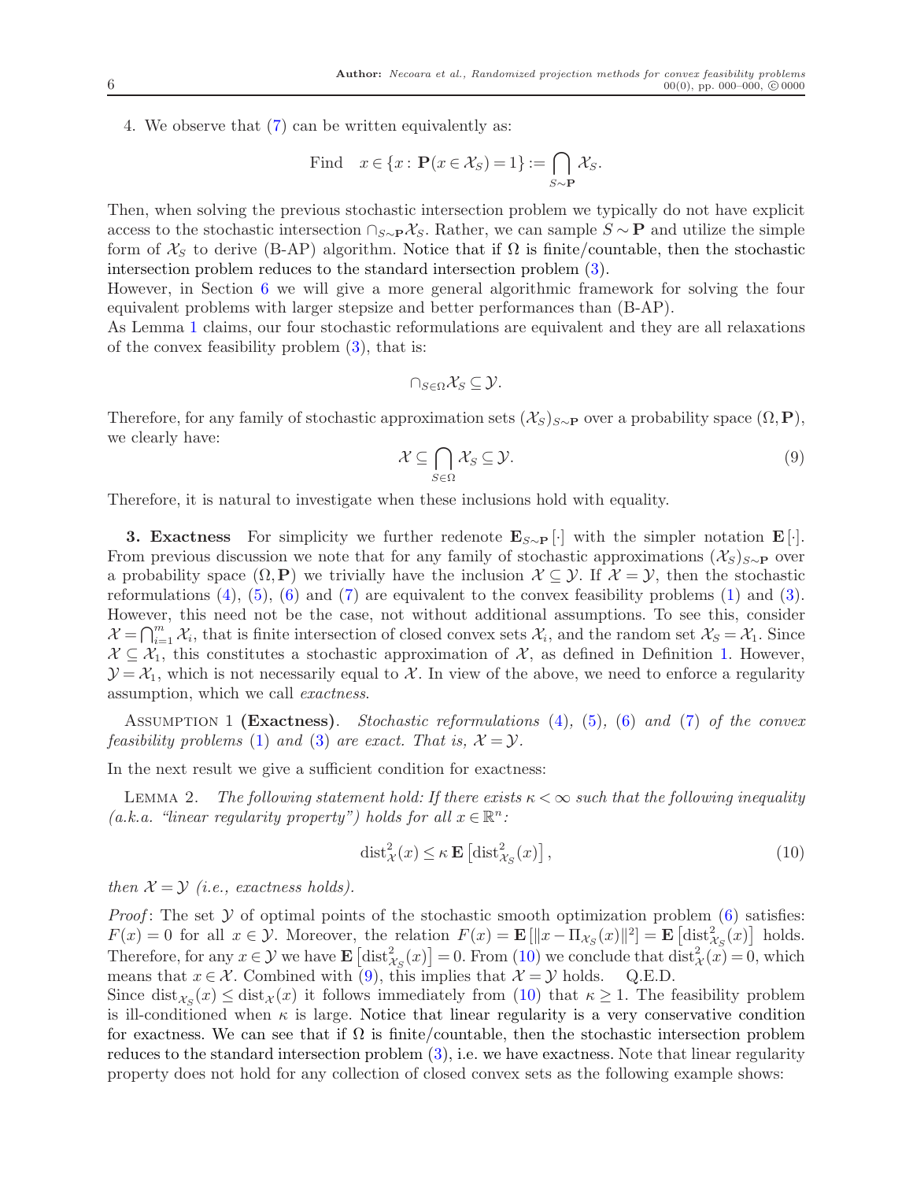4. We observe that (7) can be written equivalently as:

$$\text{Find} \quad x \in \{x : \mathbf{P}(x \in \mathcal{X}_S) = 1\} := \bigcap_{S\sim\mathbf{P}} \mathcal{X}_S.$$

Then, when solving the previous stochastic intersection problem we typically do not have explicit access to the stochastic intersection $\cap_{S\sim\mathbf{P}}\mathcal{X}_S$. Rather, we can sample $S \sim \mathbf{P}$ and utilize the simple form of $\mathcal{X}_S$ to derive (B-AP) algorithm. Notice that if $\Omega$ is finite/countable, then the stochastic intersection problem reduces to the standard intersection problem (3).

However, in Section 6 we will give a more general algorithmic framework for solving the four equivalent problems with larger stepsize and better performances than (B-AP).

As Lemma 1 claims, our four stochastic reformulations are equivalent and they are all relaxations of the convex feasibility problem (3), that is:

$$\cap_{S\in\Omega}\mathcal{X}_S \subseteq \mathcal{Y}.$$

Therefore, for any family of stochastic approximation sets $(\mathcal{X}_S)_{S\sim\mathbf{P}}$ over a probability space $(\Omega, \mathbf{P})$, we clearly have:

$$\mathcal{X} \subseteq \bigcap_{S\in\Omega}\mathcal{X}_S \subseteq \mathcal{Y}. \tag{9}$$

Therefore, it is natural to investigate when these inclusions hold with equality.

## 3. Exactness

For simplicity we further redenote $\mathbf{E}_{S\sim\mathbf{P}}[\cdot]$ with the simpler notation $\mathbf{E}[\cdot]$. From previous discussion we note that for any family of stochastic approximations $(\mathcal{X}_S)_{S\sim\mathbf{P}}$ over a probability space $(\Omega, \mathbf{P})$ we trivially have the inclusion $\mathcal{X} \subseteq \mathcal{Y}$. If $\mathcal{X} = \mathcal{Y}$, then the stochastic reformulations (4), (5), (6) and (7) are equivalent to the convex feasibility problems (1) and (3). However, this need not be the case, not without additional assumptions. To see this, consider $\mathcal{X} = \bigcap_{i=1}^m \mathcal{X}_i$, that is finite intersection of closed convex sets $\mathcal{X}_i$, and the random set $\mathcal{X}_S = \mathcal{X}_1$. Since $\mathcal{X} \subseteq \mathcal{X}_1$, this constitutes a stochastic approximation of $\mathcal{X}$, as defined in Definition 1. However, $\mathcal{Y} = \mathcal{X}_1$, which is not necessarily equal to $\mathcal{X}$. In view of the above, we need to enforce a regularity assumption, which we call *exactness*.

Assumption 1 **(Exactness)**. *Stochastic reformulations (4), (5), (6) and (7) of the convex feasibility problems (1) and (3) are exact. That is, $\mathcal{X} = \mathcal{Y}$.*

In the next result we give a sufficient condition for exactness:

Lemma 2. *The following statement hold: If there exists $\kappa < \infty$ such that the following inequality (a.k.a. "linear regularity property") holds for all $x \in \mathbb{R}^n$:*

$$\text{dist}^2_{\mathcal{X}}(x) \le \kappa\, \mathbf{E}\left[\text{dist}^2_{\mathcal{X}_S}(x)\right], \tag{10}$$

*then $\mathcal{X} = \mathcal{Y}$ (i.e., exactness holds).*

*Proof*: The set $\mathcal{Y}$ of optimal points of the stochastic smooth optimization problem (6) satisfies: $F(x) = 0$ for all $x \in \mathcal{Y}$. Moreover, the relation $F(x) = \mathbf{E}[\|x - \Pi_{\mathcal{X}_S}(x)\|^2] = \mathbf{E}\left[\text{dist}^2_{\mathcal{X}_S}(x)\right]$ holds. Therefore, for any $x \in \mathcal{Y}$ we have $\mathbf{E}\left[\text{dist}^2_{\mathcal{X}_S}(x)\right] = 0$. From (10) we conclude that $\text{dist}^2_{\mathcal{X}}(x) = 0$, which means that $x \in \mathcal{X}$. Combined with (9), this implies that $\mathcal{X} = \mathcal{Y}$ holds. Q.E.D.

Since $\text{dist}_{\mathcal{X}_S}(x) \le \text{dist}_{\mathcal{X}}(x)$ it follows immediately from (10) that $\kappa \ge 1$. The feasibility problem is ill-conditioned when $\kappa$ is large. Notice that linear regularity is a very conservative condition for exactness. We can see that if $\Omega$ is finite/countable, then the stochastic intersection problem reduces to the standard intersection problem (3), i.e. we have exactness. Note that linear regularity property does not hold for any collection of closed convex sets as the following example shows: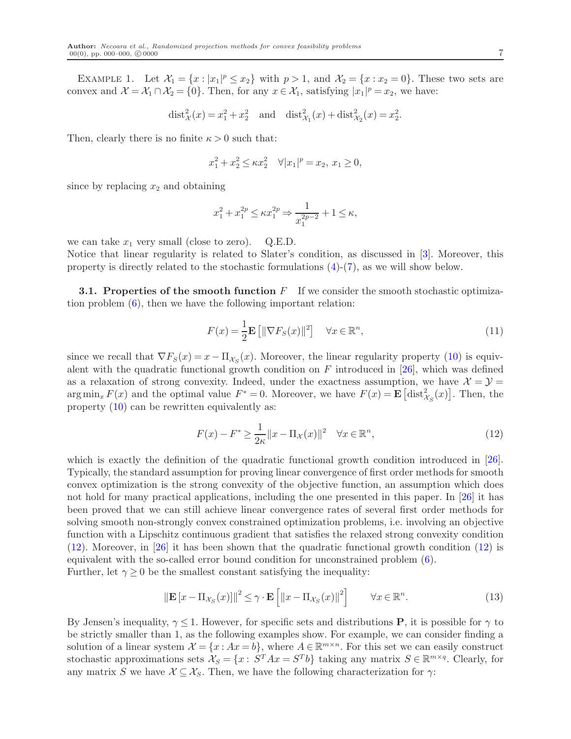Example 1. Let $\mathcal{X}_1 = \{x : |x_1|^p \leq x_2\}$ with $p > 1$, and $\mathcal{X}_2 = \{x : x_2 = 0\}$. These two sets are convex and $\mathcal{X} = \mathcal{X}_1 \cap \mathcal{X}_2 = \{0\}$. Then, for any $x \in \mathcal{X}_1$, satisfying $|x_1|^p = x_2$, we have:

$$\text{dist}^2_{\mathcal{X}}(x) = x_1^2 + x_2^2 \quad \text{and} \quad \text{dist}^2_{\mathcal{X}_1}(x) + \text{dist}^2_{\mathcal{X}_2}(x) = x_2^2.$$

Then, clearly there is no finite $\kappa > 0$ such that:

$$x_1^2 + x_2^2 \leq \kappa x_2^2 \quad \forall |x_1|^p = x_2,\ x_1 \geq 0,$$

since by replacing $x_2$ and obtaining

$$x_1^2 + x_1^{2p} \leq \kappa x_1^{2p} \Rightarrow \frac{1}{x_1^{2p-2}} + 1 \leq \kappa,$$

we can take $x_1$ very small (close to zero). Q.E.D.

Notice that linear regularity is related to Slater's condition, as discussed in [3]. Moreover, this property is directly related to the stochastic formulations (4)-(7), as we will show below.

**3.1. Properties of the smooth function $F$** If we consider the smooth stochastic optimization problem (6), then we have the following important relation:

$$F(x) = \frac{1}{2}\mathbf{E}\left[\|\nabla F_S(x)\|^2\right] \quad \forall x \in \mathbb{R}^n, \tag{11}$$

since we recall that $\nabla F_S(x) = x - \Pi_{\mathcal{X}_S}(x)$. Moreover, the linear regularity property (10) is equivalent with the quadratic functional growth condition on $F$ introduced in [26], which was defined as a relaxation of strong convexity. Indeed, under the exactness assumption, we have $\mathcal{X} = \mathcal{Y} = \arg\min_x F(x)$ and the optimal value $F^* = 0$. Moreover, we have $F(x) = \mathbf{E}\left[\text{dist}^2_{\mathcal{X}_S}(x)\right]$. Then, the property (10) can be rewritten equivalently as:

$$F(x) - F^* \geq \frac{1}{2\kappa}\|x - \Pi_{\mathcal{X}}(x)\|^2 \quad \forall x \in \mathbb{R}^n, \tag{12}$$

which is exactly the definition of the quadratic functional growth condition introduced in [26]. Typically, the standard assumption for proving linear convergence of first order methods for smooth convex optimization is the strong convexity of the objective function, an assumption which does not hold for many practical applications, including the one presented in this paper. In [26] it has been proved that we can still achieve linear convergence rates of several first order methods for solving smooth non-strongly convex constrained optimization problems, i.e. involving an objective function with a Lipschitz continuous gradient that satisfies the relaxed strong convexity condition (12). Moreover, in [26] it has been shown that the quadratic functional growth condition (12) is equivalent with the so-called error bound condition for unconstrained problem (6).

Further, let $\gamma \geq 0$ be the smallest constant satisfying the inequality:

$$\|\mathbf{E}\left[x - \Pi_{\mathcal{X}_S}(x)\right]\|^2 \leq \gamma \cdot \mathbf{E}\left[\|x - \Pi_{\mathcal{X}_S}(x)\|^2\right] \qquad \forall x \in \mathbb{R}^n. \tag{13}$$

By Jensen's inequality, $\gamma \leq 1$. However, for specific sets and distributions $\mathbf{P}$, it is possible for $\gamma$ to be strictly smaller than 1, as the following examples show. For example, we can consider finding a solution of a linear system $\mathcal{X} = \{x : Ax = b\}$, where $A \in \mathbb{R}^{m \times n}$. For this set we can easily construct stochastic approximations sets $\mathcal{X}_S = \{x :\ S^T Ax = S^T b\}$ taking any matrix $S \in \mathbb{R}^{m \times q}$. Clearly, for any matrix $S$ we have $\mathcal{X} \subseteq \mathcal{X}_S$. Then, we have the following characterization for $\gamma$: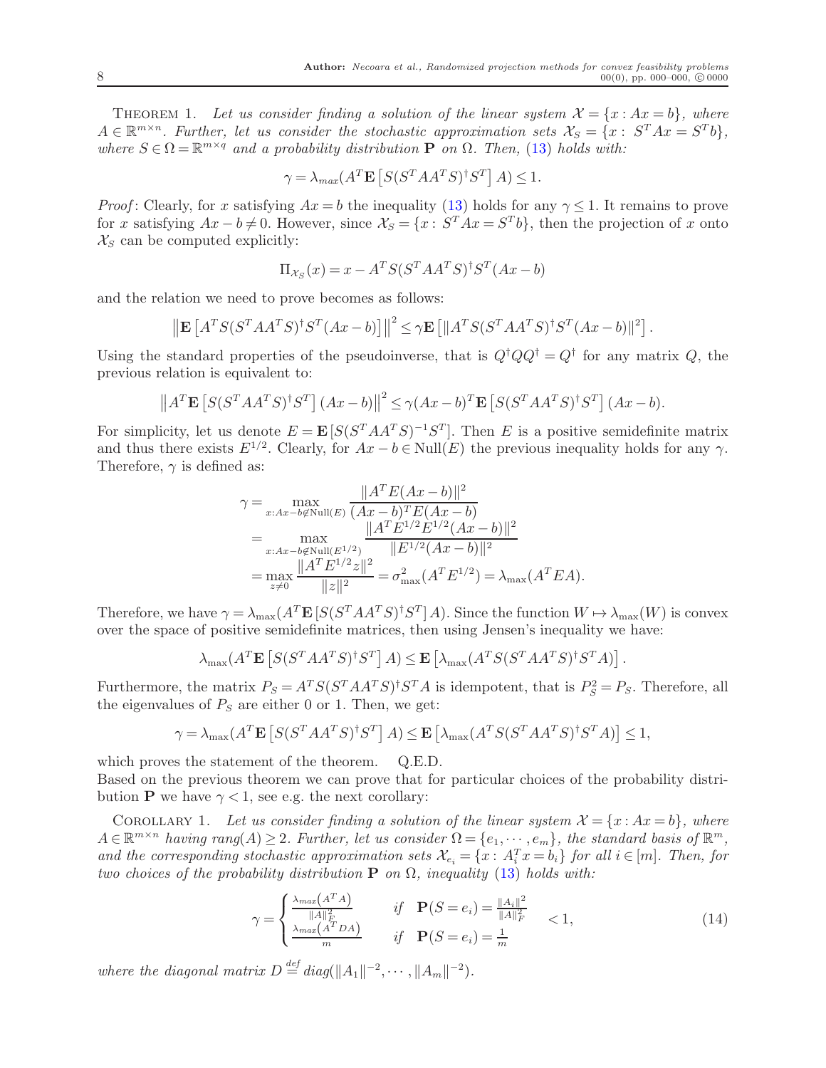Theorem 1. *Let us consider finding a solution of the linear system $\mathcal{X} = \{x : Ax = b\}$, where $A \in \mathbb{R}^{m\times n}$. Further, let us consider the stochastic approximation sets $\mathcal{X}_S = \{x : S^T Ax = S^T b\}$, where $S \in \Omega = \mathbb{R}^{m\times q}$ and a probability distribution $\mathbf{P}$ on $\Omega$. Then, (13) holds with:*

$$\gamma = \lambda_{max}(A^T \mathbf{E}\left[S(S^T AA^T S)^\dagger S^T\right] A) \leq 1.$$

*Proof*: Clearly, for $x$ satisfying $Ax = b$ the inequality (13) holds for any $\gamma \leq 1$. It remains to prove for $x$ satisfying $Ax - b \neq 0$. However, since $\mathcal{X}_S = \{x : S^T Ax = S^T b\}$, then the projection of $x$ onto $\mathcal{X}_S$ can be computed explicitly:

$$\Pi_{\mathcal{X}_S}(x) = x - A^T S(S^T AA^T S)^\dagger S^T (Ax - b)$$

and the relation we need to prove becomes as follows:

$$\left\|\mathbf{E}\left[A^T S(S^T AA^T S)^\dagger S^T (Ax - b)\right]\right\|^2 \leq \gamma \mathbf{E}\left[\|A^T S(S^T AA^T S)^\dagger S^T (Ax - b)\|^2\right].$$

Using the standard properties of the pseudoinverse, that is $Q^\dagger Q Q^\dagger = Q^\dagger$ for any matrix $Q$, the previous relation is equivalent to:

$$\left\|A^T \mathbf{E}\left[S(S^T AA^T S)^\dagger S^T\right](Ax - b)\right\|^2 \leq \gamma (Ax - b)^T \mathbf{E}\left[S(S^T AA^T S)^\dagger S^T\right](Ax - b).$$

For simplicity, let us denote $E = \mathbf{E}\left[S(S^T AA^T S)^{-1} S^T\right]$. Then $E$ is a positive semidefinite matrix and thus there exists $E^{1/2}$. Clearly, for $Ax - b \in \mathrm{Null}(E)$ the previous inequality holds for any $\gamma$. Therefore, $\gamma$ is defined as:

$$\begin{aligned}
\gamma &= \max_{x: Ax - b \notin \mathrm{Null}(E)} \frac{\|A^T E(Ax - b)\|^2}{(Ax - b)^T E(Ax - b)} \\
&= \max_{x: Ax - b \notin \mathrm{Null}(E^{1/2})} \frac{\|A^T E^{1/2} E^{1/2}(Ax - b)\|^2}{\|E^{1/2}(Ax - b)\|^2} \\
&= \max_{z \neq 0} \frac{\|A^T E^{1/2} z\|^2}{\|z\|^2} = \sigma^2_{\max}(A^T E^{1/2}) = \lambda_{\max}(A^T EA).
\end{aligned}$$

Therefore, we have $\gamma = \lambda_{\max}(A^T \mathbf{E}\left[S(S^T AA^T S)^\dagger S^T\right] A)$. Since the function $W \mapsto \lambda_{\max}(W)$ is convex over the space of positive semidefinite matrices, then using Jensen's inequality we have:

$$\lambda_{\max}(A^T \mathbf{E}\left[S(S^T AA^T S)^\dagger S^T\right] A) \leq \mathbf{E}\left[\lambda_{\max}(A^T S(S^T AA^T S)^\dagger S^T A)\right].$$

Furthermore, the matrix $P_S = A^T S(S^T AA^T S)^\dagger S^T A$ is idempotent, that is $P_S^2 = P_S$. Therefore, all the eigenvalues of $P_S$ are either 0 or 1. Then, we get:

$$\gamma = \lambda_{\max}(A^T \mathbf{E}\left[S(S^T AA^T S)^\dagger S^T\right] A) \leq \mathbf{E}\left[\lambda_{\max}(A^T S(S^T AA^T S)^\dagger S^T A)\right] \leq 1,$$

which proves the statement of the theorem. Q.E.D.

Based on the previous theorem we can prove that for particular choices of the probability distribution $\mathbf{P}$ we have $\gamma < 1$, see e.g. the next corollary:

Corollary 1. *Let us consider finding a solution of the linear system $\mathcal{X} = \{x : Ax = b\}$, where $A \in \mathbb{R}^{m\times n}$ having $rang(A) \geq 2$. Further, let us consider $\Omega = \{e_1, \cdots, e_m\}$, the standard basis of $\mathbb{R}^m$, and the corresponding stochastic approximation sets $\mathcal{X}_{e_i} = \{x : A_i^T x = b_i\}$ for all $i \in [m]$. Then, for two choices of the probability distribution $\mathbf{P}$ on $\Omega$, inequality (13) holds with:*

$$\gamma = \begin{cases} \frac{\lambda_{max}(A^T A)}{\|A\|_F^2} & if \quad \mathbf{P}(S = e_i) = \frac{\|A_i\|^2}{\|A\|_F^2} \\ \frac{\lambda_{max}(A^T DA)}{m} & if \quad \mathbf{P}(S = e_i) = \frac{1}{m} \end{cases} < 1, \tag{14}$$

*where the diagonal matrix $D \stackrel{def}{=} diag(\|A_1\|^{-2}, \cdots, \|A_m\|^{-2})$.*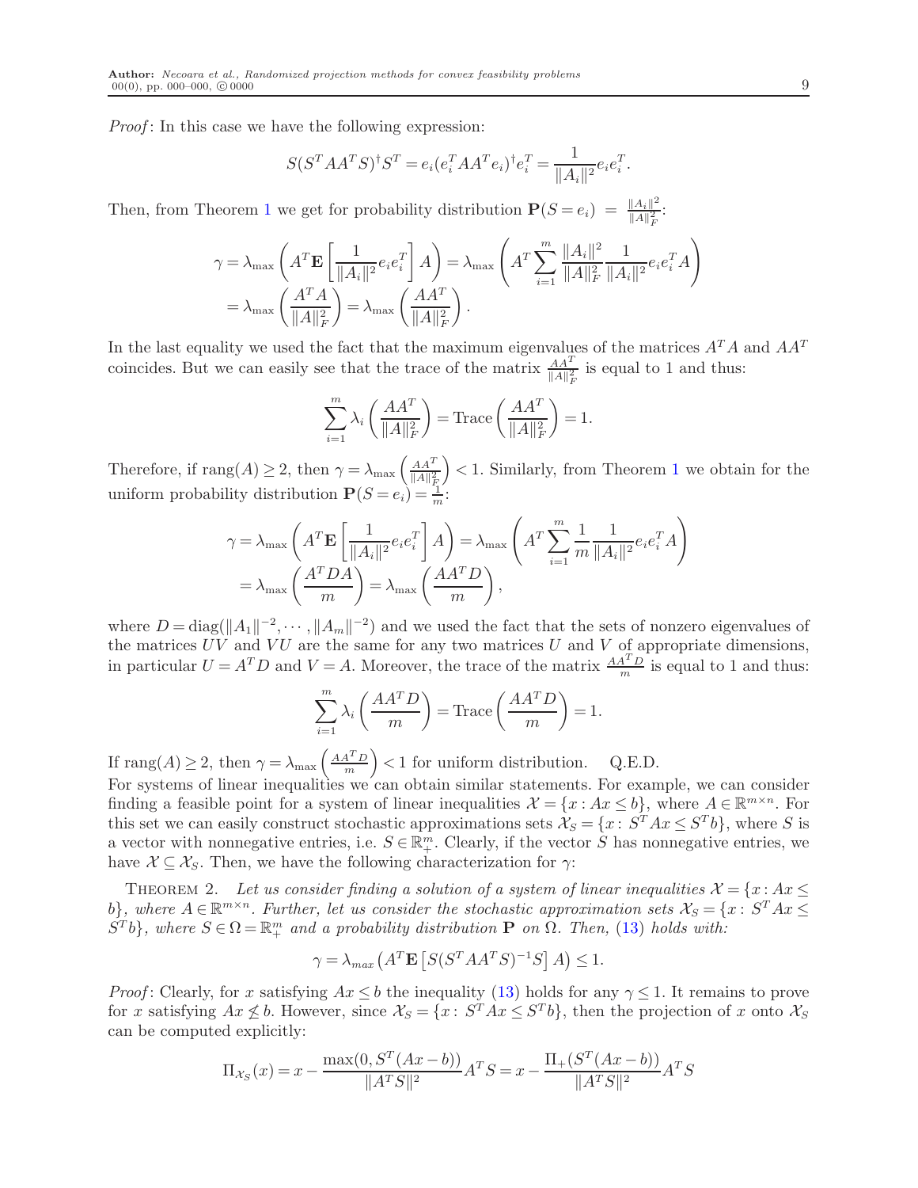*Proof*: In this case we have the following expression:

$$S(S^TAA^TS)^{\dagger}S^T = e_i(e_i^TAA^Te_i)^{\dagger}e_i^T = \frac{1}{\|A_i\|^2}e_ie_i^T.$$

Then, from Theorem 1 we get for probability distribution $\mathbf{P}(S=e_i) = \frac{\|A_i\|^2}{\|A\|_F^2}$:

$$\begin{aligned}
\gamma &= \lambda_{\max}\left(A^T\mathbf{E}\left[\frac{1}{\|A_i\|^2}e_ie_i^T\right]A\right) = \lambda_{\max}\left(A^T\sum_{i=1}^m \frac{\|A_i\|^2}{\|A\|_F^2}\frac{1}{\|A_i\|^2}e_ie_i^TA\right) \\
&= \lambda_{\max}\left(\frac{A^TA}{\|A\|_F^2}\right) = \lambda_{\max}\left(\frac{AA^T}{\|A\|_F^2}\right).
\end{aligned}$$

In the last equality we used the fact that the maximum eigenvalues of the matrices $A^TA$ and $AA^T$ coincides. But we can easily see that the trace of the matrix $\frac{AA^T}{\|A\|_F^2}$ is equal to 1 and thus:

$$\sum_{i=1}^m \lambda_i\left(\frac{AA^T}{\|A\|_F^2}\right) = \text{Trace}\left(\frac{AA^T}{\|A\|_F^2}\right) = 1.$$

Therefore, if $\text{rang}(A) \geq 2$, then $\gamma = \lambda_{\max}\left(\frac{AA^T}{\|A\|_F^2}\right) < 1$. Similarly, from Theorem 1 we obtain for the uniform probability distribution $\mathbf{P}(S=e_i) = \frac{1}{m}$:

$$\begin{aligned}
\gamma &= \lambda_{\max}\left(A^T\mathbf{E}\left[\frac{1}{\|A_i\|^2}e_ie_i^T\right]A\right) = \lambda_{\max}\left(A^T\sum_{i=1}^m \frac{1}{m}\frac{1}{\|A_i\|^2}e_ie_i^TA\right) \\
&= \lambda_{\max}\left(\frac{A^TDA}{m}\right) = \lambda_{\max}\left(\frac{AA^TD}{m}\right),
\end{aligned}$$

where $D = \text{diag}(\|A_1\|^{-2}, \cdots, \|A_m\|^{-2})$ and we used the fact that the sets of nonzero eigenvalues of the matrices $UV$ and $VU$ are the same for any two matrices $U$ and $V$ of appropriate dimensions, in particular $U = A^TD$ and $V = A$. Moreover, the trace of the matrix $\frac{AA^TD}{m}$ is equal to 1 and thus:

$$\sum_{i=1}^m \lambda_i\left(\frac{AA^TD}{m}\right) = \text{Trace}\left(\frac{AA^TD}{m}\right) = 1.$$

If $\text{rang}(A) \geq 2$, then $\gamma = \lambda_{\max}\left(\frac{AA^TD}{m}\right) < 1$ for uniform distribution. Q.E.D.

For systems of linear inequalities we can obtain similar statements. For example, we can consider finding a feasible point for a system of linear inequalities $\mathcal{X} = \{x : Ax \leq b\}$, where $A \in \mathbb{R}^{m\times n}$. For this set we can easily construct stochastic approximations sets $\mathcal{X}_S = \{x : S^TAx \leq S^Tb\}$, where $S$ is a vector with nonnegative entries, i.e. $S \in \mathbb{R}_+^m$. Clearly, if the vector $S$ has nonnegative entries, we have $\mathcal{X} \subseteq \mathcal{X}_S$. Then, we have the following characterization for $\gamma$:

Theorem 2. *Let us consider finding a solution of a system of linear inequalities $\mathcal{X} = \{x : Ax \leq b\}$, where $A \in \mathbb{R}^{m\times n}$. Further, let us consider the stochastic approximation sets $\mathcal{X}_S = \{x : S^TAx \leq S^Tb\}$, where $S \in \Omega = \mathbb{R}_+^m$ and a probability distribution $\mathbf{P}$ on $\Omega$. Then, (13) holds with:*

$$\gamma = \lambda_{max}\left(A^T\mathbf{E}\left[S(S^TAA^TS)^{-1}S\right]A\right) \leq 1.$$

*Proof*: Clearly, for $x$ satisfying $Ax \leq b$ the inequality (13) holds for any $\gamma \leq 1$. It remains to prove for $x$ satisfying $Ax \not\leq b$. However, since $\mathcal{X}_S = \{x : S^TAx \leq S^Tb\}$, then the projection of $x$ onto $\mathcal{X}_S$ can be computed explicitly:

$$\Pi_{\mathcal{X}_S}(x) = x - \frac{\max(0, S^T(Ax-b))}{\|A^TS\|^2}A^TS = x - \frac{\Pi_+(S^T(Ax-b))}{\|A^TS\|^2}A^TS$$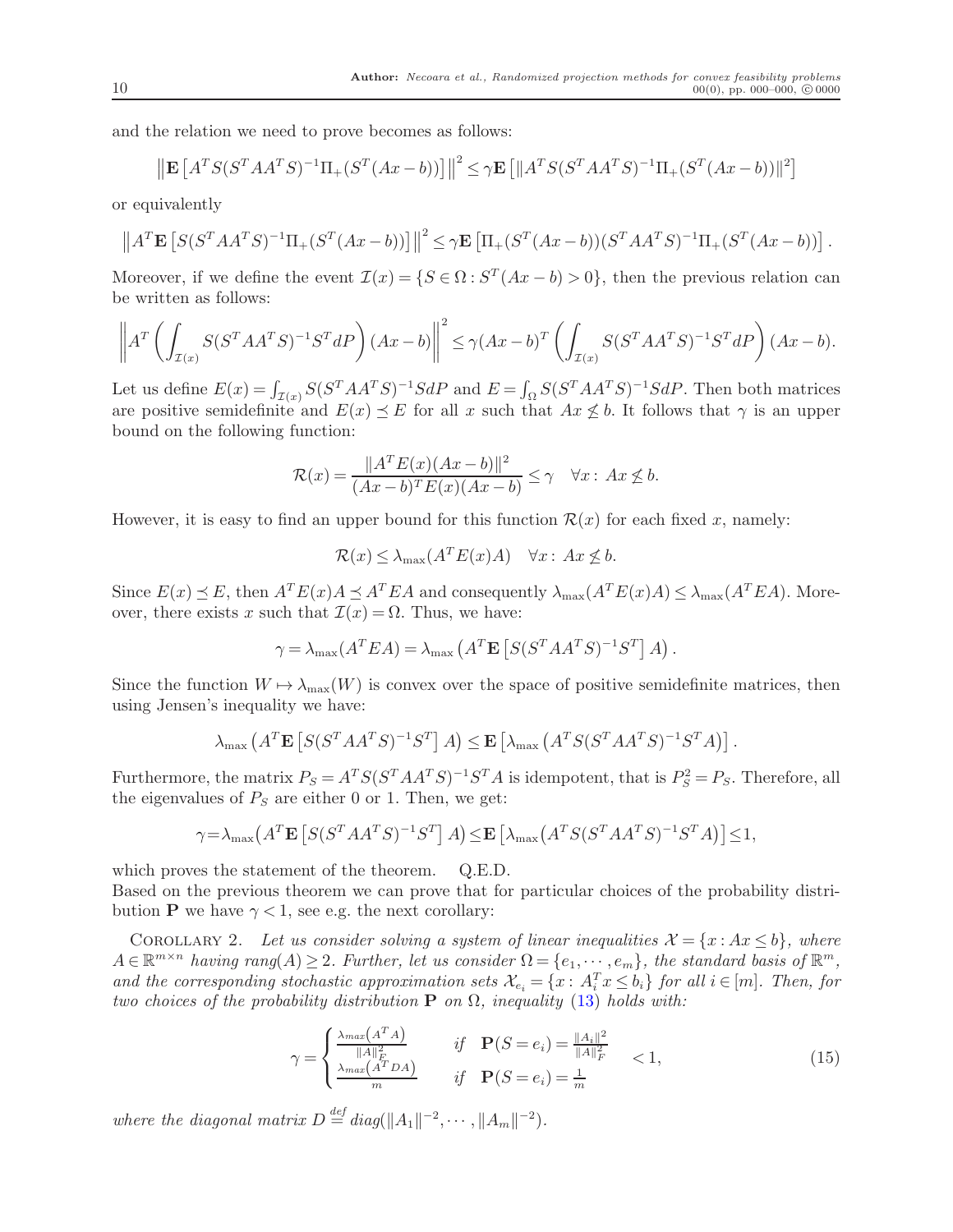and the relation we need to prove becomes as follows:

$$\left\|\mathbf{E}\left[A^T S(S^T AA^T S)^{-1}\Pi_+(S^T(Ax-b))\right]\right\|^2 \le \gamma \mathbf{E}\left[\|A^T S(S^T AA^T S)^{-1}\Pi_+(S^T(Ax-b))\|^2\right]$$

or equivalently

$$\left\|A^T \mathbf{E}\left[S(S^T AA^T S)^{-1}\Pi_+(S^T(Ax-b))\right]\right\|^2 \le \gamma \mathbf{E}\left[\Pi_+(S^T(Ax-b))(S^T AA^T S)^{-1}\Pi_+(S^T(Ax-b))\right].$$

Moreover, if we define the event $\mathcal{I}(x) = \{S \in \Omega : S^T(Ax-b) > 0\}$, then the previous relation can be written as follows:

$$\left\|A^T \left(\int_{\mathcal{I}(x)} S(S^T AA^T S)^{-1} S^T dP\right)(Ax-b)\right\|^2 \le \gamma (Ax-b)^T \left(\int_{\mathcal{I}(x)} S(S^T AA^T S)^{-1} S^T dP\right)(Ax-b).$$

Let us define $E(x) = \int_{\mathcal{I}(x)} S(S^T AA^T S)^{-1} S dP$ and $E = \int_{\Omega} S(S^T AA^T S)^{-1} S dP$. Then both matrices are positive semidefinite and $E(x) \preceq E$ for all $x$ such that $Ax \not\le b$. It follows that $\gamma$ is an upper bound on the following function:

$$\mathcal{R}(x) = \frac{\|A^T E(x)(Ax-b)\|^2}{(Ax-b)^T E(x)(Ax-b)} \le \gamma \quad \forall x:\ Ax \not\le b.$$

However, it is easy to find an upper bound for this function $\mathcal{R}(x)$ for each fixed $x$, namely:

$$\mathcal{R}(x) \le \lambda_{\max}(A^T E(x) A) \quad \forall x:\ Ax \not\le b.$$

Since $E(x) \preceq E$, then $A^T E(x) A \preceq A^T E A$ and consequently $\lambda_{\max}(A^T E(x) A) \le \lambda_{\max}(A^T E A)$. Moreover, there exists $x$ such that $\mathcal{I}(x) = \Omega$. Thus, we have:

$$\gamma = \lambda_{\max}(A^T E A) = \lambda_{\max}\left(A^T \mathbf{E}\left[S(S^T AA^T S)^{-1} S^T\right] A\right).$$

Since the function $W \mapsto \lambda_{\max}(W)$ is convex over the space of positive semidefinite matrices, then using Jensen's inequality we have:

$$\lambda_{\max}\left(A^T \mathbf{E}\left[S(S^T AA^T S)^{-1} S^T\right] A\right) \le \mathbf{E}\left[\lambda_{\max}\left(A^T S(S^T AA^T S)^{-1} S^T A\right)\right].$$

Furthermore, the matrix $P_S = A^T S(S^T AA^T S)^{-1} S^T A$ is idempotent, that is $P_S^2 = P_S$. Therefore, all the eigenvalues of $P_S$ are either 0 or 1. Then, we get:

$$\gamma = \lambda_{\max}\left(A^T \mathbf{E}\left[S(S^T AA^T S)^{-1} S^T\right] A\right) \le \mathbf{E}\left[\lambda_{\max}\left(A^T S(S^T AA^T S)^{-1} S^T A\right)\right] \le 1,$$

which proves the statement of the theorem. Q.E.D.

Based on the previous theorem we can prove that for particular choices of the probability distribution $\mathbf{P}$ we have $\gamma < 1$, see e.g. the next corollary:

Corollary 2. *Let us consider solving a system of linear inequalities $\mathcal{X} = \{x : Ax \le b\}$, where $A \in \mathbb{R}^{m\times n}$ having $rang(A) \ge 2$. Further, let us consider $\Omega = \{e_1, \cdots, e_m\}$, the standard basis of $\mathbb{R}^m$, and the corresponding stochastic approximation sets $\mathcal{X}_{e_i} = \{x :\ A_i^T x \le b_i\}$ for all $i \in [m]$. Then, for two choices of the probability distribution $\mathbf{P}$ on $\Omega$, inequality (13) holds with:*

$$\gamma = \begin{cases} \frac{\lambda_{max}\left(A^T A\right)}{\|A\|_F^2} & \text{if} \quad \mathbf{P}(S = e_i) = \frac{\|A_i\|^2}{\|A\|_F^2} \\ \frac{\lambda_{max}\left(A^T D A\right)}{m} & \text{if} \quad \mathbf{P}(S = e_i) = \frac{1}{m} \end{cases} < 1, \tag{15}$$

*where the diagonal matrix $D \stackrel{def}{=} diag(\|A_1\|^{-2}, \cdots, \|A_m\|^{-2})$.*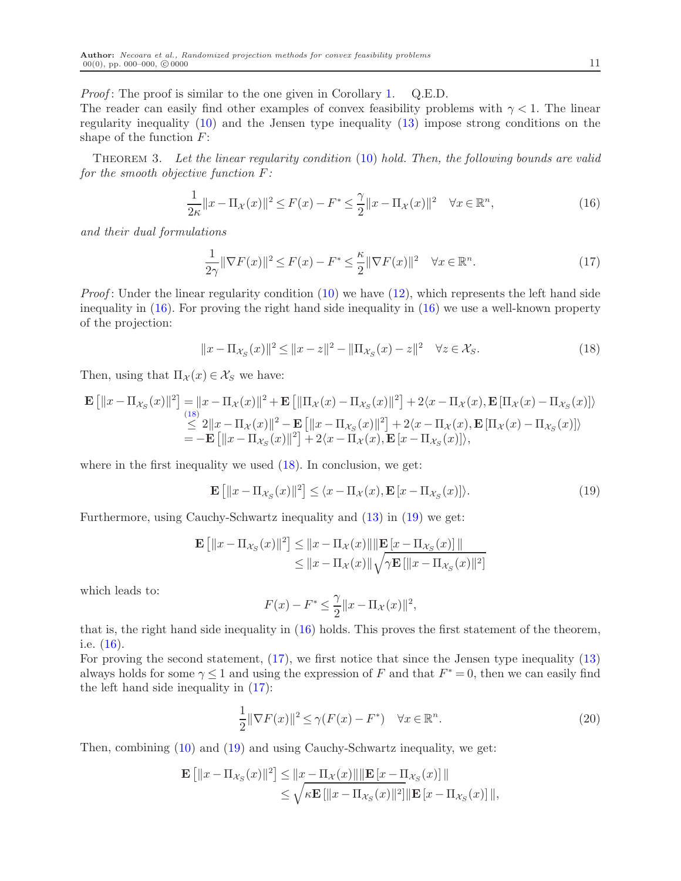*Proof*: The proof is similar to the one given in Corollary 1. Q.E.D.
The reader can easily find other examples of convex feasibility problems with $\gamma < 1$. The linear regularity inequality (10) and the Jensen type inequality (13) impose strong conditions on the shape of the function $F$:

THEOREM 3. *Let the linear regularity condition* (10) *hold. Then, the following bounds are valid for the smooth objective function $F$:*

$$\frac{1}{2\kappa}\|x - \Pi_{\mathcal{X}}(x)\|^2 \leq F(x) - F^* \leq \frac{\gamma}{2}\|x - \Pi_{\mathcal{X}}(x)\|^2 \quad \forall x \in \mathbb{R}^n, \tag{16}$$

*and their dual formulations*

$$\frac{1}{2\gamma}\|\nabla F(x)\|^2 \leq F(x) - F^* \leq \frac{\kappa}{2}\|\nabla F(x)\|^2 \quad \forall x \in \mathbb{R}^n. \tag{17}$$

*Proof*: Under the linear regularity condition (10) we have (12), which represents the left hand side inequality in (16). For proving the right hand side inequality in (16) we use a well-known property of the projection:

$$\|x - \Pi_{\mathcal{X}_S}(x)\|^2 \leq \|x - z\|^2 - \|\Pi_{\mathcal{X}_S}(x) - z\|^2 \quad \forall z \in \mathcal{X}_S. \tag{18}$$

Then, using that $\Pi_{\mathcal{X}}(x) \in \mathcal{X}_S$ we have:

$$\begin{aligned}
\mathbf{E}\left[\|x - \Pi_{\mathcal{X}_S}(x)\|^2\right] &= \|x - \Pi_{\mathcal{X}}(x)\|^2 + \mathbf{E}\left[\|\Pi_{\mathcal{X}}(x) - \Pi_{\mathcal{X}_S}(x)\|^2\right] + 2\langle x - \Pi_{\mathcal{X}}(x), \mathbf{E}\left[\Pi_{\mathcal{X}}(x) - \Pi_{\mathcal{X}_S}(x)\right]\rangle \\
&\overset{(18)}{\leq} 2\|x - \Pi_{\mathcal{X}}(x)\|^2 - \mathbf{E}\left[\|x - \Pi_{\mathcal{X}_S}(x)\|^2\right] + 2\langle x - \Pi_{\mathcal{X}}(x), \mathbf{E}\left[\Pi_{\mathcal{X}}(x) - \Pi_{\mathcal{X}_S}(x)\right]\rangle \\
&= -\mathbf{E}\left[\|x - \Pi_{\mathcal{X}_S}(x)\|^2\right] + 2\langle x - \Pi_{\mathcal{X}}(x), \mathbf{E}\left[x - \Pi_{\mathcal{X}_S}(x)\right]\rangle,
\end{aligned}$$

where in the first inequality we used (18). In conclusion, we get:

$$\mathbf{E}\left[\|x - \Pi_{\mathcal{X}_S}(x)\|^2\right] \leq \langle x - \Pi_{\mathcal{X}}(x), \mathbf{E}\left[x - \Pi_{\mathcal{X}_S}(x)\right]\rangle. \tag{19}$$

Furthermore, using Cauchy-Schwartz inequality and (13) in (19) we get:

$$\begin{aligned}
\mathbf{E}\left[\|x - \Pi_{\mathcal{X}_S}(x)\|^2\right] &\leq \|x - \Pi_{\mathcal{X}}(x)\| \|\mathbf{E}\left[x - \Pi_{\mathcal{X}_S}(x)\right]\| \\
&\leq \|x - \Pi_{\mathcal{X}}(x)\| \sqrt{\gamma \mathbf{E}\left[\|x - \Pi_{\mathcal{X}_S}(x)\|^2\right]}
\end{aligned}$$

which leads to:

$$F(x) - F^* \leq \frac{\gamma}{2}\|x - \Pi_{\mathcal{X}}(x)\|^2,$$

that is, the right hand side inequality in (16) holds. This proves the first statement of the theorem, i.e. (16).
For proving the second statement, (17), we first notice that since the Jensen type inequality (13) always holds for some $\gamma \leq 1$ and using the expression of $F$ and that $F^* = 0$, then we can easily find the left hand side inequality in (17):

$$\frac{1}{2}\|\nabla F(x)\|^2 \leq \gamma(F(x) - F^*) \quad \forall x \in \mathbb{R}^n. \tag{20}$$

Then, combining (10) and (19) and using Cauchy-Schwartz inequality, we get:

$$\begin{aligned}
\mathbf{E}\left[\|x - \Pi_{\mathcal{X}_S}(x)\|^2\right] &\leq \|x - \Pi_{\mathcal{X}}(x)\| \|\mathbf{E}\left[x - \Pi_{\mathcal{X}_S}(x)\right]\| \\
&\leq \sqrt{\kappa \mathbf{E}\left[\|x - \Pi_{\mathcal{X}_S}(x)\|^2\right]} \|\mathbf{E}\left[x - \Pi_{\mathcal{X}_S}(x)\right]\|,
\end{aligned}$$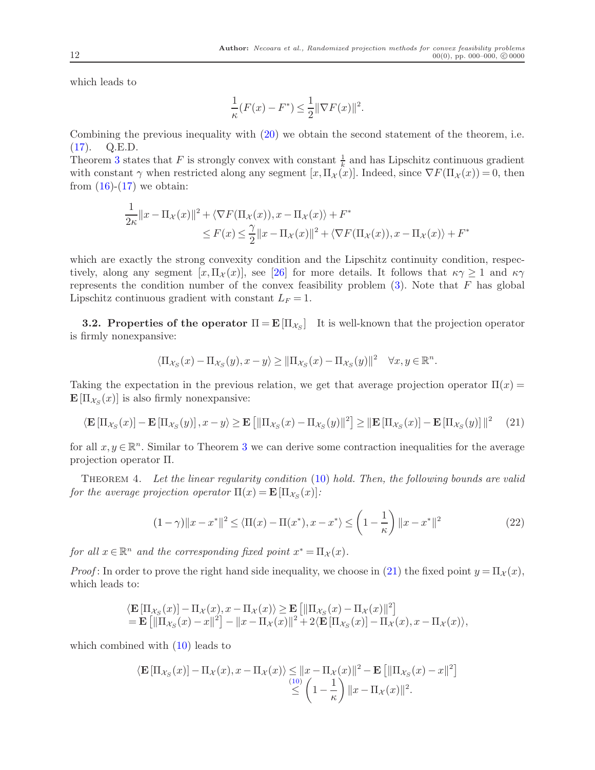which leads to

$$\frac{1}{\kappa}(F(x) - F^*) \le \frac{1}{2}\|\nabla F(x)\|^2.$$

Combining the previous inequality with (20) we obtain the second statement of the theorem, i.e. (17). Q.E.D.

Theorem 3 states that $F$ is strongly convex with constant $\frac{1}{k}$ and has Lipschitz continuous gradient with constant $\gamma$ when restricted along any segment $[x, \Pi_{\mathcal{X}}(x)]$. Indeed, since $\nabla F(\Pi_{\mathcal{X}}(x)) = 0$, then from (16)-(17) we obtain:

$$\begin{aligned}
&\frac{1}{2\kappa}\|x - \Pi_{\mathcal{X}}(x)\|^2 + \langle \nabla F(\Pi_{\mathcal{X}}(x)), x - \Pi_{\mathcal{X}}(x)\rangle + F^* \\
&\qquad \le F(x) \le \frac{\gamma}{2}\|x - \Pi_{\mathcal{X}}(x)\|^2 + \langle \nabla F(\Pi_{\mathcal{X}}(x)), x - \Pi_{\mathcal{X}}(x)\rangle + F^*
\end{aligned}$$

which are exactly the strong convexity condition and the Lipschitz continuity condition, respectively, along any segment $[x, \Pi_{\mathcal{X}}(x)]$, see [26] for more details. It follows that $\kappa\gamma \ge 1$ and $\kappa\gamma$ represents the condition number of the convex feasibility problem (3). Note that $F$ has global Lipschitz continuous gradient with constant $L_F = 1$.

**3.2. Properties of the operator $\Pi = \mathbf{E}[\Pi_{\mathcal{X}_S}]$** It is well-known that the projection operator is firmly nonexpansive:

$$\langle \Pi_{\mathcal{X}_S}(x) - \Pi_{\mathcal{X}_S}(y), x - y\rangle \ge \|\Pi_{\mathcal{X}_S}(x) - \Pi_{\mathcal{X}_S}(y)\|^2 \quad \forall x, y \in \mathbb{R}^n.$$

Taking the expectation in the previous relation, we get that average projection operator $\Pi(x) = \mathbf{E}[\Pi_{\mathcal{X}_S}(x)]$ is also firmly nonexpansive:

$$\langle \mathbf{E}[\Pi_{\mathcal{X}_S}(x)] - \mathbf{E}[\Pi_{\mathcal{X}_S}(y)], x - y\rangle \ge \mathbf{E}\left[\|\Pi_{\mathcal{X}_S}(x) - \Pi_{\mathcal{X}_S}(y)\|^2\right] \ge \|\mathbf{E}[\Pi_{\mathcal{X}_S}(x)] - \mathbf{E}[\Pi_{\mathcal{X}_S}(y)]\|^2 \tag{21}$$

for all $x, y \in \mathbb{R}^n$. Similar to Theorem 3 we can derive some contraction inequalities for the average projection operator $\Pi$.

Theorem 4. *Let the linear regularity condition* (10) *hold. Then, the following bounds are valid for the average projection operator* $\Pi(x) = \mathbf{E}[\Pi_{\mathcal{X}_S}(x)]$:

$$(1 - \gamma)\|x - x^*\|^2 \le \langle \Pi(x) - \Pi(x^*), x - x^*\rangle \le \left(1 - \frac{1}{\kappa}\right)\|x - x^*\|^2 \tag{22}$$

*for all* $x \in \mathbb{R}^n$ *and the corresponding fixed point* $x^* = \Pi_{\mathcal{X}}(x)$.

*Proof*: In order to prove the right hand side inequality, we choose in (21) the fixed point $y = \Pi_{\mathcal{X}}(x)$, which leads to:

$$\begin{aligned}
&\langle \mathbf{E}[\Pi_{\mathcal{X}_S}(x)] - \Pi_{\mathcal{X}}(x), x - \Pi_{\mathcal{X}}(x)\rangle \ge \mathbf{E}\left[\|\Pi_{\mathcal{X}_S}(x) - \Pi_{\mathcal{X}}(x)\|^2\right] \\
&= \mathbf{E}\left[\|\Pi_{\mathcal{X}_S}(x) - x\|^2\right] - \|x - \Pi_{\mathcal{X}}(x)\|^2 + 2\langle \mathbf{E}[\Pi_{\mathcal{X}_S}(x)] - \Pi_{\mathcal{X}}(x), x - \Pi_{\mathcal{X}}(x)\rangle,
\end{aligned}$$

which combined with (10) leads to

$$\begin{aligned}
\langle \mathbf{E}[\Pi_{\mathcal{X}_S}(x)] - \Pi_{\mathcal{X}}(x), x - \Pi_{\mathcal{X}}(x)\rangle &\le \|x - \Pi_{\mathcal{X}}(x)\|^2 - \mathbf{E}\left[\|\Pi_{\mathcal{X}_S}(x) - x\|^2\right] \\
&\overset{(10)}{\le} \left(1 - \frac{1}{\kappa}\right)\|x - \Pi_{\mathcal{X}}(x)\|^2.
\end{aligned}$$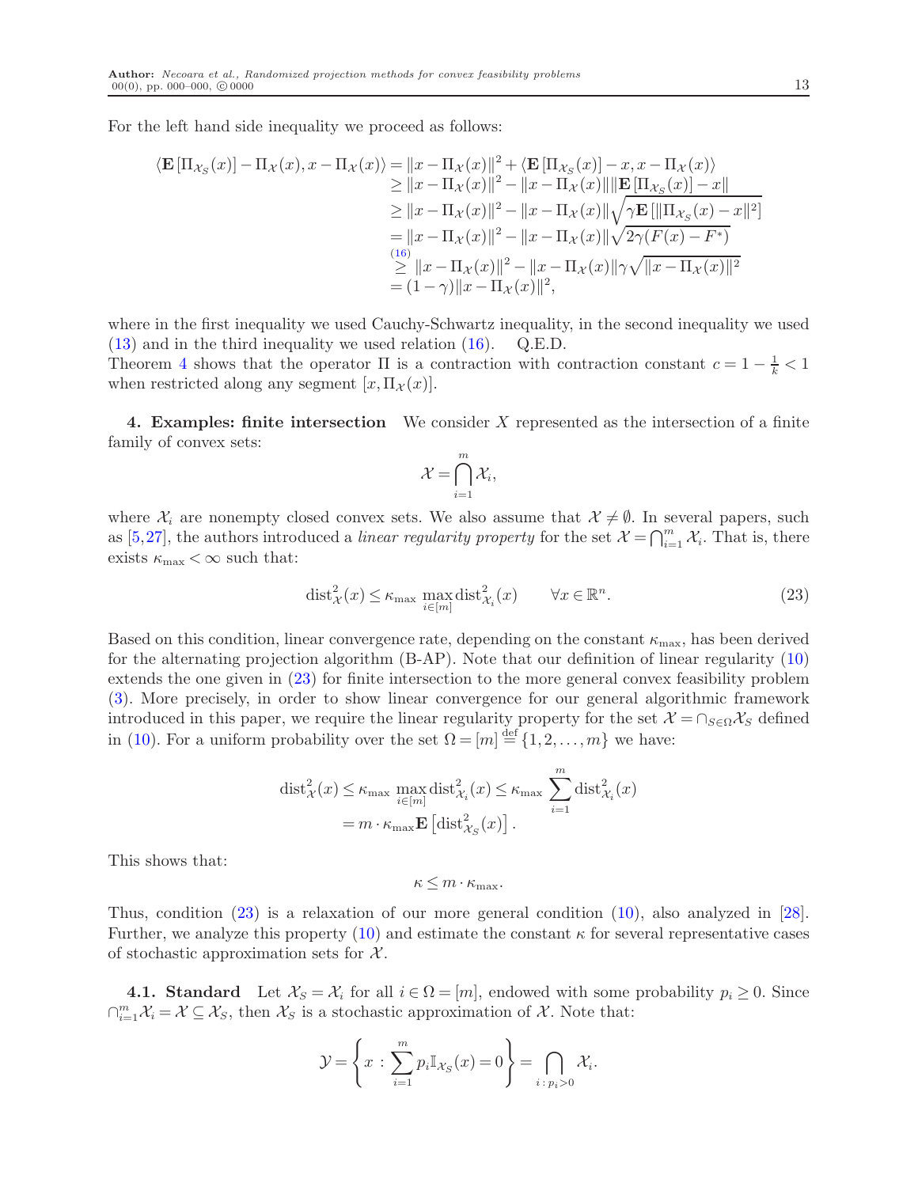For the left hand side inequality we proceed as follows:

$$
\begin{aligned}
\langle \mathbf{E}\left[\Pi_{\mathcal{X}_S}(x)\right] - \Pi_{\mathcal{X}}(x), x - \Pi_{\mathcal{X}}(x)\rangle &= \|x - \Pi_{\mathcal{X}}(x)\|^2 + \langle \mathbf{E}\left[\Pi_{\mathcal{X}_S}(x)\right] - x, x - \Pi_{\mathcal{X}}(x)\rangle \\
&\geq \|x - \Pi_{\mathcal{X}}(x)\|^2 - \|x - \Pi_{\mathcal{X}}(x)\| \|\mathbf{E}\left[\Pi_{\mathcal{X}_S}(x)\right] - x\| \\
&\geq \|x - \Pi_{\mathcal{X}}(x)\|^2 - \|x - \Pi_{\mathcal{X}}(x)\| \sqrt{\gamma \mathbf{E}\left[\|\Pi_{\mathcal{X}_S}(x) - x\|^2\right]} \\
&= \|x - \Pi_{\mathcal{X}}(x)\|^2 - \|x - \Pi_{\mathcal{X}}(x)\| \sqrt{2\gamma(F(x) - F^*)} \\
&\overset{(16)}{\geq} \|x - \Pi_{\mathcal{X}}(x)\|^2 - \|x - \Pi_{\mathcal{X}}(x)\| \gamma \sqrt{\|x - \Pi_{\mathcal{X}}(x)\|^2} \\
&= (1-\gamma)\|x - \Pi_{\mathcal{X}}(x)\|^2,
\end{aligned}
$$

where in the first inequality we used Cauchy-Schwartz inequality, in the second inequality we used (13) and in the third inequality we used relation (16). Q.E.D.
Theorem 4 shows that the operator $\Pi$ is a contraction with contraction constant $c = 1 - \frac{1}{k} < 1$ when restricted along any segment $[x, \Pi_{\mathcal{X}}(x)]$.

## 4. Examples: finite intersection

We consider $X$ represented as the intersection of a finite family of convex sets:

$$
\mathcal{X} = \bigcap_{i=1}^{m} \mathcal{X}_i,
$$

where $\mathcal{X}_i$ are nonempty closed convex sets. We also assume that $\mathcal{X} \neq \emptyset$. In several papers, such as [5,27], the authors introduced a *linear regularity property* for the set $\mathcal{X} = \bigcap_{i=1}^{m} \mathcal{X}_i$. That is, there exists $\kappa_{\max} < \infty$ such that:

$$
\text{dist}^2_{\mathcal{X}}(x) \leq \kappa_{\max} \max_{i \in [m]} \text{dist}^2_{\mathcal{X}_i}(x) \qquad \forall x \in \mathbb{R}^n. \tag{23}
$$

Based on this condition, linear convergence rate, depending on the constant $\kappa_{\max}$, has been derived for the alternating projection algorithm (B-AP). Note that our definition of linear regularity (10) extends the one given in (23) for finite intersection to the more general convex feasibility problem (3). More precisely, in order to show linear convergence for our general algorithmic framework introduced in this paper, we require the linear regularity property for the set $\mathcal{X} = \cap_{S \in \Omega} \mathcal{X}_S$ defined in (10). For a uniform probability over the set $\Omega = [m] \overset{\text{def}}{=} \{1, 2, \ldots, m\}$ we have:

$$
\begin{aligned}
\text{dist}^2_{\mathcal{X}}(x) \leq \kappa_{\max} \max_{i \in [m]} \text{dist}^2_{\mathcal{X}_i}(x) &\leq \kappa_{\max} \sum_{i=1}^{m} \text{dist}^2_{\mathcal{X}_i}(x) \\
&= m \cdot \kappa_{\max} \mathbf{E}\left[\text{dist}^2_{\mathcal{X}_S}(x)\right].
\end{aligned}
$$

This shows that:

$$
\kappa \leq m \cdot \kappa_{\max}.
$$

Thus, condition (23) is a relaxation of our more general condition (10), also analyzed in [28]. Further, we analyze this property (10) and estimate the constant $\kappa$ for several representative cases of stochastic approximation sets for $\mathcal{X}$.

### 4.1. Standard

Let $\mathcal{X}_S = \mathcal{X}_i$ for all $i \in \Omega = [m]$, endowed with some probability $p_i \geq 0$. Since $\cap_{i=1}^{m} \mathcal{X}_i = \mathcal{X} \subseteq \mathcal{X}_S$, then $\mathcal{X}_S$ is a stochastic approximation of $\mathcal{X}$. Note that:

$$
\mathcal{Y} = \left\{ x : \sum_{i=1}^{m} p_i \mathbb{I}_{\mathcal{X}_S}(x) = 0 \right\} = \bigcap_{i : p_i > 0} \mathcal{X}_i.
$$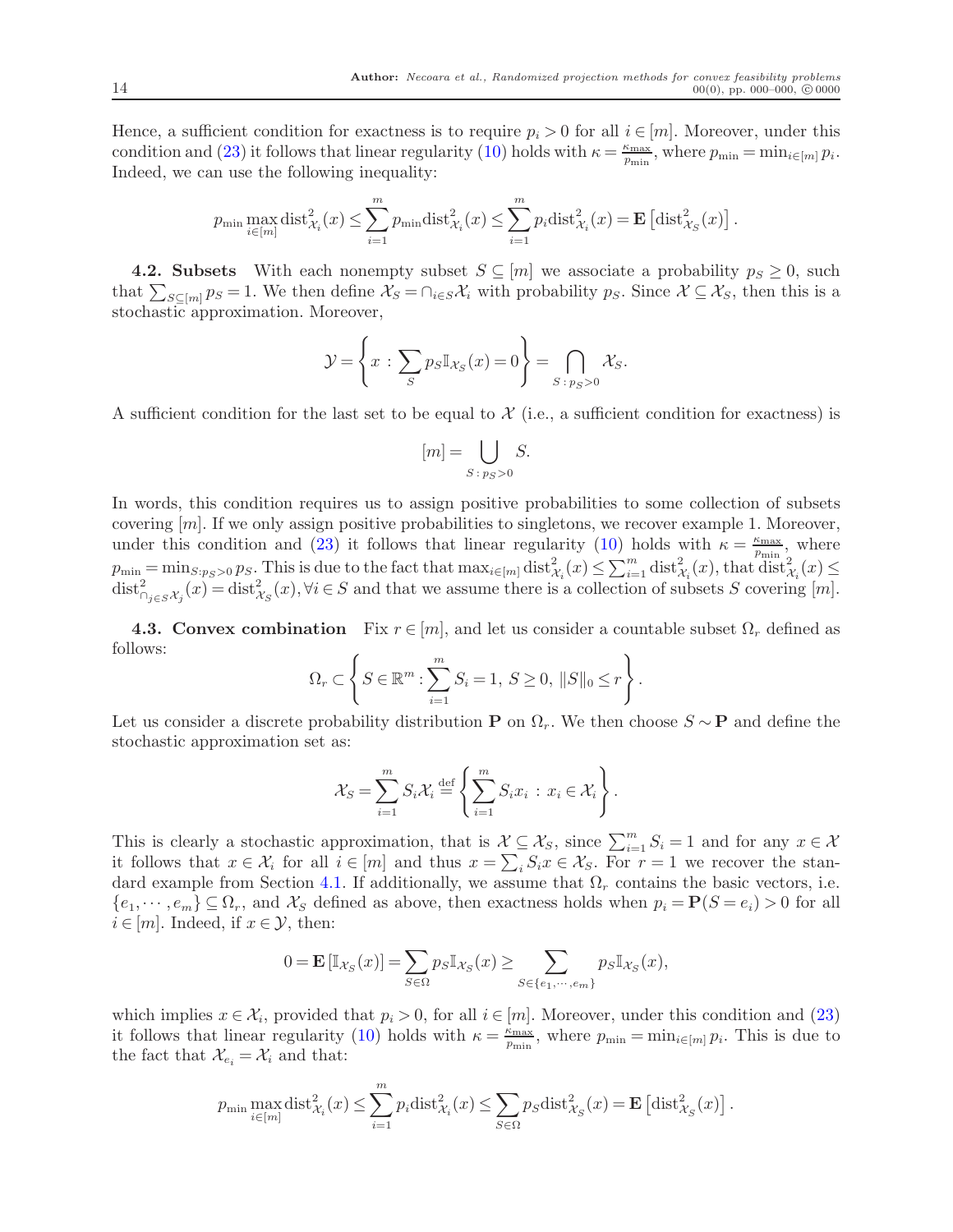Hence, a sufficient condition for exactness is to require $p_i > 0$ for all $i \in [m]$. Moreover, under this condition and (23) it follows that linear regularity (10) holds with $\kappa = \frac{\kappa_{\max}}{p_{\min}}$, where $p_{\min} = \min_{i\in[m]} p_i$. Indeed, we can use the following inequality:

$$p_{\min} \max_{i\in[m]} \text{dist}^2_{\mathcal{X}_i}(x) \leq \sum_{i=1}^m p_{\min} \text{dist}^2_{\mathcal{X}_i}(x) \leq \sum_{i=1}^m p_i \text{dist}^2_{\mathcal{X}_i}(x) = \mathbf{E}\left[\text{dist}^2_{\mathcal{X}_S}(x)\right].$$

**4.2. Subsets** With each nonempty subset $S \subseteq [m]$ we associate a probability $p_S \geq 0$, such that $\sum_{S\subseteq[m]} p_S = 1$. We then define $\mathcal{X}_S = \cap_{i\in S}\mathcal{X}_i$ with probability $p_S$. Since $\mathcal{X} \subseteq \mathcal{X}_S$, then this is a stochastic approximation. Moreover,

$$\mathcal{Y} = \left\{x \,:\, \sum_S p_S \mathbb{I}_{\mathcal{X}_S}(x) = 0\right\} = \bigcap_{S\,:\,p_S>0} \mathcal{X}_S.$$

A sufficient condition for the last set to be equal to $\mathcal{X}$ (i.e., a sufficient condition for exactness) is

$$[m] = \bigcup_{S\,:\,p_S>0} S.$$

In words, this condition requires us to assign positive probabilities to some collection of subsets covering $[m]$. If we only assign positive probabilities to singletons, we recover example 1. Moreover, under this condition and (23) it follows that linear regularity (10) holds with $\kappa = \frac{\kappa_{\max}}{p_{\min}}$, where $p_{\min} = \min_{S:p_S>0} p_S$. This is due to the fact that $\max_{i\in[m]} \text{dist}^2_{\mathcal{X}_i}(x) \leq \sum_{i=1}^m \text{dist}^2_{\mathcal{X}_i}(x)$, that $\text{dist}^2_{\mathcal{X}_i}(x) \leq \text{dist}^2_{\cap_{j\in S}\mathcal{X}_j}(x) = \text{dist}^2_{\mathcal{X}_S}(x), \forall i \in S$ and that we assume there is a collection of subsets $S$ covering $[m]$.

**4.3. Convex combination** Fix $r \in [m]$, and let us consider a countable subset $\Omega_r$ defined as follows:

$$\Omega_r \subset \left\{S \in \mathbb{R}^m : \sum_{i=1}^m S_i = 1,\ S \geq 0,\ \|S\|_0 \leq r\right\}.$$

Let us consider a discrete probability distribution $\mathbf{P}$ on $\Omega_r$. We then choose $S \sim \mathbf{P}$ and define the stochastic approximation set as:

$$\mathcal{X}_S = \sum_{i=1}^m S_i \mathcal{X}_i \stackrel{\text{def}}{=} \left\{\sum_{i=1}^m S_i x_i \,:\, x_i \in \mathcal{X}_i\right\}.$$

This is clearly a stochastic approximation, that is $\mathcal{X} \subseteq \mathcal{X}_S$, since $\sum_{i=1}^m S_i = 1$ and for any $x \in \mathcal{X}$ it follows that $x \in \mathcal{X}_i$ for all $i \in [m]$ and thus $x = \sum_i S_i x \in \mathcal{X}_S$. For $r = 1$ we recover the standard example from Section 4.1. If additionally, we assume that $\Omega_r$ contains the basic vectors, i.e. $\{e_1, \cdots, e_m\} \subseteq \Omega_r$, and $\mathcal{X}_S$ defined as above, then exactness holds when $p_i = \mathbf{P}(S = e_i) > 0$ for all $i \in [m]$. Indeed, if $x \in \mathcal{Y}$, then:

$$0 = \mathbf{E}\left[\mathbb{I}_{\mathcal{X}_S}(x)\right] = \sum_{S\in\Omega} p_S \mathbb{I}_{\mathcal{X}_S}(x) \geq \sum_{S\in\{e_1,\cdots,e_m\}} p_S \mathbb{I}_{\mathcal{X}_S}(x),$$

which implies $x \in \mathcal{X}_i$, provided that $p_i > 0$, for all $i \in [m]$. Moreover, under this condition and (23) it follows that linear regularity (10) holds with $\kappa = \frac{\kappa_{\max}}{p_{\min}}$, where $p_{\min} = \min_{i\in[m]} p_i$. This is due to the fact that $\mathcal{X}_{e_i} = \mathcal{X}_i$ and that:

$$p_{\min} \max_{i\in[m]} \text{dist}^2_{\mathcal{X}_i}(x) \leq \sum_{i=1}^m p_i \text{dist}^2_{\mathcal{X}_i}(x) \leq \sum_{S\in\Omega} p_S \text{dist}^2_{\mathcal{X}_S}(x) = \mathbf{E}\left[\text{dist}^2_{\mathcal{X}_S}(x)\right].$$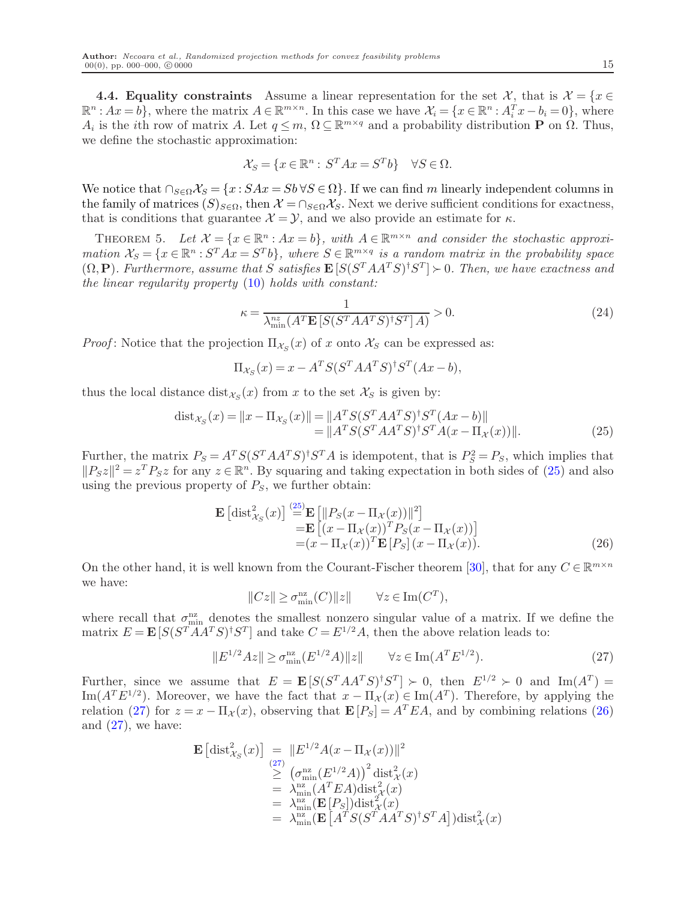**4.4. Equality constraints** Assume a linear representation for the set $\mathcal{X}$, that is $\mathcal{X} = \{x \in \mathbb{R}^n : Ax = b\}$, where the matrix $A \in \mathbb{R}^{m \times n}$. In this case we have $\mathcal{X}_i = \{x \in \mathbb{R}^n : A_i^T x - b_i = 0\}$, where $A_i$ is the $i$th row of matrix $A$. Let $q \le m$, $\Omega \subseteq \mathbb{R}^{m \times q}$ and a probability distribution $\mathbf{P}$ on $\Omega$. Thus, we define the stochastic approximation:

$$\mathcal{X}_S = \{x \in \mathbb{R}^n : \, S^T A x = S^T b\} \quad \forall S \in \Omega.$$

We notice that $\cap_{S \in \Omega} \mathcal{X}_S = \{x : SAx = Sb \; \forall S \in \Omega\}$. If we can find $m$ linearly independent columns in the family of matrices $(S)_{S \in \Omega}$, then $\mathcal{X} = \cap_{S \in \Omega} \mathcal{X}_S$. Next we derive sufficient conditions for exactness, that is conditions that guarantee $\mathcal{X} = \mathcal{Y}$, and we also provide an estimate for $\kappa$.

Theorem 5. *Let $\mathcal{X} = \{x \in \mathbb{R}^n : Ax = b\}$, with $A \in \mathbb{R}^{m \times n}$ and consider the stochastic approximation $\mathcal{X}_S = \{x \in \mathbb{R}^n : S^T A x = S^T b\}$, where $S \in \mathbb{R}^{m \times q}$ is a random matrix in the probability space $(\Omega, \mathbf{P})$. Furthermore, assume that $S$ satisfies $\mathbf{E}[S(S^T A A^T S)^\dagger S^T] \succ 0$. Then, we have exactness and the linear regularity property (10) holds with constant:*

$$\kappa = \frac{1}{\lambda_{\min}^{nz}(A^T \mathbf{E}[S(S^T A A^T S)^\dagger S^T] A)} > 0. \tag{24}$$

*Proof*: Notice that the projection $\Pi_{\mathcal{X}_S}(x)$ of $x$ onto $\mathcal{X}_S$ can be expressed as:

$$\Pi_{\mathcal{X}_S}(x) = x - A^T S (S^T A A^T S)^\dagger S^T (Ax - b),$$

thus the local distance $\text{dist}_{\mathcal{X}_S}(x)$ from $x$ to the set $\mathcal{X}_S$ is given by:

$$\begin{aligned} \text{dist}_{\mathcal{X}_S}(x) = \|x - \Pi_{\mathcal{X}_S}(x)\| &= \|A^T S (S^T A A^T S)^\dagger S^T (Ax - b)\| \\ &= \|A^T S (S^T A A^T S)^\dagger S^T A (x - \Pi_{\mathcal{X}}(x))\|. \end{aligned} \tag{25}$$

Further, the matrix $P_S = A^T S (S^T A A^T S)^\dagger S^T A$ is idempotent, that is $P_S^2 = P_S$, which implies that $\|P_S z\|^2 = z^T P_S z$ for any $z \in \mathbb{R}^n$. By squaring and taking expectation in both sides of (25) and also using the previous property of $P_S$, we further obtain:

$$\begin{aligned} \mathbf{E}\left[\text{dist}^2_{\mathcal{X}_S}(x)\right] &\overset{(25)}{=} \mathbf{E}\left[\|P_S(x - \Pi_{\mathcal{X}}(x))\|^2\right] \\ &= \mathbf{E}\left[(x - \Pi_{\mathcal{X}}(x))^T P_S (x - \Pi_{\mathcal{X}}(x))\right] \\ &= (x - \Pi_{\mathcal{X}}(x))^T \mathbf{E}[P_S] (x - \Pi_{\mathcal{X}}(x)). \end{aligned} \tag{26}$$

On the other hand, it is well known from the Courant-Fischer theorem [30], that for any $C \in \mathbb{R}^{m \times n}$ we have:

$$\|Cz\| \ge \sigma_{\min}^{\text{nz}}(C) \|z\| \qquad \forall z \in \text{Im}(C^T),$$

where recall that $\sigma_{\min}^{\text{nz}}$ denotes the smallest nonzero singular value of a matrix. If we define the matrix $E = \mathbf{E}[S(S^T A A^T S)^\dagger S^T]$ and take $C = E^{1/2} A$, then the above relation leads to:

$$\|E^{1/2} A z\| \ge \sigma_{\min}^{\text{nz}}(E^{1/2} A) \|z\| \qquad \forall z \in \text{Im}(A^T E^{1/2}). \tag{27}$$

Further, since we assume that $E = \mathbf{E}[S(S^T A A^T S)^\dagger S^T] \succ 0$, then $E^{1/2} \succ 0$ and $\text{Im}(A^T) = \text{Im}(A^T E^{1/2})$. Moreover, we have the fact that $x - \Pi_{\mathcal{X}}(x) \in \text{Im}(A^T)$. Therefore, by applying the relation (27) for $z = x - \Pi_{\mathcal{X}}(x)$, observing that $\mathbf{E}[P_S] = A^T E A$, and by combining relations (26) and (27), we have:

$$\begin{aligned} \mathbf{E}\left[\text{dist}^2_{\mathcal{X}_S}(x)\right] &= \|E^{1/2} A (x - \Pi_{\mathcal{X}}(x))\|^2 \\ &\overset{(27)}{\ge} \left(\sigma_{\min}^{\text{nz}}(E^{1/2} A)\right)^2 \text{dist}^2_{\mathcal{X}}(x) \\ &= \lambda_{\min}^{\text{nz}}(A^T E A) \text{dist}^2_{\mathcal{X}}(x) \\ &= \lambda_{\min}^{\text{nz}}(\mathbf{E}[P_S]) \text{dist}^2_{\mathcal{X}}(x) \\ &= \lambda_{\min}^{\text{nz}}(\mathbf{E}\left[A^T S (S^T A A^T S)^\dagger S^T A\right]) \text{dist}^2_{\mathcal{X}}(x) \end{aligned}$$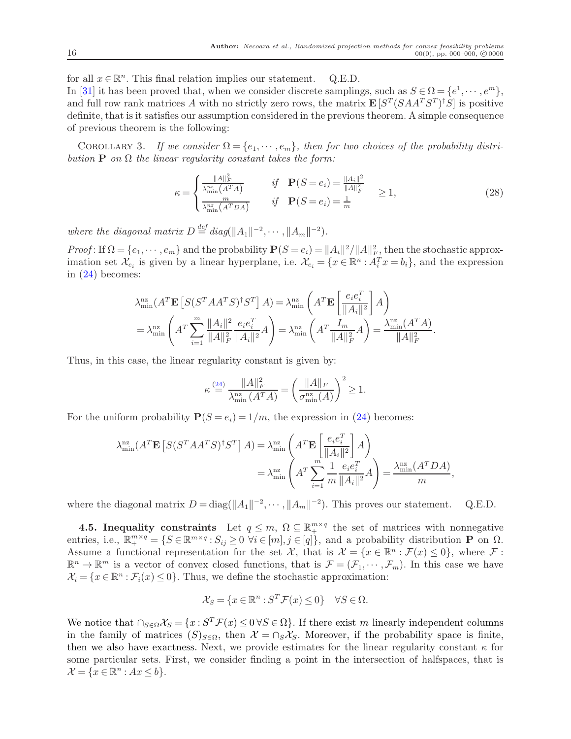for all $x \in \mathbb{R}^n$. This final relation implies our statement. Q.E.D.

In [31] it has been proved that, when we consider discrete samplings, such as $S \in \Omega = \{e^1, \cdots, e^m\}$, and full row rank matrices $A$ with no strictly zero rows, the matrix $\mathbf{E}[S^T(SAA^TS^T)^\dagger S]$ is positive definite, that is it satisfies our assumption considered in the previous theorem. A simple consequence of previous theorem is the following:

Corollary 3. *If we consider $\Omega = \{e_1, \cdots, e_m\}$, then for two choices of the probability distribution $\mathbf{P}$ on $\Omega$ the linear regularity constant takes the form:*

$$
\kappa = \begin{cases} \frac{\|A\|_F^2}{\lambda_{\min}^{nz}(A^TA)} & \text{if} \quad \mathbf{P}(S=e_i) = \frac{\|A_i\|^2}{\|A\|_F^2} \\ \frac{m}{\lambda_{\min}^{nz}(A^TDA)} & \text{if} \quad \mathbf{P}(S=e_i) = \frac{1}{m} \end{cases} \geq 1, \tag{28}
$$

*where the diagonal matrix $D \stackrel{def}{=} diag(\|A_1\|^{-2}, \cdots, \|A_m\|^{-2})$.*

*Proof*: If $\Omega = \{e_1, \cdots, e_m\}$ and the probability $\mathbf{P}(S=e_i) = \|A_i\|^2/\|A\|_F^2$, then the stochastic approximation set $\mathcal{X}_{e_i}$ is given by a linear hyperplane, i.e. $\mathcal{X}_{e_i} = \{x \in \mathbb{R}^n : A_i^T x = b_i\}$, and the expression in (24) becomes:

$$
\begin{aligned}
&\lambda_{\min}^{\text{nz}}(A^T\mathbf{E}\left[S(S^TAA^TS)^\dagger S^T\right]A) = \lambda_{\min}^{\text{nz}}\left(A^T\mathbf{E}\left[\frac{e_ie_i^T}{\|A_i\|^2}\right]A\right) \\
&= \lambda_{\min}^{\text{nz}}\left(A^T\sum_{i=1}^m \frac{\|A_i\|^2}{\|A\|_F^2}\frac{e_ie_i^T}{\|A_i\|^2}A\right) = \lambda_{\min}^{\text{nz}}\left(A^T\frac{I_m}{\|A\|_F^2}A\right) = \frac{\lambda_{\min}^{\text{nz}}(A^TA)}{\|A\|_F^2}.
\end{aligned}
$$

Thus, in this case, the linear regularity constant is given by:

$$
\kappa \stackrel{(24)}{=} \frac{\|A\|_F^2}{\lambda_{\min}^{\text{nz}}(A^TA)} = \left(\frac{\|A\|_F}{\sigma_{\min}^{\text{nz}}(A)}\right)^2 \geq 1.
$$

For the uniform probability $\mathbf{P}(S=e_i) = 1/m$, the expression in (24) becomes:

$$
\begin{aligned}
\lambda_{\min}^{\text{nz}}(A^T\mathbf{E}\left[S(S^TAA^TS)^\dagger S^T\right]A) &= \lambda_{\min}^{\text{nz}}\left(A^T\mathbf{E}\left[\frac{e_ie_i^T}{\|A_i\|^2}\right]A\right) \\
&= \lambda_{\min}^{\text{nz}}\left(A^T\sum_{i=1}^m \frac{1}{m}\frac{e_ie_i^T}{\|A_i\|^2}A\right) = \frac{\lambda_{\min}^{\text{nz}}(A^TDA)}{m},
\end{aligned}
$$

where the diagonal matrix $D = \text{diag}(\|A_1\|^{-2}, \cdots, \|A_m\|^{-2})$. This proves our statement. Q.E.D.

**4.5. Inequality constraints** Let $q \leq m$, $\Omega \subseteq \mathbb{R}_+^{m\times q}$ the set of matrices with nonnegative entries, i.e., $\mathbb{R}_+^{m\times q} = \{S \in \mathbb{R}^{m\times q} : S_{ij} \geq 0 \ \forall i \in [m], j \in [q]\}$, and a probability distribution $\mathbf{P}$ on $\Omega$. Assume a functional representation for the set $\mathcal{X}$, that is $\mathcal{X} = \{x \in \mathbb{R}^n : \mathcal{F}(x) \leq 0\}$, where $\mathcal{F} : \mathbb{R}^n \to \mathbb{R}^m$ is a vector of convex closed functions, that is $\mathcal{F} = (\mathcal{F}_1, \cdots, \mathcal{F}_m)$. In this case we have $\mathcal{X}_i = \{x \in \mathbb{R}^n : \mathcal{F}_i(x) \leq 0\}$. Thus, we define the stochastic approximation:

$$
\mathcal{X}_S = \{x \in \mathbb{R}^n : S^T\mathcal{F}(x) \leq 0\} \quad \forall S \in \Omega.
$$

We notice that $\cap_{S\in\Omega}\mathcal{X}_S = \{x : S^T\mathcal{F}(x) \leq 0 \ \forall S \in \Omega\}$. If there exist $m$ linearly independent columns in the family of matrices $(S)_{S\in\Omega}$, then $\mathcal{X} = \cap_S \mathcal{X}_S$. Moreover, if the probability space is finite, then we also have exactness. Next, we provide estimates for the linear regularity constant $\kappa$ for some particular sets. First, we consider finding a point in the intersection of halfspaces, that is $\mathcal{X} = \{x \in \mathbb{R}^n : Ax \leq b\}$.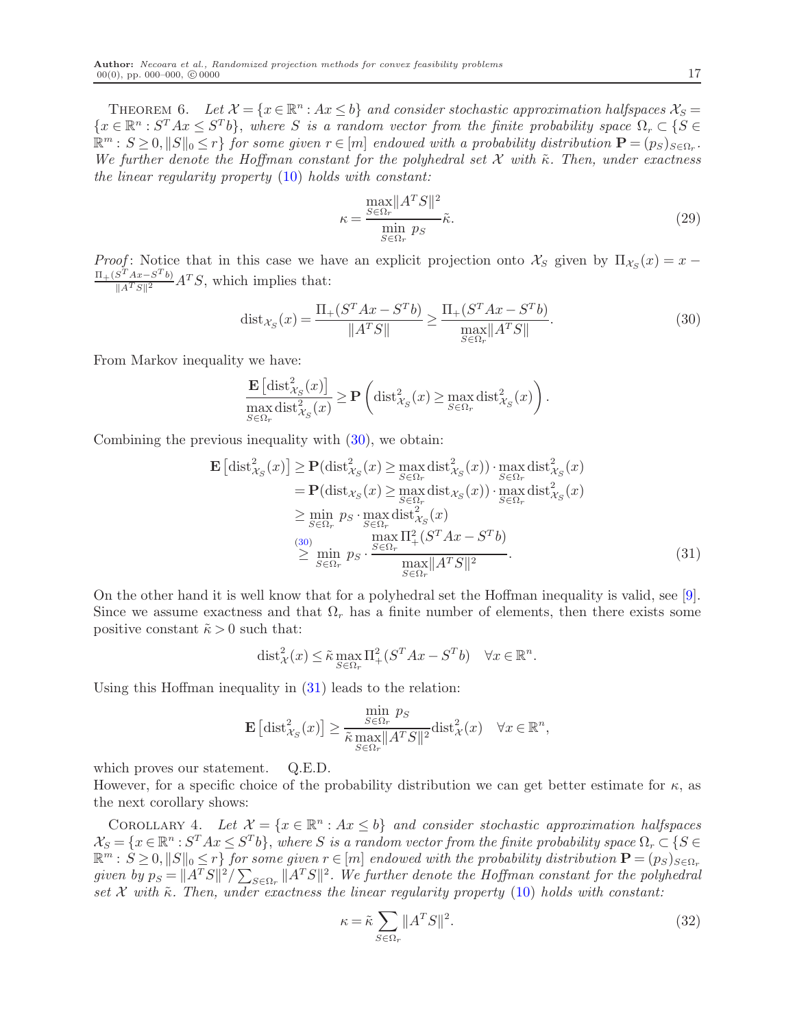Theorem 6. *Let $\mathcal{X} = \{x \in \mathbb{R}^n : Ax \le b\}$ and consider stochastic approximation halfspaces $\mathcal{X}_S = \{x \in \mathbb{R}^n : S^T Ax \le S^T b\}$, where $S$ is a random vector from the finite probability space $\Omega_r \subset \{S \in \mathbb{R}^m : S \ge 0, \|S\|_0 \le r\}$ for some given $r \in [m]$ endowed with a probability distribution $\mathbf{P} = (p_S)_{S \in \Omega_r}$. We further denote the Hoffman constant for the polyhedral set $\mathcal{X}$ with $\tilde{\kappa}$. Then, under exactness the linear regularity property (10) holds with constant:*

$$
\kappa = \frac{\max\limits_{S\in\Omega_r} \|A^T S\|^2}{\min\limits_{S\in\Omega_r} p_S} \tilde{\kappa}. \tag{29}
$$

*Proof*: Notice that in this case we have an explicit projection onto $\mathcal{X}_S$ given by $\Pi_{\mathcal{X}_S}(x) = x - \frac{\Pi_+(S^T Ax - S^T b)}{\|A^T S\|^2} A^T S$, which implies that:

$$
\text{dist}_{\mathcal{X}_S}(x) = \frac{\Pi_+(S^T Ax - S^T b)}{\|A^T S\|} \ge \frac{\Pi_+(S^T Ax - S^T b)}{\max\limits_{S\in\Omega_r} \|A^T S\|}. \tag{30}
$$

From Markov inequality we have:

$$
\frac{\mathbf{E}\left[\text{dist}^2_{\mathcal{X}_S}(x)\right]}{\max\limits_{S\in\Omega_r} \text{dist}^2_{\mathcal{X}_S}(x)} \ge \mathbf{P}\left(\text{dist}^2_{\mathcal{X}_S}(x) \ge \max_{S\in\Omega_r} \text{dist}^2_{\mathcal{X}_S}(x)\right).
$$

Combining the previous inequality with (30), we obtain:

$$
\begin{aligned}
\mathbf{E}\left[\text{dist}^2_{\mathcal{X}_S}(x)\right] &\ge \mathbf{P}(\text{dist}^2_{\mathcal{X}_S}(x) \ge \max_{S\in\Omega_r} \text{dist}^2_{\mathcal{X}_S}(x)) \cdot \max_{S\in\Omega_r} \text{dist}^2_{\mathcal{X}_S}(x) \\
&= \mathbf{P}(\text{dist}_{\mathcal{X}_S}(x) \ge \max_{S\in\Omega_r} \text{dist}_{\mathcal{X}_S}(x)) \cdot \max_{S\in\Omega_r} \text{dist}^2_{\mathcal{X}_S}(x) \\
&\ge \min_{S\in\Omega_r} p_S \cdot \max_{S\in\Omega_r} \text{dist}^2_{\mathcal{X}_S}(x) \\
&\overset{(30)}{\ge} \min_{S\in\Omega_r} p_S \cdot \frac{\max\limits_{S\in\Omega_r} \Pi_+^2(S^T Ax - S^T b)}{\max\limits_{S\in\Omega_r} \|A^T S\|^2}.
\end{aligned} \tag{31}
$$

On the other hand it is well know that for a polyhedral set the Hoffman inequality is valid, see [9]. Since we assume exactness and that $\Omega_r$ has a finite number of elements, then there exists some positive constant $\tilde{\kappa} > 0$ such that:

$$
\text{dist}^2_{\mathcal{X}}(x) \le \tilde{\kappa} \max_{S\in\Omega_r} \Pi_+^2(S^T Ax - S^T b) \quad \forall x \in \mathbb{R}^n.
$$

Using this Hoffman inequality in (31) leads to the relation:

$$
\mathbf{E}\left[\text{dist}^2_{\mathcal{X}_S}(x)\right] \ge \frac{\min\limits_{S\in\Omega_r} p_S}{\tilde{\kappa} \max\limits_{S\in\Omega_r} \|A^T S\|^2} \text{dist}^2_{\mathcal{X}}(x) \quad \forall x \in \mathbb{R}^n,
$$

which proves our statement. Q.E.D.

However, for a specific choice of the probability distribution we can get better estimate for $\kappa$, as the next corollary shows:

Corollary 4. *Let $\mathcal{X} = \{x \in \mathbb{R}^n : Ax \le b\}$ and consider stochastic approximation halfspaces $\mathcal{X}_S = \{x \in \mathbb{R}^n : S^T Ax \le S^T b\}$, where $S$ is a random vector from the finite probability space $\Omega_r \subset \{S \in \mathbb{R}^m : S \ge 0, \|S\|_0 \le r\}$ for some given $r \in [m]$ endowed with the probability distribution $\mathbf{P} = (p_S)_{S \in \Omega_r}$ given by $p_S = \|A^T S\|^2 / \sum_{S\in\Omega_r} \|A^T S\|^2$. We further denote the Hoffman constant for the polyhedral set $\mathcal{X}$ with $\tilde{\kappa}$. Then, under exactness the linear regularity property (10) holds with constant:*

$$
\kappa = \tilde{\kappa} \sum_{S\in\Omega_r} \|A^T S\|^2. \tag{32}
$$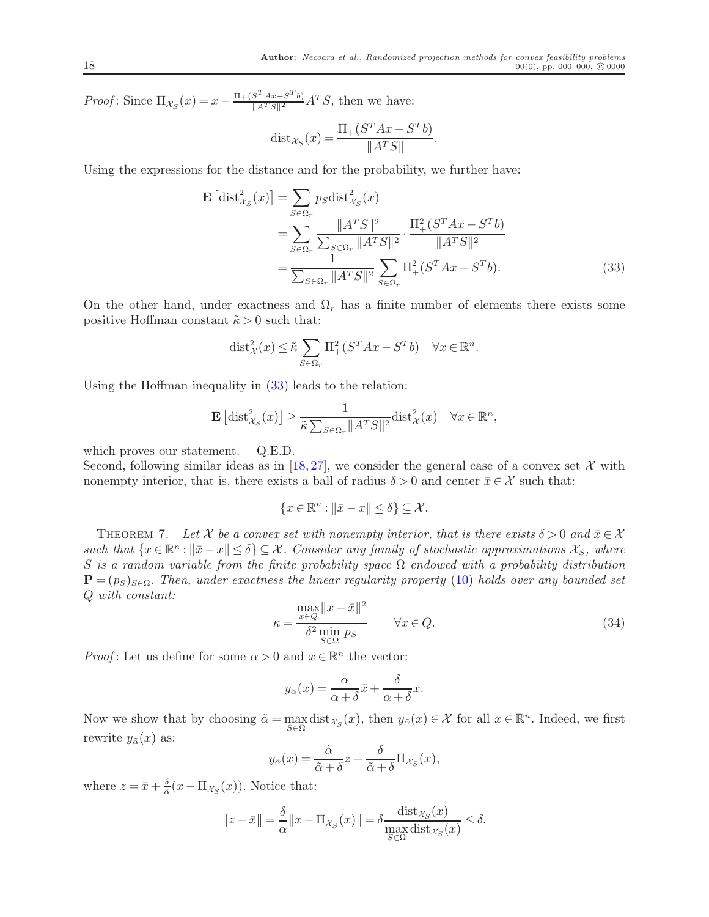*Proof*: Since $\Pi_{\mathcal{X}_S}(x) = x - \frac{\Pi_+(S^TAx - S^Tb)}{\|A^TS\|^2}A^TS$, then we have:

$$\mathrm{dist}_{\mathcal{X}_S}(x) = \frac{\Pi_+(S^TAx - S^Tb)}{\|A^TS\|}.$$

Using the expressions for the distance and for the probability, we further have:

$$\begin{aligned}
\mathbf{E}\left[\mathrm{dist}^2_{\mathcal{X}_S}(x)\right] &= \sum_{S\in\Omega_r} p_S \mathrm{dist}^2_{\mathcal{X}_S}(x) \\
&= \sum_{S\in\Omega_r} \frac{\|A^TS\|^2}{\sum_{S\in\Omega_r}\|A^TS\|^2} \cdot \frac{\Pi_+^2(S^TAx - S^Tb)}{\|A^TS\|^2} \\
&= \frac{1}{\sum_{S\in\Omega_r}\|A^TS\|^2} \sum_{S\in\Omega_r} \Pi_+^2(S^TAx - S^Tb). \qquad (33)
\end{aligned}$$

On the other hand, under exactness and $\Omega_r$ has a finite number of elements there exists some positive Hoffman constant $\tilde{\kappa} > 0$ such that:

$$\mathrm{dist}^2_{\mathcal{X}}(x) \leq \tilde{\kappa} \sum_{S\in\Omega_r} \Pi_+^2(S^TAx - S^Tb) \quad \forall x \in \mathbb{R}^n.$$

Using the Hoffman inequality in (33) leads to the relation:

$$\mathbf{E}\left[\mathrm{dist}^2_{\mathcal{X}_S}(x)\right] \geq \frac{1}{\tilde{\kappa}\sum_{S\in\Omega_r}\|A^TS\|^2}\mathrm{dist}^2_{\mathcal{X}}(x) \quad \forall x \in \mathbb{R}^n,$$

which proves our statement. Q.E.D.
Second, following similar ideas as in [18, 27], we consider the general case of a convex set $\mathcal{X}$ with nonempty interior, that is, there exists a ball of radius $\delta > 0$ and center $\bar{x} \in \mathcal{X}$ such that:

$$\{x \in \mathbb{R}^n : \|\bar{x} - x\| \leq \delta\} \subseteq \mathcal{X}.$$

THEOREM 7. *Let $\mathcal{X}$ be a convex set with nonempty interior, that is there exists $\delta > 0$ and $\bar{x} \in \mathcal{X}$ such that $\{x \in \mathbb{R}^n : \|\bar{x} - x\| \leq \delta\} \subseteq \mathcal{X}$. Consider any family of stochastic approximations $\mathcal{X}_S$, where $S$ is a random variable from the finite probability space $\Omega$ endowed with a probability distribution $\mathbf{P} = (p_S)_{S\in\Omega}$. Then, under exactness the linear regularity property (10) holds over any bounded set $Q$ with constant:*

$$\kappa = \frac{\max_{x\in Q}\|x - \bar{x}\|^2}{\delta^2 \min_{S\in\Omega} p_S} \qquad \forall x \in Q. \qquad (34)$$

*Proof*: Let us define for some $\alpha > 0$ and $x \in \mathbb{R}^n$ the vector:

$$y_\alpha(x) = \frac{\alpha}{\alpha + \delta}\bar{x} + \frac{\delta}{\alpha + \delta}x.$$

Now we show that by choosing $\tilde{\alpha} = \max_{S\in\Omega} \mathrm{dist}_{\mathcal{X}_S}(x)$, then $y_{\tilde{\alpha}}(x) \in \mathcal{X}$ for all $x \in \mathbb{R}^n$. Indeed, we first rewrite $y_{\tilde{\alpha}}(x)$ as:

$$y_{\tilde{\alpha}}(x) = \frac{\tilde{\alpha}}{\tilde{\alpha} + \delta}z + \frac{\delta}{\tilde{\alpha} + \delta}\Pi_{\mathcal{X}_S}(x),$$

where $z = \bar{x} + \frac{\delta}{\tilde{\alpha}}(x - \Pi_{\mathcal{X}_S}(x))$. Notice that:

$$\|z - \bar{x}\| = \frac{\delta}{\alpha}\|x - \Pi_{\mathcal{X}_S}(x)\| = \delta\frac{\mathrm{dist}_{\mathcal{X}_S}(x)}{\max_{S\in\Omega}\mathrm{dist}_{\mathcal{X}_S}(x)} \leq \delta.$$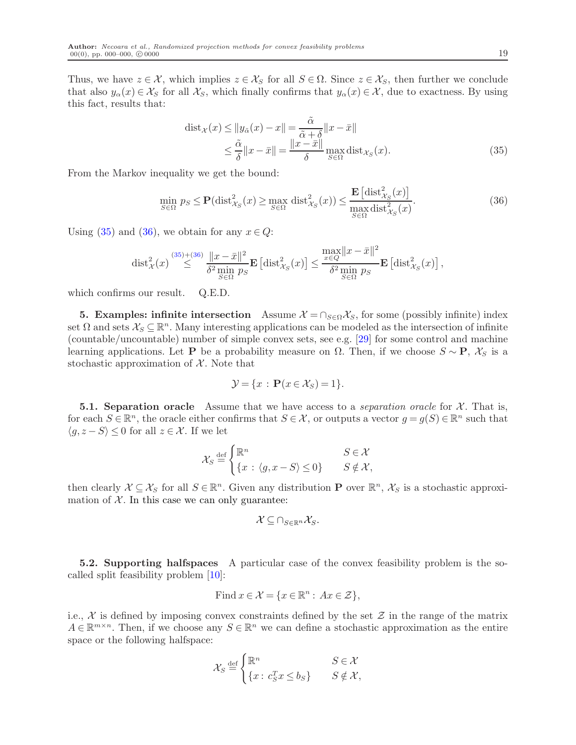Thus, we have $z \in \mathcal{X}$, which implies $z \in \mathcal{X}_S$ for all $S \in \Omega$. Since $z \in \mathcal{X}_S$, then further we conclude that also $y_\alpha(x) \in \mathcal{X}_S$ for all $\mathcal{X}_S$, which finally confirms that $y_\alpha(x) \in \mathcal{X}$, due to exactness. By using this fact, results that:

$$
\begin{aligned}
\text{dist}_{\mathcal{X}}(x) \leq \|y_{\tilde{\alpha}}(x) - x\| = \frac{\tilde{\alpha}}{\tilde{\alpha}+\delta}\|x-\bar{x}\| \\
\leq \frac{\tilde{\alpha}}{\delta}\|x-\bar{x}\| = \frac{\|x-\bar{x}\|}{\delta} \max_{S\in\Omega} \text{dist}_{\mathcal{X}_S}(x).
\end{aligned} \tag{35}
$$

From the Markov inequality we get the bound:

$$
\min_{S\in\Omega} p_S \leq \mathbf{P}(\text{dist}^2_{\mathcal{X}_S}(x) \geq \max_{S\in\Omega} \text{dist}^2_{\mathcal{X}_S}(x)) \leq \frac{\mathbf{E}\left[\text{dist}^2_{\mathcal{X}_S}(x)\right]}{\max\limits_{S\in\Omega} \text{dist}^2_{\mathcal{X}_S}(x)}. \tag{36}
$$

Using (35) and (36), we obtain for any $x \in Q$:

$$
\text{dist}^2_{\mathcal{X}}(x) \overset{(35)+(36)}{\leq} \frac{\|x-\bar{x}\|^2}{\delta^2 \min\limits_{S\in\Omega} p_S} \mathbf{E}\left[\text{dist}^2_{\mathcal{X}_S}(x)\right] \leq \frac{\max\limits_{x\in Q}\|x-\bar{x}\|^2}{\delta^2 \min\limits_{S\in\Omega} p_S} \mathbf{E}\left[\text{dist}^2_{\mathcal{X}_S}(x)\right],
$$

which confirms our result. Q.E.D.

## 5. Examples: infinite intersection

Assume $\mathcal{X} = \cap_{S\in\Omega}\mathcal{X}_S$, for some (possibly infinite) index set $\Omega$ and sets $\mathcal{X}_S \subseteq \mathbb{R}^n$. Many interesting applications can be modeled as the intersection of infinite (countable/uncountable) number of simple convex sets, see e.g. [29] for some control and machine learning applications. Let $\mathbf{P}$ be a probability measure on $\Omega$. Then, if we choose $S \sim \mathbf{P}$, $\mathcal{X}_S$ is a stochastic approximation of $\mathcal{X}$. Note that

$$
\mathcal{Y} = \{x : \mathbf{P}(x \in \mathcal{X}_S) = 1\}.
$$

### 5.1. Separation oracle

Assume that we have access to a *separation oracle* for $\mathcal{X}$. That is, for each $S \in \mathbb{R}^n$, the oracle either confirms that $S \in \mathcal{X}$, or outputs a vector $g = g(S) \in \mathbb{R}^n$ such that $\langle g, z - S\rangle \leq 0$ for all $z \in \mathcal{X}$. If we let

$$
\mathcal{X}_S \overset{\text{def}}{=} \begin{cases} \mathbb{R}^n & S \in \mathcal{X} \\ \{x : \langle g, x - S\rangle \leq 0\} & S \notin \mathcal{X}, \end{cases}
$$

then clearly $\mathcal{X} \subseteq \mathcal{X}_S$ for all $S \in \mathbb{R}^n$. Given any distribution $\mathbf{P}$ over $\mathbb{R}^n$, $\mathcal{X}_S$ is a stochastic approximation of $\mathcal{X}$. In this case we can only guarantee:

$$
\mathcal{X} \subseteq \cap_{S\in\mathbb{R}^n}\mathcal{X}_S.
$$

### 5.2. Supporting halfspaces

A particular case of the convex feasibility problem is the so-called split feasibility problem [10]:

$$
\text{Find } x \in \mathcal{X} = \{x \in \mathbb{R}^n : \; Ax \in \mathcal{Z}\},
$$

i.e., $\mathcal{X}$ is defined by imposing convex constraints defined by the set $\mathcal{Z}$ in the range of the matrix $A \in \mathbb{R}^{m\times n}$. Then, if we choose any $S \in \mathbb{R}^n$ we can define a stochastic approximation as the entire space or the following halfspace:

$$
\mathcal{X}_S \overset{\text{def}}{=} \begin{cases} \mathbb{R}^n & S \in \mathcal{X} \\ \{x : \; c_S^T x \leq b_S\} & S \notin \mathcal{X}, \end{cases}
$$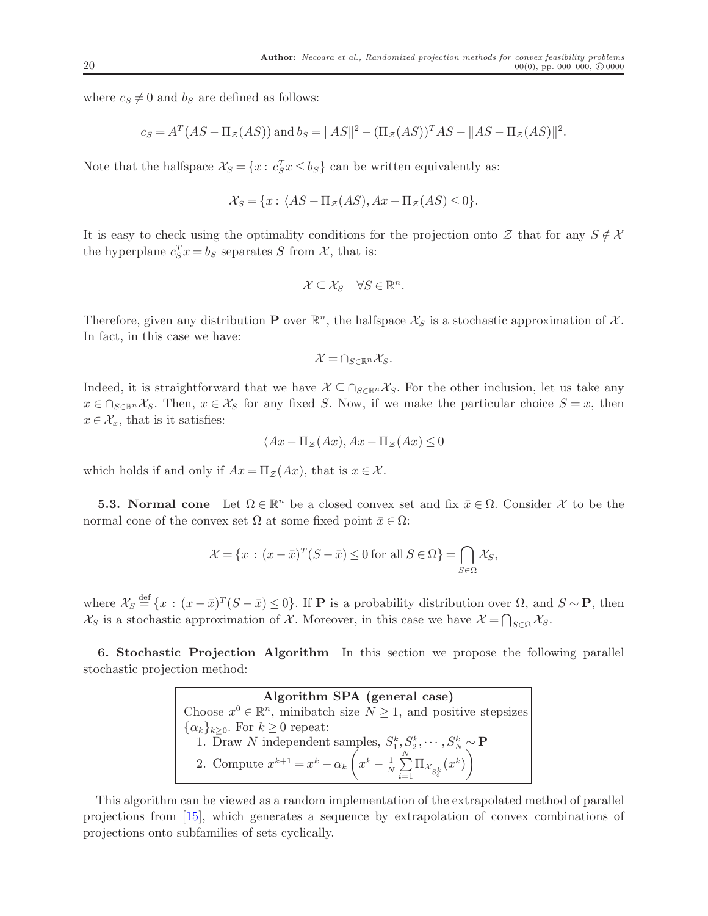where $c_S \neq 0$ and $b_S$ are defined as follows:

$$c_S = A^T(AS - \Pi_{\mathcal{Z}}(AS)) \text{ and } b_S = \|AS\|^2 - (\Pi_{\mathcal{Z}}(AS))^T AS - \|AS - \Pi_{\mathcal{Z}}(AS)\|^2.$$

Note that the halfspace $\mathcal{X}_S = \{x : c_S^T x \leq b_S\}$ can be written equivalently as:

$$\mathcal{X}_S = \{x : \langle AS - \Pi_{\mathcal{Z}}(AS), Ax - \Pi_{\mathcal{Z}}(AS) \leq 0\}.$$

It is easy to check using the optimality conditions for the projection onto $\mathcal{Z}$ that for any $S \notin \mathcal{X}$ the hyperplane $c_S^T x = b_S$ separates $S$ from $\mathcal{X}$, that is:

$$\mathcal{X} \subseteq \mathcal{X}_S \quad \forall S \in \mathbb{R}^n.$$

Therefore, given any distribution $\mathbf{P}$ over $\mathbb{R}^n$, the halfspace $\mathcal{X}_S$ is a stochastic approximation of $\mathcal{X}$. In fact, in this case we have:

$$\mathcal{X} = \cap_{S \in \mathbb{R}^n} \mathcal{X}_S.$$

Indeed, it is straightforward that we have $\mathcal{X} \subseteq \cap_{S \in \mathbb{R}^n} \mathcal{X}_S$. For the other inclusion, let us take any $x \in \cap_{S \in \mathbb{R}^n} \mathcal{X}_S$. Then, $x \in \mathcal{X}_S$ for any fixed $S$. Now, if we make the particular choice $S = x$, then $x \in \mathcal{X}_x$, that is it satisfies:

$$\langle Ax - \Pi_{\mathcal{Z}}(Ax), Ax - \Pi_{\mathcal{Z}}(Ax) \leq 0$$

which holds if and only if $Ax = \Pi_{\mathcal{Z}}(Ax)$, that is $x \in \mathcal{X}$.

**5.3. Normal cone** Let $\Omega \in \mathbb{R}^n$ be a closed convex set and fix $\bar{x} \in \Omega$. Consider $\mathcal{X}$ to be the normal cone of the convex set $\Omega$ at some fixed point $\bar{x} \in \Omega$:

$$\mathcal{X} = \{x : (x - \bar{x})^T (S - \bar{x}) \leq 0 \text{ for all } S \in \Omega\} = \bigcap_{S \in \Omega} \mathcal{X}_S,$$

where $\mathcal{X}_S \overset{\text{def}}{=} \{x : (x - \bar{x})^T (S - \bar{x}) \leq 0\}$. If $\mathbf{P}$ is a probability distribution over $\Omega$, and $S \sim \mathbf{P}$, then $\mathcal{X}_S$ is a stochastic approximation of $\mathcal{X}$. Moreover, in this case we have $\mathcal{X} = \bigcap_{S \in \Omega} \mathcal{X}_S$.

## 6. Stochastic Projection Algorithm

In this section we propose the following parallel stochastic projection method:

**Algorithm SPA (general case)**

Choose $x^0 \in \mathbb{R}^n$, minibatch size $N \geq 1$, and positive stepsizes $\{\alpha_k\}_{k \geq 0}$. For $k \geq 0$ repeat:

1. Draw $N$ independent samples, $S_1^k, S_2^k, \cdots, S_N^k \sim \mathbf{P}$
2. Compute $x^{k+1} = x^k - \alpha_k \left( x^k - \frac{1}{N} \sum_{i=1}^{N} \Pi_{\mathcal{X}_{S_i^k}}(x^k) \right)$

This algorithm can be viewed as a random implementation of the extrapolated method of parallel projections from [15], which generates a sequence by extrapolation of convex combinations of projections onto subfamilies of sets cyclically.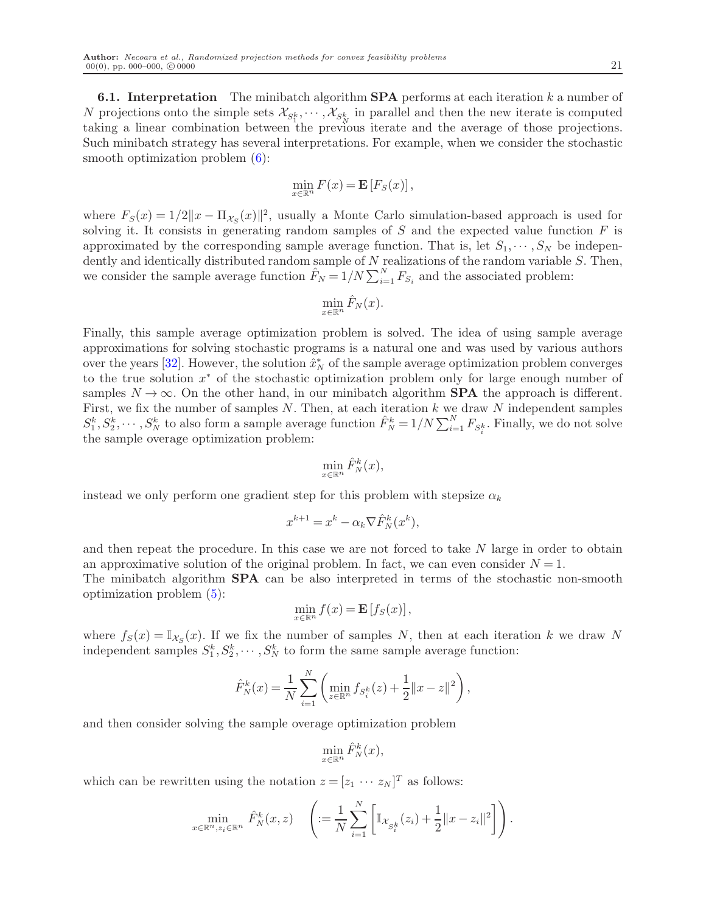**6.1. Interpretation** The minibatch algorithm **SPA** performs at each iteration $k$ a number of $N$ projections onto the simple sets $\mathcal{X}_{S_1^k}, \cdots, \mathcal{X}_{S_N^k}$ in parallel and then the new iterate is computed taking a linear combination between the previous iterate and the average of those projections. Such minibatch strategy has several interpretations. For example, when we consider the stochastic smooth optimization problem (6):

$$\min_{x \in \mathbb{R}^n} F(x) = \mathbf{E}\left[F_S(x)\right],$$

where $F_S(x) = 1/2\|x - \Pi_{\mathcal{X}_S}(x)\|^2$, usually a Monte Carlo simulation-based approach is used for solving it. It consists in generating random samples of $S$ and the expected value function $F$ is approximated by the corresponding sample average function. That is, let $S_1, \cdots, S_N$ be independently and identically distributed random sample of $N$ realizations of the random variable $S$. Then, we consider the sample average function $\hat{F}_N = 1/N \sum_{i=1}^N F_{S_i}$ and the associated problem:

$$\min_{x \in \mathbb{R}^n} \hat{F}_N(x).$$

Finally, this sample average optimization problem is solved. The idea of using sample average approximations for solving stochastic programs is a natural one and was used by various authors over the years [32]. However, the solution $\hat{x}_N^*$ of the sample average optimization problem converges to the true solution $x^*$ of the stochastic optimization problem only for large enough number of samples $N \to \infty$. On the other hand, in our minibatch algorithm **SPA** the approach is different. First, we fix the number of samples $N$. Then, at each iteration $k$ we draw $N$ independent samples $S_1^k, S_2^k, \cdots, S_N^k$ to also form a sample average function $\hat{F}_N^k = 1/N \sum_{i=1}^N F_{S_i^k}$. Finally, we do not solve the sample overage optimization problem:

$$\min_{x \in \mathbb{R}^n} \hat{F}_N^k(x),$$

instead we only perform one gradient step for this problem with stepsize $\alpha_k$

$$x^{k+1} = x^k - \alpha_k \nabla \hat{F}_N^k(x^k),$$

and then repeat the procedure. In this case we are not forced to take $N$ large in order to obtain an approximative solution of the original problem. In fact, we can even consider $N = 1$.
The minibatch algorithm **SPA** can be also interpreted in terms of the stochastic non-smooth optimization problem (5):

$$\min_{x \in \mathbb{R}^n} f(x) = \mathbf{E}\left[f_S(x)\right],$$

where $f_S(x) = \mathbb{I}_{\mathcal{X}_S}(x)$. If we fix the number of samples $N$, then at each iteration $k$ we draw $N$ independent samples $S_1^k, S_2^k, \cdots, S_N^k$ to form the same sample average function:

$$\hat{F}_N^k(x) = \frac{1}{N} \sum_{i=1}^N \left( \min_{z \in \mathbb{R}^n} f_{S_i^k}(z) + \frac{1}{2}\|x - z\|^2 \right),$$

and then consider solving the sample overage optimization problem

$$\min_{x \in \mathbb{R}^n} \hat{F}_N^k(x),$$

which can be rewritten using the notation $z = [z_1 \cdots z_N]^T$ as follows:

$$\min_{x \in \mathbb{R}^n, z_i \in \mathbb{R}^n} \hat{F}_N^k(x, z) \quad \left( := \frac{1}{N} \sum_{i=1}^N \left[ \mathbb{I}_{\mathcal{X}_{S_i^k}}(z_i) + \frac{1}{2}\|x - z_i\|^2 \right] \right).$$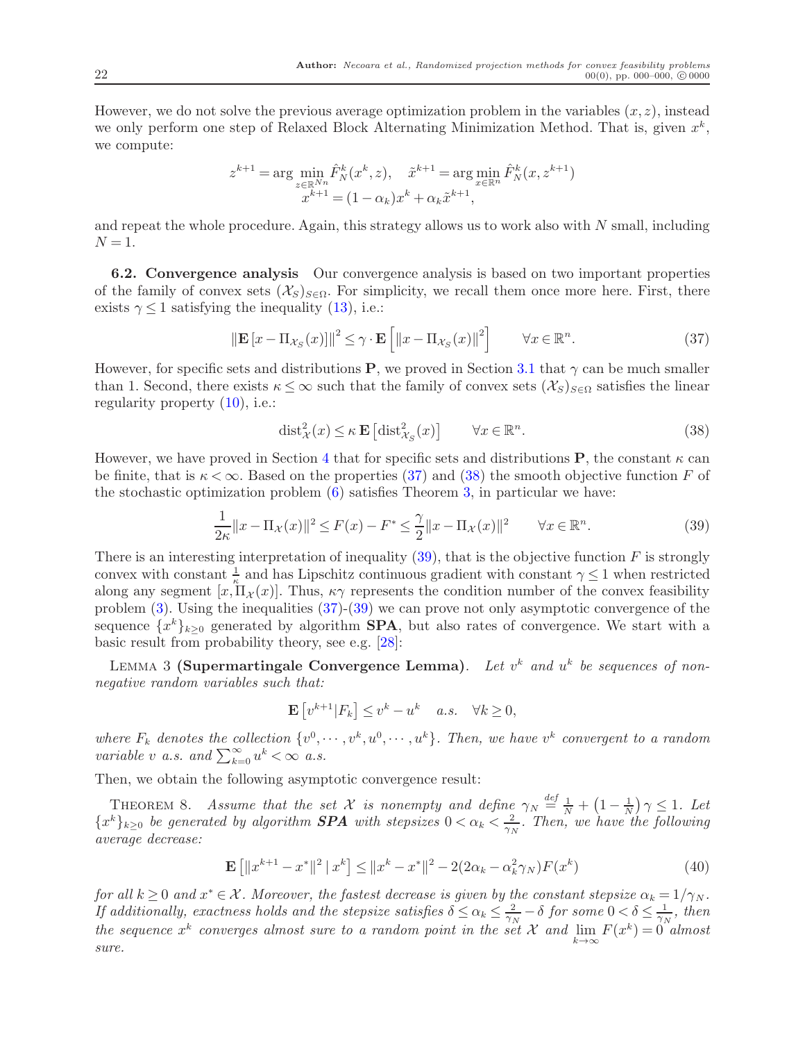However, we do not solve the previous average optimization problem in the variables $(x,z)$, instead we only perform one step of Relaxed Block Alternating Minimization Method. That is, given $x^k$, we compute:

$$
z^{k+1} = \arg\min_{z\in\mathbb{R}^{Nn}} \hat{F}_N^k(x^k, z), \quad \tilde{x}^{k+1} = \arg\min_{x\in\mathbb{R}^n} \hat{F}_N^k(x, z^{k+1})
$$
$$
x^{k+1} = (1-\alpha_k)x^k + \alpha_k \tilde{x}^{k+1},
$$

and repeat the whole procedure. Again, this strategy allows us to work also with $N$ small, including $N=1$.

**6.2. Convergence analysis** Our convergence analysis is based on two important properties of the family of convex sets $(\mathcal{X}_S)_{S\in\Omega}$. For simplicity, we recall them once more here. First, there exists $\gamma \le 1$ satisfying the inequality (13), i.e.:

$$
\|\mathbf{E}\left[x - \Pi_{\mathcal{X}_S}(x)\right]\|^2 \le \gamma \cdot \mathbf{E}\left[\|x - \Pi_{\mathcal{X}_S}(x)\|^2\right] \qquad \forall x \in \mathbb{R}^n. \tag{37}
$$

However, for specific sets and distributions $\mathbf{P}$, we proved in Section 3.1 that $\gamma$ can be much smaller than 1. Second, there exists $\kappa \le \infty$ such that the family of convex sets $(\mathcal{X}_S)_{S\in\Omega}$ satisfies the linear regularity property (10), i.e.:

$$
\mathrm{dist}^2_{\mathcal{X}}(x) \le \kappa\, \mathbf{E}\left[\mathrm{dist}^2_{\mathcal{X}_S}(x)\right] \qquad \forall x \in \mathbb{R}^n. \tag{38}
$$

However, we have proved in Section 4 that for specific sets and distributions $\mathbf{P}$, the constant $\kappa$ can be finite, that is $\kappa < \infty$. Based on the properties (37) and (38) the smooth objective function $F$ of the stochastic optimization problem (6) satisfies Theorem 3, in particular we have:

$$
\frac{1}{2\kappa}\|x - \Pi_{\mathcal{X}}(x)\|^2 \le F(x) - F^* \le \frac{\gamma}{2}\|x - \Pi_{\mathcal{X}}(x)\|^2 \qquad \forall x \in \mathbb{R}^n. \tag{39}
$$

There is an interesting interpretation of inequality (39), that is the objective function $F$ is strongly convex with constant $\frac{1}{\kappa}$ and has Lipschitz continuous gradient with constant $\gamma \le 1$ when restricted along any segment $[x, \Pi_{\mathcal{X}}(x)]$. Thus, $\kappa\gamma$ represents the condition number of the convex feasibility problem (3). Using the inequalities (37)-(39) we can prove not only asymptotic convergence of the sequence $\{x^k\}_{k\ge 0}$ generated by algorithm **SPA**, but also rates of convergence. We start with a basic result from probability theory, see e.g. [28]:

Lemma 3 **(Supermartingale Convergence Lemma)**. *Let $v^k$ and $u^k$ be sequences of nonnegative random variables such that:*

$$
\mathbf{E}\left[v^{k+1}|F_k\right] \le v^k - u^k \quad a.s. \quad \forall k \ge 0,
$$

*where $F_k$ denotes the collection $\{v^0, \cdots, v^k, u^0, \cdots, u^k\}$. Then, we have $v^k$ convergent to a random variable $v$ a.s. and $\sum_{k=0}^{\infty} u^k < \infty$ a.s.*

Then, we obtain the following asymptotic convergence result:

Theorem 8. *Assume that the set $\mathcal{X}$ is nonempty and define $\gamma_N \stackrel{def}{=} \frac{1}{N} + \left(1 - \frac{1}{N}\right)\gamma \le 1$. Let $\{x^k\}_{k\ge 0}$ be generated by algorithm **SPA** with stepsizes $0 < \alpha_k < \frac{2}{\gamma_N}$. Then, we have the following average decrease:*

$$
\mathbf{E}\left[\|x^{k+1} - x^*\|^2 \,|\, x^k\right] \le \|x^k - x^*\|^2 - 2(2\alpha_k - \alpha_k^2\gamma_N)F(x^k) \tag{40}
$$

*for all $k \ge 0$ and $x^* \in \mathcal{X}$. Moreover, the fastest decrease is given by the constant stepsize $\alpha_k = 1/\gamma_N$. If additionally, exactness holds and the stepsize satisfies $\delta \le \alpha_k \le \frac{2}{\gamma_N} - \delta$ for some $0 < \delta \le \frac{1}{\gamma_N}$, then the sequence $x^k$ converges almost sure to a random point in the set $\mathcal{X}$ and $\lim_{k\to\infty} F(x^k) = 0$ almost sure.*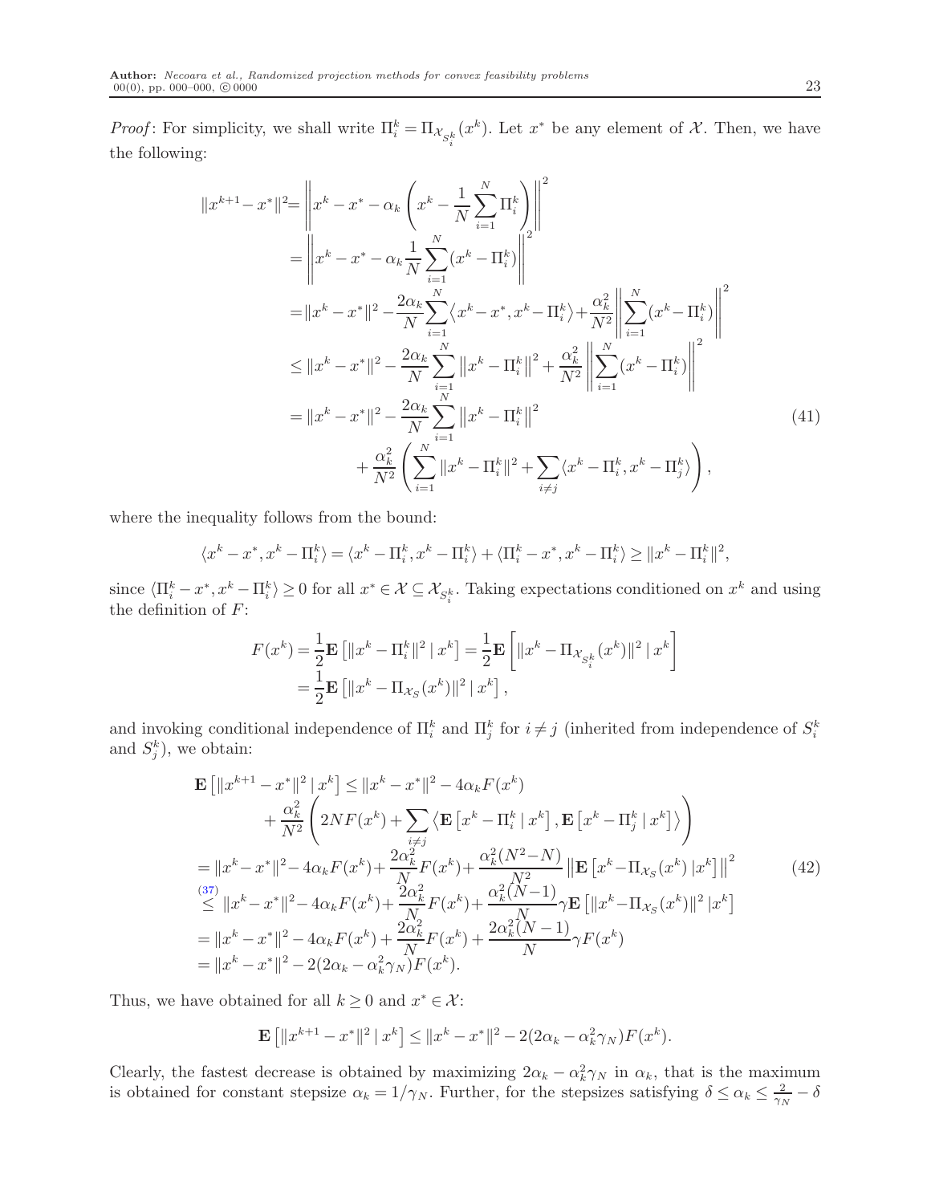*Proof*: For simplicity, we shall write $\Pi_i^k = \Pi_{\mathcal{X}_{S_i^k}}(x^k)$. Let $x^*$ be any element of $\mathcal{X}$. Then, we have the following:

$$
\begin{aligned}
\|x^{k+1} - x^*\|^2 &= \left\| x^k - x^* - \alpha_k \left( x^k - \frac{1}{N}\sum_{i=1}^N \Pi_i^k \right) \right\|^2 \\
&= \left\| x^k - x^* - \alpha_k \frac{1}{N}\sum_{i=1}^N (x^k - \Pi_i^k) \right\|^2 \\
&= \|x^k - x^*\|^2 - \frac{2\alpha_k}{N}\sum_{i=1}^N \langle x^k - x^*, x^k - \Pi_i^k\rangle + \frac{\alpha_k^2}{N^2}\left\| \sum_{i=1}^N (x^k - \Pi_i^k)\right\|^2 \\
&\leq \|x^k - x^*\|^2 - \frac{2\alpha_k}{N}\sum_{i=1}^N \left\|x^k - \Pi_i^k\right\|^2 + \frac{\alpha_k^2}{N^2}\left\| \sum_{i=1}^N (x^k - \Pi_i^k)\right\|^2 \\
&= \|x^k - x^*\|^2 - \frac{2\alpha_k}{N}\sum_{i=1}^N \left\|x^k - \Pi_i^k\right\|^2 \\
&\quad + \frac{\alpha_k^2}{N^2}\left( \sum_{i=1}^N \|x^k - \Pi_i^k\|^2 + \sum_{i\neq j}\langle x^k - \Pi_i^k, x^k - \Pi_j^k\rangle \right),
\end{aligned}
\tag{41}
$$

where the inequality follows from the bound:

$$
\langle x^k - x^*, x^k - \Pi_i^k\rangle = \langle x^k - \Pi_i^k, x^k - \Pi_i^k\rangle + \langle \Pi_i^k - x^*, x^k - \Pi_i^k\rangle \geq \|x^k - \Pi_i^k\|^2,
$$

since $\langle \Pi_i^k - x^*, x^k - \Pi_i^k\rangle \geq 0$ for all $x^* \in \mathcal{X} \subseteq \mathcal{X}_{S_i^k}$. Taking expectations conditioned on $x^k$ and using the definition of $F$:

$$
\begin{aligned}
F(x^k) &= \frac{1}{2}\mathbf{E}\left[\|x^k - \Pi_i^k\|^2 \mid x^k\right] = \frac{1}{2}\mathbf{E}\left[\|x^k - \Pi_{\mathcal{X}_{S_i^k}}(x^k)\|^2 \mid x^k\right] \\
&= \frac{1}{2}\mathbf{E}\left[\|x^k - \Pi_{\mathcal{X}_S}(x^k)\|^2 \mid x^k\right],
\end{aligned}
$$

and invoking conditional independence of $\Pi_i^k$ and $\Pi_j^k$ for $i \neq j$ (inherited from independence of $S_i^k$ and $S_j^k$), we obtain:

$$
\begin{aligned}
\mathbf{E}\left[\|x^{k+1} - x^*\|^2 \mid x^k\right] &\leq \|x^k - x^*\|^2 - 4\alpha_k F(x^k) \\
&\quad + \frac{\alpha_k^2}{N^2}\left( 2NF(x^k) + \sum_{i\neq j}\left\langle \mathbf{E}\left[x^k - \Pi_i^k \mid x^k\right], \mathbf{E}\left[x^k - \Pi_j^k \mid x^k\right]\right\rangle \right) \\
&= \|x^k - x^*\|^2 - 4\alpha_k F(x^k) + \frac{2\alpha_k^2}{N}F(x^k) + \frac{\alpha_k^2(N^2-N)}{N^2}\left\|\mathbf{E}\left[x^k - \Pi_{\mathcal{X}_S}(x^k) \mid x^k\right]\right\|^2 \\
&\overset{(37)}{\leq} \|x^k - x^*\|^2 - 4\alpha_k F(x^k) + \frac{2\alpha_k^2}{N}F(x^k) + \frac{\alpha_k^2(N-1)}{N}\gamma\mathbf{E}\left[\|x^k - \Pi_{\mathcal{X}_S}(x^k)\|^2 \mid x^k\right] \\
&= \|x^k - x^*\|^2 - 4\alpha_k F(x^k) + \frac{2\alpha_k^2}{N}F(x^k) + \frac{2\alpha_k^2(N-1)}{N}\gamma F(x^k) \\
&= \|x^k - x^*\|^2 - 2(2\alpha_k - \alpha_k^2\gamma_N)F(x^k).
\end{aligned}
\tag{42}
$$

Thus, we have obtained for all $k \geq 0$ and $x^* \in \mathcal{X}$:

$$
\mathbf{E}\left[\|x^{k+1} - x^*\|^2 \mid x^k\right] \leq \|x^k - x^*\|^2 - 2(2\alpha_k - \alpha_k^2\gamma_N)F(x^k).
$$

Clearly, the fastest decrease is obtained by maximizing $2\alpha_k - \alpha_k^2\gamma_N$ in $\alpha_k$, that is the maximum is obtained for constant stepsize $\alpha_k = 1/\gamma_N$. Further, for the stepsizes satisfying $\delta \leq \alpha_k \leq \frac{2}{\gamma_N} - \delta$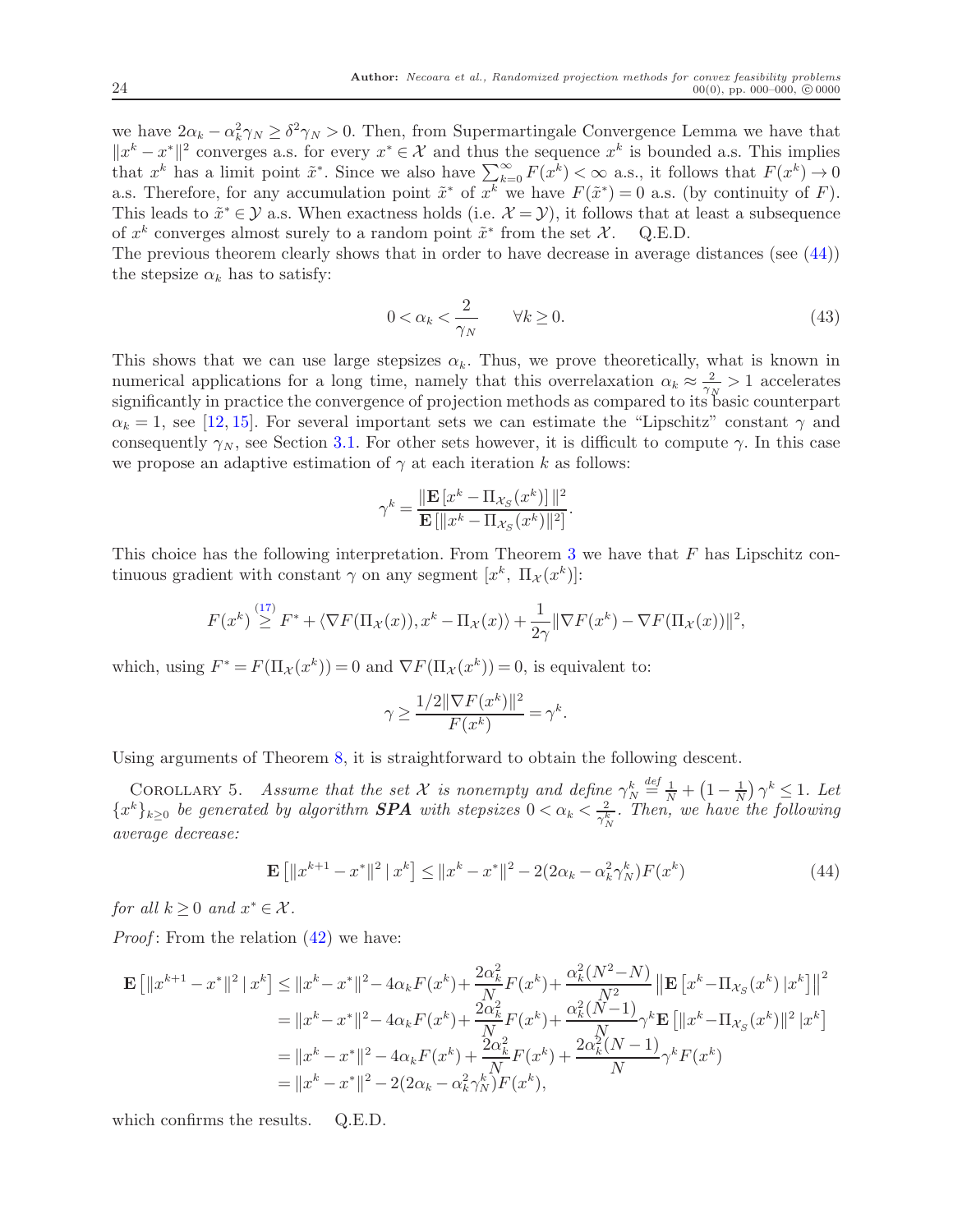we have $2\alpha_k - \alpha_k^2\gamma_N \geq \delta^2\gamma_N > 0$. Then, from Supermartingale Convergence Lemma we have that $\|x^k - x^*\|^2$ converges a.s. for every $x^* \in \mathcal{X}$ and thus the sequence $x^k$ is bounded a.s. This implies that $x^k$ has a limit point $\tilde{x}^*$. Since we also have $\sum_{k=0}^{\infty} F(x^k) < \infty$ a.s., it follows that $F(x^k) \to 0$ a.s. Therefore, for any accumulation point $\tilde{x}^*$ of $x^k$ we have $F(\tilde{x}^*) = 0$ a.s. (by continuity of $F$). This leads to $\tilde{x}^* \in \mathcal{Y}$ a.s. When exactness holds (i.e. $\mathcal{X} = \mathcal{Y}$), it follows that at least a subsequence of $x^k$ converges almost surely to a random point $\tilde{x}^*$ from the set $\mathcal{X}$. Q.E.D.

The previous theorem clearly shows that in order to have decrease in average distances (see (44)) the stepsize $\alpha_k$ has to satisfy:

$$0 < \alpha_k < \frac{2}{\gamma_N} \qquad \forall k \geq 0. \tag{43}$$

This shows that we can use large stepsizes $\alpha_k$. Thus, we prove theoretically, what is known in numerical applications for a long time, namely that this overrelaxation $\alpha_k \approx \frac{2}{\gamma_N} > 1$ accelerates significantly in practice the convergence of projection methods as compared to its basic counterpart $\alpha_k = 1$, see [12, 15]. For several important sets we can estimate the "Lipschitz" constant $\gamma$ and consequently $\gamma_N$, see Section 3.1. For other sets however, it is difficult to compute $\gamma$. In this case we propose an adaptive estimation of $\gamma$ at each iteration $k$ as follows:

$$\gamma^k = \frac{\|\mathbf{E}\left[x^k - \Pi_{\mathcal{X}_S}(x^k)\right]\|^2}{\mathbf{E}\left[\|x^k - \Pi_{\mathcal{X}_S}(x^k)\|^2\right]}.$$

This choice has the following interpretation. From Theorem 3 we have that $F$ has Lipschitz continuous gradient with constant $\gamma$ on any segment $[x^k,\ \Pi_{\mathcal{X}}(x^k)]$:

$$F(x^k) \overset{(17)}{\geq} F^* + \langle \nabla F(\Pi_{\mathcal{X}}(x)), x^k - \Pi_{\mathcal{X}}(x)\rangle + \frac{1}{2\gamma}\|\nabla F(x^k) - \nabla F(\Pi_{\mathcal{X}}(x))\|^2,$$

which, using $F^* = F(\Pi_{\mathcal{X}}(x^k)) = 0$ and $\nabla F(\Pi_{\mathcal{X}}(x^k)) = 0$, is equivalent to:

$$\gamma \geq \frac{1/2\|\nabla F(x^k)\|^2}{F(x^k)} = \gamma^k.$$

Using arguments of Theorem 8, it is straightforward to obtain the following descent.

Corollary 5. *Assume that the set $\mathcal{X}$ is nonempty and define $\gamma_N^k \overset{def}{=} \frac{1}{N} + \left(1 - \frac{1}{N}\right)\gamma^k \leq 1$. Let $\{x^k\}_{k\geq 0}$ be generated by algorithm **SPA** with stepsizes $0 < \alpha_k < \frac{2}{\gamma_N^k}$. Then, we have the following average decrease:*

$$\mathbf{E}\left[\|x^{k+1} - x^*\|^2 \mid x^k\right] \leq \|x^k - x^*\|^2 - 2(2\alpha_k - \alpha_k^2\gamma_N^k)F(x^k) \tag{44}$$

*for all $k \geq 0$ and $x^* \in \mathcal{X}$.*

*Proof*: From the relation (42) we have:

$$\begin{aligned}
\mathbf{E}\left[\|x^{k+1} - x^*\|^2 \mid x^k\right] &\leq \|x^k - x^*\|^2 - 4\alpha_k F(x^k) + \frac{2\alpha_k^2}{N}F(x^k) + \frac{\alpha_k^2(N^2-N)}{N^2}\left\|\mathbf{E}\left[x^k - \Pi_{\mathcal{X}_S}(x^k)\,|x^k\right]\right\|^2 \\
&= \|x^k - x^*\|^2 - 4\alpha_k F(x^k) + \frac{2\alpha_k^2}{N}F(x^k) + \frac{\alpha_k^2(N-1)}{N}\gamma^k\mathbf{E}\left[\|x^k - \Pi_{\mathcal{X}_S}(x^k)\|^2\,|x^k\right] \\
&= \|x^k - x^*\|^2 - 4\alpha_k F(x^k) + \frac{2\alpha_k^2}{N}F(x^k) + \frac{2\alpha_k^2(N-1)}{N}\gamma^k F(x^k) \\
&= \|x^k - x^*\|^2 - 2(2\alpha_k - \alpha_k^2\gamma_N^k)F(x^k),
\end{aligned}$$

which confirms the results. Q.E.D.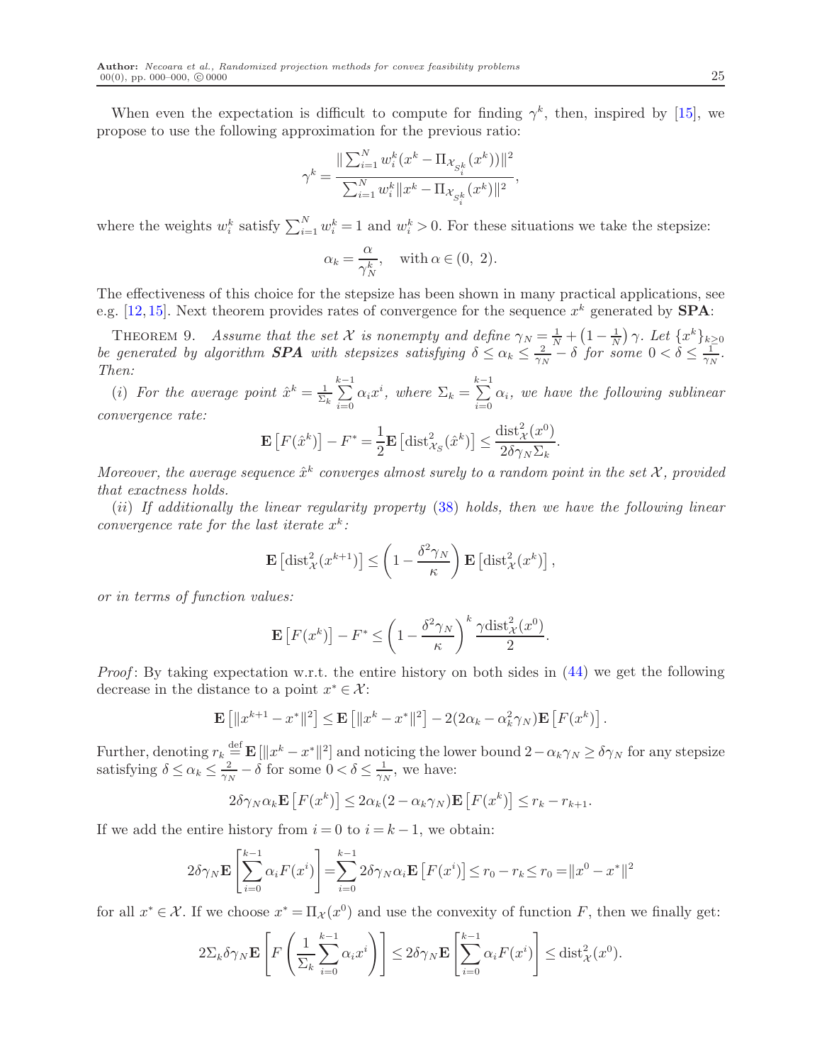When even the expectation is difficult to compute for finding $\gamma^k$, then, inspired by [15], we propose to use the following approximation for the previous ratio:

$$\gamma^k = \frac{\| \sum_{i=1}^N w_i^k (x^k - \Pi_{\mathcal{X}_{S_i^k}}(x^k))\|^2}{\sum_{i=1}^N w_i^k \|x^k - \Pi_{\mathcal{X}_{S_i^k}}(x^k)\|^2},$$

where the weights $w_i^k$ satisfy $\sum_{i=1}^N w_i^k = 1$ and $w_i^k > 0$. For these situations we take the stepsize:

$$\alpha_k = \frac{\alpha}{\gamma_N^k}, \quad \text{with } \alpha \in (0,\ 2).$$

The effectiveness of this choice for the stepsize has been shown in many practical applications, see e.g. [12,15]. Next theorem provides rates of convergence for the sequence $x^k$ generated by **SPA**:

Theorem 9. *Assume that the set $\mathcal{X}$ is nonempty and define $\gamma_N = \frac{1}{N} + \left(1 - \frac{1}{N}\right)\gamma$. Let $\{x^k\}_{k\geq 0}$ be generated by algorithm **SPA** with stepsizes satisfying $\delta \leq \alpha_k \leq \frac{2}{\gamma_N} - \delta$ for some $0 < \delta \leq \frac{1}{\gamma_N}$. Then:*

(*i*) *For the average point $\hat{x}^k = \frac{1}{\Sigma_k}\sum_{i=0}^{k-1} \alpha_i x^i$, where $\Sigma_k = \sum_{i=0}^{k-1}\alpha_i$, we have the following sublinear convergence rate:*

$$\mathbf{E}\left[F(\hat{x}^k)\right] - F^* = \frac{1}{2}\mathbf{E}\left[\operatorname{dist}^2_{\mathcal{X}_S}(\hat{x}^k)\right] \leq \frac{\operatorname{dist}^2_{\mathcal{X}}(x^0)}{2\delta\gamma_N\Sigma_k}.$$

*Moreover, the average sequence $\hat{x}^k$ converges almost surely to a random point in the set $\mathcal{X}$, provided that exactness holds.*

(*ii*) *If additionally the linear regularity property (38) holds, then we have the following linear convergence rate for the last iterate $x^k$:*

$$\mathbf{E}\left[\operatorname{dist}^2_{\mathcal{X}}(x^{k+1})\right] \leq \left(1 - \frac{\delta^2\gamma_N}{\kappa}\right)\mathbf{E}\left[\operatorname{dist}^2_{\mathcal{X}}(x^k)\right],$$

*or in terms of function values:*

$$\mathbf{E}\left[F(x^k)\right] - F^* \leq \left(1 - \frac{\delta^2\gamma_N}{\kappa}\right)^k \frac{\gamma \operatorname{dist}^2_{\mathcal{X}}(x^0)}{2}.$$

*Proof*: By taking expectation w.r.t. the entire history on both sides in (44) we get the following decrease in the distance to a point $x^* \in \mathcal{X}$:

$$\mathbf{E}\left[\|x^{k+1} - x^*\|^2\right] \leq \mathbf{E}\left[\|x^k - x^*\|^2\right] - 2(2\alpha_k - \alpha_k^2\gamma_N)\mathbf{E}\left[F(x^k)\right].$$

Further, denoting $r_k \stackrel{\text{def}}{=} \mathbf{E}\left[\|x^k - x^*\|^2\right]$ and noticing the lower bound $2 - \alpha_k\gamma_N \geq \delta\gamma_N$ for any stepsize satisfying $\delta \leq \alpha_k \leq \frac{2}{\gamma_N} - \delta$ for some $0 < \delta \leq \frac{1}{\gamma_N}$, we have:

$$2\delta\gamma_N\alpha_k\mathbf{E}\left[F(x^k)\right] \leq 2\alpha_k(2 - \alpha_k\gamma_N)\mathbf{E}\left[F(x^k)\right] \leq r_k - r_{k+1}.$$

If we add the entire history from $i = 0$ to $i = k-1$, we obtain:

$$2\delta\gamma_N\mathbf{E}\left[\sum_{i=0}^{k-1}\alpha_i F(x^i)\right] = \sum_{i=0}^{k-1} 2\delta\gamma_N\alpha_i\mathbf{E}\left[F(x^i)\right] \leq r_0 - r_k \leq r_0 = \|x^0 - x^*\|^2$$

for all $x^* \in \mathcal{X}$. If we choose $x^* = \Pi_{\mathcal{X}}(x^0)$ and use the convexity of function $F$, then we finally get:

$$2\Sigma_k\delta\gamma_N\mathbf{E}\left[F\left(\frac{1}{\Sigma_k}\sum_{i=0}^{k-1}\alpha_i x^i\right)\right] \leq 2\delta\gamma_N\mathbf{E}\left[\sum_{i=0}^{k-1}\alpha_i F(x^i)\right] \leq \operatorname{dist}^2_{\mathcal{X}}(x^0).$$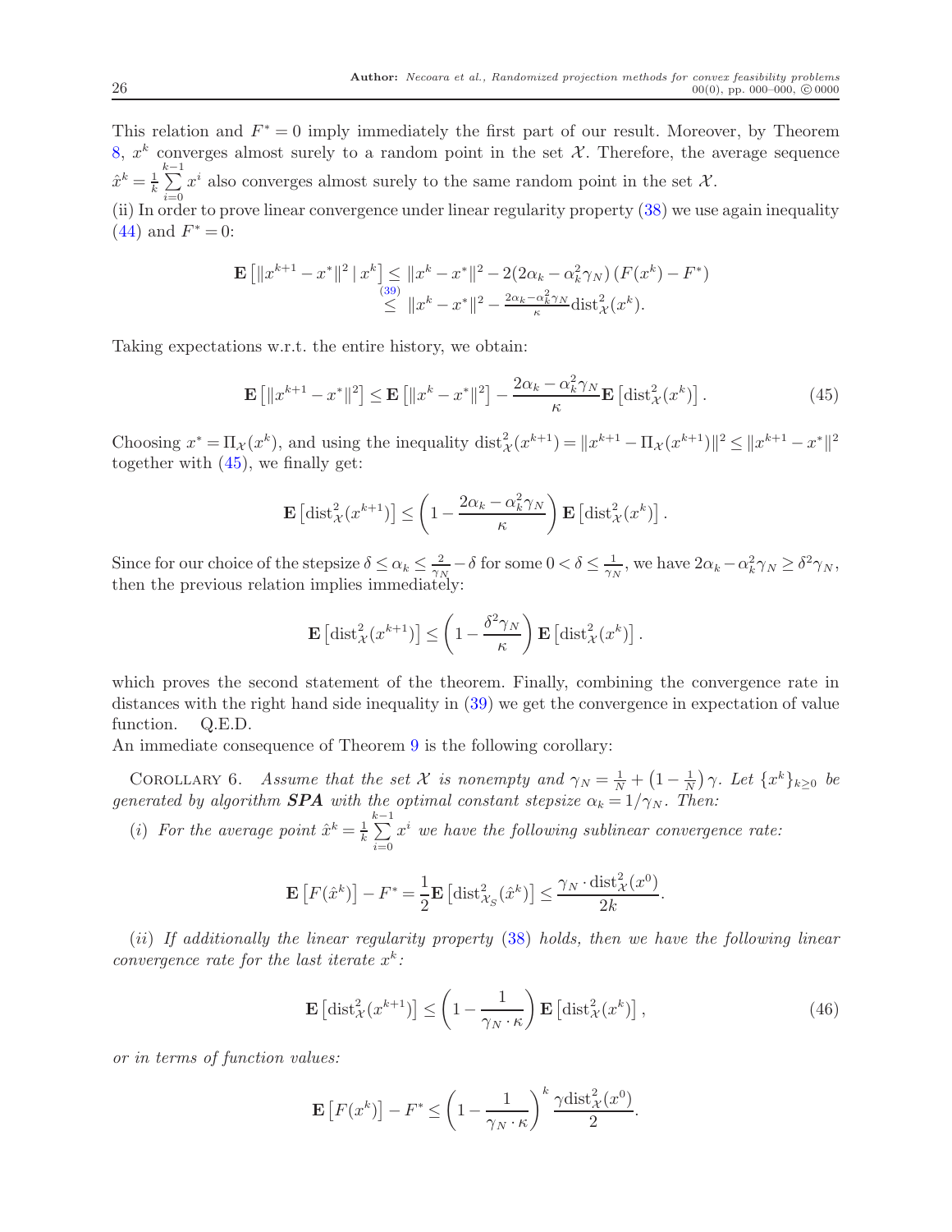This relation and $F^* = 0$ imply immediately the first part of our result. Moreover, by Theorem 8, $x^k$ converges almost surely to a random point in the set $\mathcal{X}$. Therefore, the average sequence $\hat{x}^k = \frac{1}{k}\sum_{i=0}^{k-1} x^i$ also converges almost surely to the same random point in the set $\mathcal{X}$.

(ii) In order to prove linear convergence under linear regularity property (38) we use again inequality (44) and $F^* = 0$:

$$
\begin{aligned}
\mathbf{E}\left[\|x^{k+1} - x^*\|^2 \mid x^k\right] &\leq \|x^k - x^*\|^2 - 2(2\alpha_k - \alpha_k^2 \gamma_N)\left(F(x^k) - F^*\right) \\
&\overset{(39)}{\leq} \|x^k - x^*\|^2 - \tfrac{2\alpha_k - \alpha_k^2\gamma_N}{\kappa} \mathrm{dist}^2_{\mathcal{X}}(x^k).
\end{aligned}
$$

Taking expectations w.r.t. the entire history, we obtain:

$$
\mathbf{E}\left[\|x^{k+1} - x^*\|^2\right] \leq \mathbf{E}\left[\|x^k - x^*\|^2\right] - \frac{2\alpha_k - \alpha_k^2\gamma_N}{\kappa}\mathbf{E}\left[\mathrm{dist}^2_{\mathcal{X}}(x^k)\right]. \tag{45}
$$

Choosing $x^* = \Pi_{\mathcal{X}}(x^k)$, and using the inequality $\mathrm{dist}^2_{\mathcal{X}}(x^{k+1}) = \|x^{k+1} - \Pi_{\mathcal{X}}(x^{k+1})\|^2 \leq \|x^{k+1} - x^*\|^2$ together with (45), we finally get:

$$
\mathbf{E}\left[\mathrm{dist}^2_{\mathcal{X}}(x^{k+1})\right] \leq \left(1 - \frac{2\alpha_k - \alpha_k^2\gamma_N}{\kappa}\right)\mathbf{E}\left[\mathrm{dist}^2_{\mathcal{X}}(x^k)\right].
$$

Since for our choice of the stepsize $\delta \leq \alpha_k \leq \frac{2}{\gamma_N} - \delta$ for some $0 < \delta \leq \frac{1}{\gamma_N}$, we have $2\alpha_k - \alpha_k^2\gamma_N \geq \delta^2\gamma_N$, then the previous relation implies immediately:

$$
\mathbf{E}\left[\mathrm{dist}^2_{\mathcal{X}}(x^{k+1})\right] \leq \left(1 - \frac{\delta^2\gamma_N}{\kappa}\right)\mathbf{E}\left[\mathrm{dist}^2_{\mathcal{X}}(x^k)\right].
$$

which proves the second statement of the theorem. Finally, combining the convergence rate in distances with the right hand side inequality in (39) we get the convergence in expectation of value function. Q.E.D.

An immediate consequence of Theorem 9 is the following corollary:

Corollary 6. *Assume that the set $\mathcal{X}$ is nonempty and $\gamma_N = \frac{1}{N} + \left(1 - \frac{1}{N}\right)\gamma$. Let $\{x^k\}_{k\geq 0}$ be generated by algorithm **SPA** with the optimal constant stepsize $\alpha_k = 1/\gamma_N$. Then:*

*(i) For the average point $\hat{x}^k = \frac{1}{k}\sum_{i=0}^{k-1} x^i$ we have the following sublinear convergence rate:*

$$
\mathbf{E}\left[F(\hat{x}^k)\right] - F^* = \frac{1}{2}\mathbf{E}\left[\mathrm{dist}^2_{\mathcal{X}_S}(\hat{x}^k)\right] \leq \frac{\gamma_N \cdot \mathrm{dist}^2_{\mathcal{X}}(x^0)}{2k}.
$$

*(ii) If additionally the linear regularity property (38) holds, then we have the following linear convergence rate for the last iterate $x^k$:*

$$
\mathbf{E}\left[\mathrm{dist}^2_{\mathcal{X}}(x^{k+1})\right] \leq \left(1 - \frac{1}{\gamma_N \cdot \kappa}\right)\mathbf{E}\left[\mathrm{dist}^2_{\mathcal{X}}(x^k)\right], \tag{46}
$$

*or in terms of function values:*

$$
\mathbf{E}\left[F(x^k)\right] - F^* \leq \left(1 - \frac{1}{\gamma_N \cdot \kappa}\right)^k \frac{\gamma \mathrm{dist}^2_{\mathcal{X}}(x^0)}{2}.
$$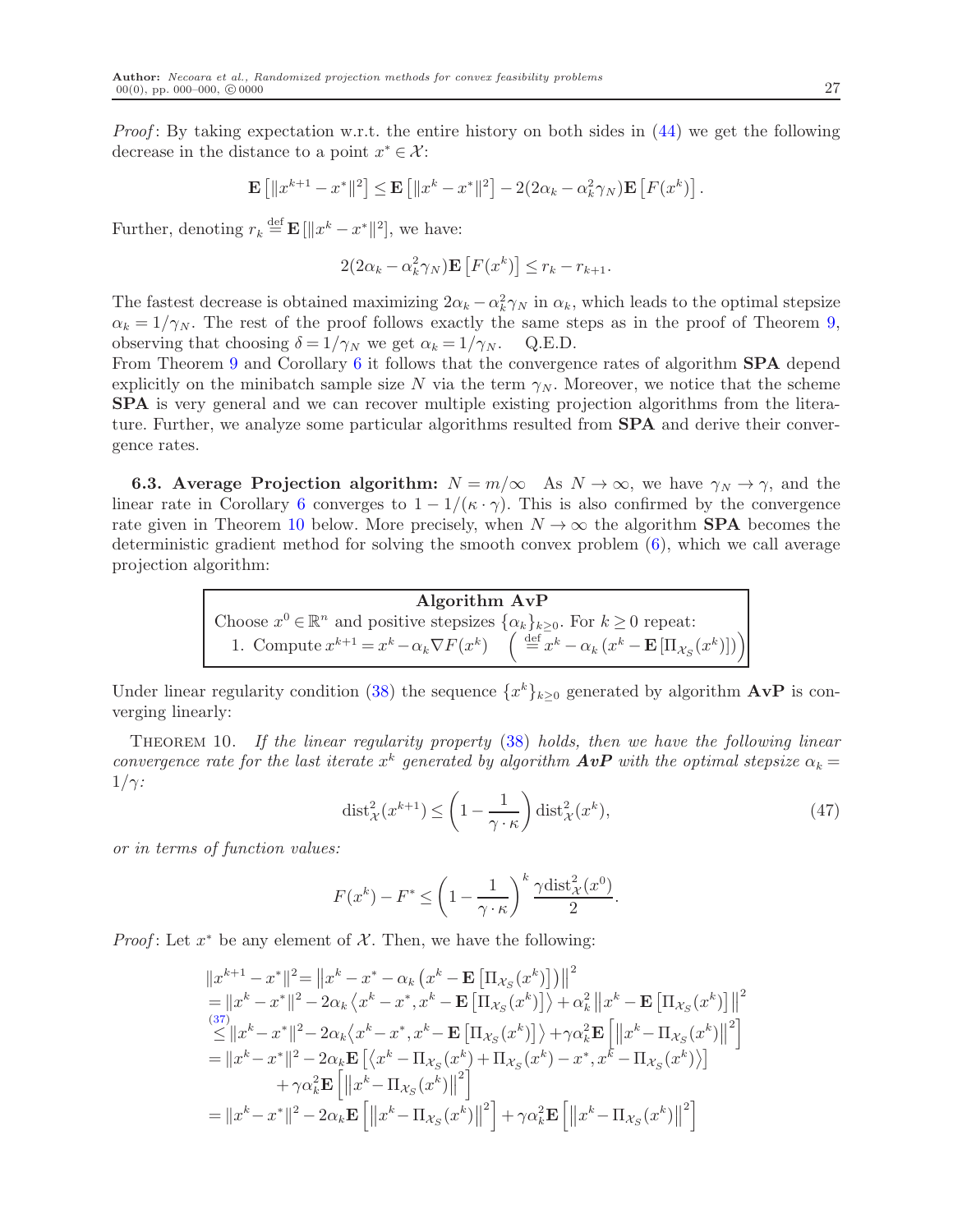*Proof*: By taking expectation w.r.t. the entire history on both sides in (44) we get the following decrease in the distance to a point $x^* \in \mathcal{X}$:

$$\mathbf{E}\left[\|x^{k+1} - x^*\|^2\right] \le \mathbf{E}\left[\|x^k - x^*\|^2\right] - 2(2\alpha_k - \alpha_k^2 \gamma_N)\mathbf{E}\left[F(x^k)\right].$$

Further, denoting $r_k \stackrel{\text{def}}{=} \mathbf{E}\left[\|x^k - x^*\|^2\right]$, we have:

$$2(2\alpha_k - \alpha_k^2 \gamma_N)\mathbf{E}\left[F(x^k)\right] \le r_k - r_{k+1}.$$

The fastest decrease is obtained maximizing $2\alpha_k - \alpha_k^2 \gamma_N$ in $\alpha_k$, which leads to the optimal stepsize $\alpha_k = 1/\gamma_N$. The rest of the proof follows exactly the same steps as in the proof of Theorem 9, observing that choosing $\delta = 1/\gamma_N$ we get $\alpha_k = 1/\gamma_N$. Q.E.D.

From Theorem 9 and Corollary 6 it follows that the convergence rates of algorithm **SPA** depend explicitly on the minibatch sample size $N$ via the term $\gamma_N$. Moreover, we notice that the scheme **SPA** is very general and we can recover multiple existing projection algorithms from the literature. Further, we analyze some particular algorithms resulted from **SPA** and derive their convergence rates.

**6.3. Average Projection algorithm:** $N = m/\infty$ As $N \to \infty$, we have $\gamma_N \to \gamma$, and the linear rate in Corollary 6 converges to $1 - 1/(\kappa \cdot \gamma)$. This is also confirmed by the convergence rate given in Theorem 10 below. More precisely, when $N \to \infty$ the algorithm **SPA** becomes the deterministic gradient method for solving the smooth convex problem (6), which we call average projection algorithm:

**Algorithm AvP**

Choose $x^0 \in \mathbb{R}^n$ and positive stepsizes $\{\alpha_k\}_{k \ge 0}$. For $k \ge 0$ repeat:

1. Compute $x^{k+1} = x^k - \alpha_k \nabla F(x^k) \quad \left( \stackrel{\text{def}}{=} x^k - \alpha_k \left(x^k - \mathbf{E}\left[\Pi_{\mathcal{X}_S}(x^k)\right]\right)\right)$

Under linear regularity condition (38) the sequence $\{x^k\}_{k \ge 0}$ generated by algorithm **AvP** is converging linearly:

THEOREM 10. *If the linear regularity property (38) holds, then we have the following linear convergence rate for the last iterate $x^k$ generated by algorithm **AvP** with the optimal stepsize $\alpha_k = 1/\gamma$:*

$$\text{dist}^2_{\mathcal{X}}(x^{k+1}) \le \left(1 - \frac{1}{\gamma \cdot \kappa}\right) \text{dist}^2_{\mathcal{X}}(x^k), \tag{47}$$

*or in terms of function values:*

$$F(x^k) - F^* \le \left(1 - \frac{1}{\gamma \cdot \kappa}\right)^k \frac{\gamma \text{dist}^2_{\mathcal{X}}(x^0)}{2}.$$

*Proof*: Let $x^*$ be any element of $\mathcal{X}$. Then, we have the following:

$$\begin{aligned}
\|x^{k+1} - x^*\|^2 &= \left\|x^k - x^* - \alpha_k \left(x^k - \mathbf{E}\left[\Pi_{\mathcal{X}_S}(x^k)\right]\right)\right\|^2 \\
&= \|x^k - x^*\|^2 - 2\alpha_k \left\langle x^k - x^*, x^k - \mathbf{E}\left[\Pi_{\mathcal{X}_S}(x^k)\right]\right\rangle + \alpha_k^2 \left\|x^k - \mathbf{E}\left[\Pi_{\mathcal{X}_S}(x^k)\right]\right\|^2 \\
&\stackrel{(37)}{\le} \|x^k - x^*\|^2 - 2\alpha_k \left\langle x^k - x^*, x^k - \mathbf{E}\left[\Pi_{\mathcal{X}_S}(x^k)\right]\right\rangle + \gamma \alpha_k^2 \mathbf{E}\left[\left\|x^k - \Pi_{\mathcal{X}_S}(x^k)\right\|^2\right] \\
&= \|x^k - x^*\|^2 - 2\alpha_k \mathbf{E}\left[\left\langle x^k - \Pi_{\mathcal{X}_S}(x^k) + \Pi_{\mathcal{X}_S}(x^k) - x^*, x^k - \Pi_{\mathcal{X}_S}(x^k)\right\rangle\right] \\
&\quad + \gamma \alpha_k^2 \mathbf{E}\left[\left\|x^k - \Pi_{\mathcal{X}_S}(x^k)\right\|^2\right] \\
&= \|x^k - x^*\|^2 - 2\alpha_k \mathbf{E}\left[\left\|x^k - \Pi_{\mathcal{X}_S}(x^k)\right\|^2\right] + \gamma \alpha_k^2 \mathbf{E}\left[\left\|x^k - \Pi_{\mathcal{X}_S}(x^k)\right\|^2\right]
\end{aligned}$$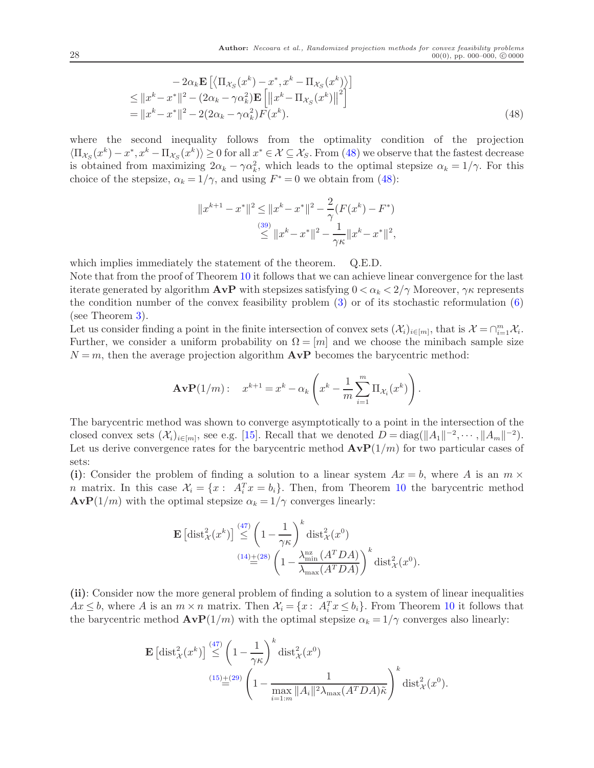$$
\begin{aligned}
&\quad - 2\alpha_k \mathbf{E}\left[\langle \Pi_{\mathcal{X}_S}(x^k) - x^*, x^k - \Pi_{\mathcal{X}_S}(x^k)\rangle\right] \\
&\leq \|x^k - x^*\|^2 - (2\alpha_k - \gamma\alpha_k^2)\mathbf{E}\left[\left\|x^k - \Pi_{\mathcal{X}_S}(x^k)\right\|^2\right] \\
&= \|x^k - x^*\|^2 - 2(2\alpha_k - \gamma\alpha_k^2)F(x^k). \qquad (48)
\end{aligned}
$$

where the second inequality follows from the optimality condition of the projection $\langle \Pi_{\mathcal{X}_S}(x^k) - x^*, x^k - \Pi_{\mathcal{X}_S}(x^k)\rangle \geq 0$ for all $x^* \in \mathcal{X} \subseteq \mathcal{X}_S$. From (48) we observe that the fastest decrease is obtained from maximizing $2\alpha_k - \gamma\alpha_k^2$, which leads to the optimal stepsize $\alpha_k = 1/\gamma$. For this choice of the stepsize, $\alpha_k = 1/\gamma$, and using $F^* = 0$ we obtain from (48):

$$
\begin{aligned}
\|x^{k+1} - x^*\|^2 &\leq \|x^k - x^*\|^2 - \frac{2}{\gamma}(F(x^k) - F^*) \\
&\overset{(39)}{\leq} \|x^k - x^*\|^2 - \frac{1}{\gamma\kappa}\|x^k - x^*\|^2,
\end{aligned}
$$

which implies immediately the statement of the theorem. Q.E.D.

Note that from the proof of Theorem 10 it follows that we can achieve linear convergence for the last iterate generated by algorithm **AvP** with stepsizes satisfying $0 < \alpha_k < 2/\gamma$ Moreover, $\gamma\kappa$ represents the condition number of the convex feasibility problem (3) or of its stochastic reformulation (6) (see Theorem 3).

Let us consider finding a point in the finite intersection of convex sets $(\mathcal{X}_i)_{i\in[m]}$, that is $\mathcal{X} = \cap_{i=1}^m \mathcal{X}_i$. Further, we consider a uniform probability on $\Omega = [m]$ and we choose the minibach sample size $N = m$, then the average projection algorithm **AvP** becomes the barycentric method:

$$
\mathbf{AvP}(1/m): \quad x^{k+1} = x^k - \alpha_k \left( x^k - \frac{1}{m}\sum_{i=1}^m \Pi_{\mathcal{X}_i}(x^k) \right).
$$

The barycentric method was shown to converge asymptotically to a point in the intersection of the closed convex sets $(\mathcal{X}_i)_{i\in[m]}$, see e.g. [15]. Recall that we denoted $D = \mathrm{diag}(\|A_1\|^{-2}, \cdots, \|A_m\|^{-2})$. Let us derive convergence rates for the barycentric method $\mathbf{AvP}(1/m)$ for two particular cases of sets:

**(i)**: Consider the problem of finding a solution to a linear system $Ax = b$, where $A$ is an $m \times n$ matrix. In this case $\mathcal{X}_i = \{x : A_i^T x = b_i\}$. Then, from Theorem 10 the barycentric method $\mathbf{AvP}(1/m)$ with the optimal stepsize $\alpha_k = 1/\gamma$ converges linearly:

$$
\begin{aligned}
\mathbf{E}\left[\mathrm{dist}^2_{\mathcal{X}}(x^k)\right] &\overset{(47)}{\leq} \left(1 - \frac{1}{\gamma\kappa}\right)^k \mathrm{dist}^2_{\mathcal{X}}(x^0) \\
&\overset{(14)+(28)}{=} \left(1 - \frac{\lambda_{\min}^{\mathrm{nz}}(A^T D A)}{\lambda_{\max}(A^T D A)}\right)^k \mathrm{dist}^2_{\mathcal{X}}(x^0).
\end{aligned}
$$

**(ii)**: Consider now the more general problem of finding a solution to a system of linear inequalities $Ax \leq b$, where $A$ is an $m \times n$ matrix. Then $\mathcal{X}_i = \{x : A_i^T x \leq b_i\}$. From Theorem 10 it follows that the barycentric method $\mathbf{AvP}(1/m)$ with the optimal stepsize $\alpha_k = 1/\gamma$ converges also linearly:

$$
\begin{aligned}
\mathbf{E}\left[\mathrm{dist}^2_{\mathcal{X}}(x^k)\right] &\overset{(47)}{\leq} \left(1 - \frac{1}{\gamma\kappa}\right)^k \mathrm{dist}^2_{\mathcal{X}}(x^0) \\
&\overset{(15)+(29)}{=} \left(1 - \frac{1}{\max\limits_{i=1:m} \|A_i\|^2 \lambda_{\max}(A^T D A)\tilde{\kappa}}\right)^k \mathrm{dist}^2_{\mathcal{X}}(x^0).
\end{aligned}
$$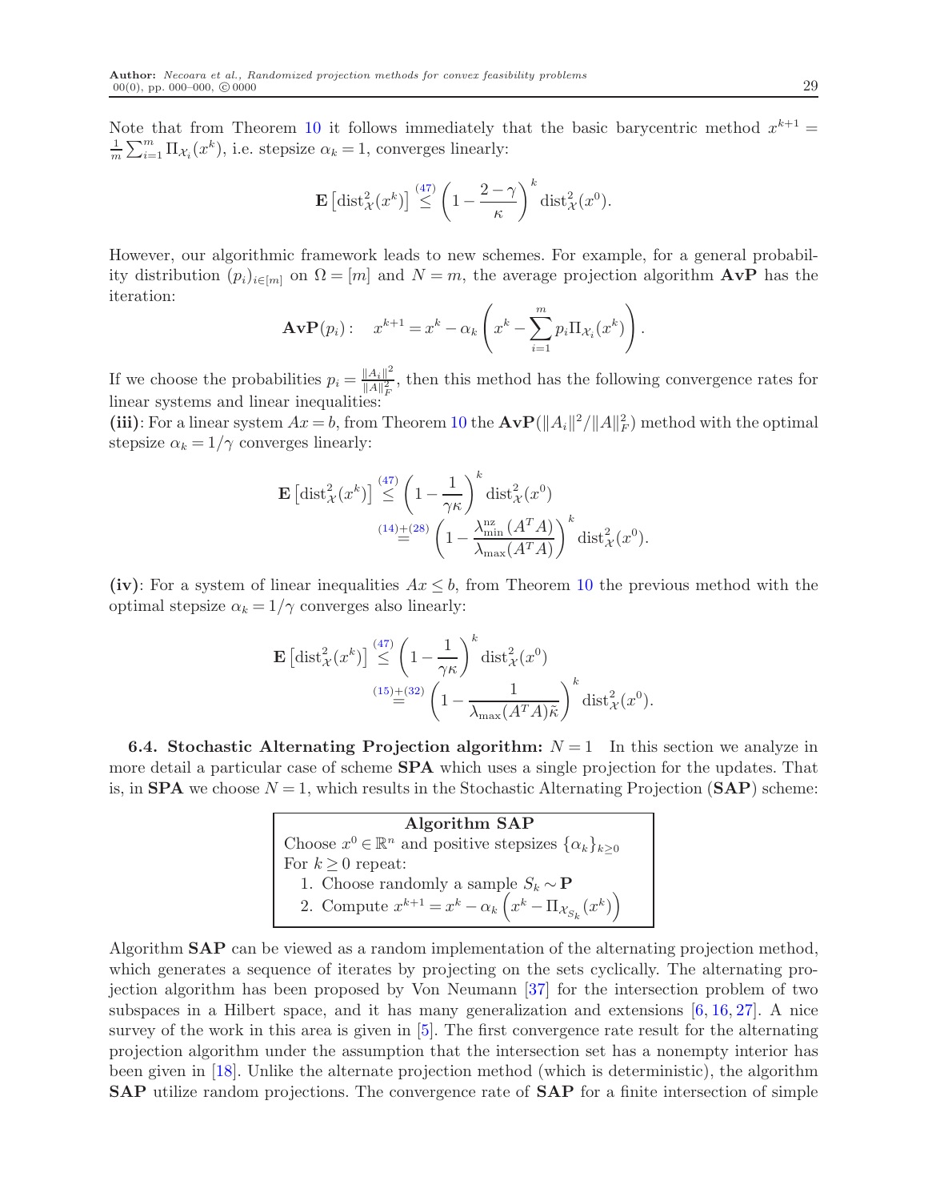Note that from Theorem 10 it follows immediately that the basic barycentric method $x^{k+1} = \frac{1}{m}\sum_{i=1}^m \Pi_{\mathcal{X}_i}(x^k)$, i.e. stepsize $\alpha_k = 1$, converges linearly:

$$\mathbf{E}\left[\mathrm{dist}^2_{\mathcal{X}}(x^k)\right] \overset{(47)}{\leq} \left(1 - \frac{2-\gamma}{\kappa}\right)^k \mathrm{dist}^2_{\mathcal{X}}(x^0).$$

However, our algorithmic framework leads to new schemes. For example, for a general probability distribution $(p_i)_{i\in[m]}$ on $\Omega = [m]$ and $N = m$, the average projection algorithm **AvP** has the iteration:

$$\mathbf{AvP}(p_i): \quad x^{k+1} = x^k - \alpha_k \left(x^k - \sum_{i=1}^m p_i \Pi_{\mathcal{X}_i}(x^k)\right).$$

If we choose the probabilities $p_i = \frac{\|A_i\|^2}{\|A\|_F^2}$, then this method has the following convergence rates for linear systems and linear inequalities:

**(iii)**: For a linear system $Ax = b$, from Theorem 10 the $\mathbf{AvP}(\|A_i\|^2/\|A\|_F^2)$ method with the optimal stepsize $\alpha_k = 1/\gamma$ converges linearly:

$$\begin{aligned}\mathbf{E}\left[\mathrm{dist}^2_{\mathcal{X}}(x^k)\right] &\overset{(47)}{\leq} \left(1 - \frac{1}{\gamma\kappa}\right)^k \mathrm{dist}^2_{\mathcal{X}}(x^0)\\ &\overset{(14)+(28)}{=} \left(1 - \frac{\lambda_{\min}^{\mathrm{nz}}(A^TA)}{\lambda_{\max}(A^TA)}\right)^k \mathrm{dist}^2_{\mathcal{X}}(x^0).\end{aligned}$$

**(iv)**: For a system of linear inequalities $Ax \leq b$, from Theorem 10 the previous method with the optimal stepsize $\alpha_k = 1/\gamma$ converges also linearly:

$$\begin{aligned}\mathbf{E}\left[\mathrm{dist}^2_{\mathcal{X}}(x^k)\right] &\overset{(47)}{\leq} \left(1 - \frac{1}{\gamma\kappa}\right)^k \mathrm{dist}^2_{\mathcal{X}}(x^0)\\ &\overset{(15)+(32)}{=} \left(1 - \frac{1}{\lambda_{\max}(A^TA)\tilde{\kappa}}\right)^k \mathrm{dist}^2_{\mathcal{X}}(x^0).\end{aligned}$$

**6.4. Stochastic Alternating Projection algorithm:** $N = 1$ In this section we analyze in more detail a particular case of scheme **SPA** which uses a single projection for the updates. That is, in **SPA** we choose $N = 1$, which results in the Stochastic Alternating Projection (**SAP**) scheme:

**Algorithm SAP**

Choose $x^0 \in \mathbb{R}^n$ and positive stepsizes $\{\alpha_k\}_{k\geq 0}$

For $k \geq 0$ repeat:

1. Choose randomly a sample $S_k \sim \mathbf{P}$
2. Compute $x^{k+1} = x^k - \alpha_k\left(x^k - \Pi_{\mathcal{X}_{S_k}}(x^k)\right)$

Algorithm **SAP** can be viewed as a random implementation of the alternating projection method, which generates a sequence of iterates by projecting on the sets cyclically. The alternating projection algorithm has been proposed by Von Neumann [37] for the intersection problem of two subspaces in a Hilbert space, and it has many generalization and extensions [6, 16, 27]. A nice survey of the work in this area is given in [5]. The first convergence rate result for the alternating projection algorithm under the assumption that the intersection set has a nonempty interior has been given in [18]. Unlike the alternate projection method (which is deterministic), the algorithm **SAP** utilize random projections. The convergence rate of **SAP** for a finite intersection of simple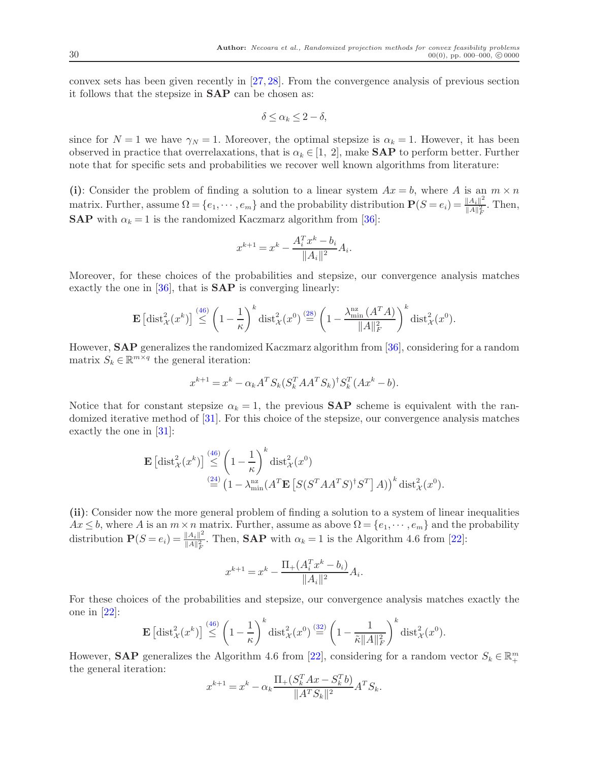convex sets has been given recently in [27, 28]. From the convergence analysis of previous section it follows that the stepsize in **SAP** can be chosen as:

$$\delta \leq \alpha_k \leq 2 - \delta,$$

since for $N = 1$ we have $\gamma_N = 1$. Moreover, the optimal stepsize is $\alpha_k = 1$. However, it has been observed in practice that overrelaxations, that is $\alpha_k \in [1,\ 2]$, make **SAP** to perform better. Further note that for specific sets and probabilities we recover well known algorithms from literature:

**(i)**: Consider the problem of finding a solution to a linear system $Ax = b$, where $A$ is an $m \times n$ matrix. Further, assume $\Omega = \{e_1, \cdots, e_m\}$ and the probability distribution $\mathbf{P}(S = e_i) = \frac{\|A_i\|^2}{\|A\|_F^2}$. Then, **SAP** with $\alpha_k = 1$ is the randomized Kaczmarz algorithm from [36]:

$$x^{k+1} = x^k - \frac{A_i^T x^k - b_i}{\|A_i\|^2} A_i.$$

Moreover, for these choices of the probabilities and stepsize, our convergence analysis matches exactly the one in [36], that is **SAP** is converging linearly:

$$\mathbf{E}\left[\text{dist}_{\mathcal{X}}^2(x^k)\right] \overset{(46)}{\leq} \left(1 - \frac{1}{\kappa}\right)^k \text{dist}_{\mathcal{X}}^2(x^0) \overset{(28)}{=} \left(1 - \frac{\lambda_{\min}^{\text{nz}}(A^T A)}{\|A\|_F^2}\right)^k \text{dist}_{\mathcal{X}}^2(x^0).$$

However, **SAP** generalizes the randomized Kaczmarz algorithm from [36], considering for a random matrix $S_k \in \mathbb{R}^{m \times q}$ the general iteration:

$$x^{k+1} = x^k - \alpha_k A^T S_k (S_k^T A A^T S_k)^\dagger S_k^T (Ax^k - b).$$

Notice that for constant stepsize $\alpha_k = 1$, the previous **SAP** scheme is equivalent with the randomized iterative method of [31]. For this choice of the stepsize, our convergence analysis matches exactly the one in [31]:

$$\begin{aligned}
\mathbf{E}\left[\text{dist}_{\mathcal{X}}^2(x^k)\right] &\overset{(46)}{\leq} \left(1 - \frac{1}{\kappa}\right)^k \text{dist}_{\mathcal{X}}^2(x^0) \\
&\overset{(24)}{=} \left(1 - \lambda_{\min}^{\text{nz}}(A^T \mathbf{E}\left[S(S^T A A^T S)^\dagger S^T\right] A)\right)^k \text{dist}_{\mathcal{X}}^2(x^0).
\end{aligned}$$

**(ii)**: Consider now the more general problem of finding a solution to a system of linear inequalities $Ax \leq b$, where $A$ is an $m \times n$ matrix. Further, assume as above $\Omega = \{e_1, \cdots, e_m\}$ and the probability distribution $\mathbf{P}(S = e_i) = \frac{\|A_i\|^2}{\|A\|_F^2}$. Then, **SAP** with $\alpha_k = 1$ is the Algorithm 4.6 from [22]:

$$x^{k+1} = x^k - \frac{\Pi_+(A_i^T x^k - b_i)}{\|A_i\|^2} A_i.$$

For these choices of the probabilities and stepsize, our convergence analysis matches exactly the one in [22]:

$$\mathbf{E}\left[\text{dist}_{\mathcal{X}}^2(x^k)\right] \overset{(46)}{\leq} \left(1 - \frac{1}{\kappa}\right)^k \text{dist}_{\mathcal{X}}^2(x^0) \overset{(32)}{=} \left(1 - \frac{1}{\tilde{\kappa}\|A\|_F^2}\right)^k \text{dist}_{\mathcal{X}}^2(x^0).$$

However, **SAP** generalizes the Algorithm 4.6 from [22], considering for a random vector $S_k \in \mathbb{R}_+^m$ the general iteration:

$$x^{k+1} = x^k - \alpha_k \frac{\Pi_+(S_k^T A x - S_k^T b)}{\|A^T S_k\|^2} A^T S_k.$$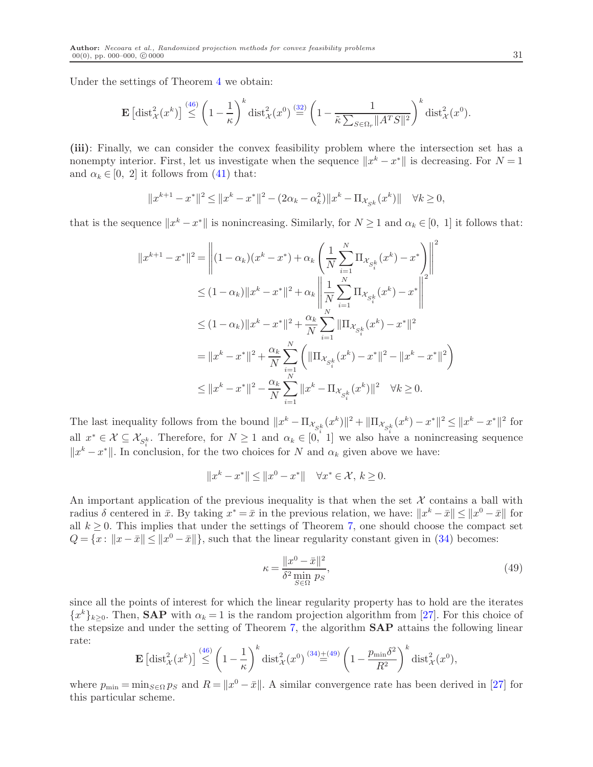Under the settings of Theorem 4 we obtain:

$$\mathbf{E}\left[\mathrm{dist}^2_{\mathcal{X}}(x^k)\right] \overset{(46)}{\leq} \left(1 - \frac{1}{\kappa}\right)^k \mathrm{dist}^2_{\mathcal{X}}(x^0) \overset{(32)}{=} \left(1 - \frac{1}{\tilde{\kappa}\sum_{S\in\Omega_r}\|A^T S\|^2}\right)^k \mathrm{dist}^2_{\mathcal{X}}(x^0).$$

**(iii)**: Finally, we can consider the convex feasibility problem where the intersection set has a nonempty interior. First, let us investigate when the sequence $\|x^k - x^*\|$ is decreasing. For $N = 1$ and $\alpha_k \in [0,\ 2]$ it follows from (41) that:

$$\|x^{k+1} - x^*\|^2 \leq \|x^k - x^*\|^2 - (2\alpha_k - \alpha_k^2)\|x^k - \Pi_{\mathcal{X}_{S^k}}(x^k)\| \quad \forall k \geq 0,$$

that is the sequence $\|x^k - x^*\|$ is nonincreasing. Similarly, for $N \geq 1$ and $\alpha_k \in [0,\ 1]$ it follows that:

$$\begin{aligned}
\|x^{k+1} - x^*\|^2 &= \left\|(1-\alpha_k)(x^k - x^*) + \alpha_k\left(\frac{1}{N}\sum_{i=1}^N \Pi_{\mathcal{X}_{S_i^k}}(x^k) - x^*\right)\right\|^2 \\
&\leq (1-\alpha_k)\|x^k - x^*\|^2 + \alpha_k\left\|\frac{1}{N}\sum_{i=1}^N \Pi_{\mathcal{X}_{S_i^k}}(x^k) - x^*\right\|^2 \\
&\leq (1-\alpha_k)\|x^k - x^*\|^2 + \frac{\alpha_k}{N}\sum_{i=1}^N \|\Pi_{\mathcal{X}_{S_i^k}}(x^k) - x^*\|^2 \\
&= \|x^k - x^*\|^2 + \frac{\alpha_k}{N}\sum_{i=1}^N \left(\|\Pi_{\mathcal{X}_{S_i^k}}(x^k) - x^*\|^2 - \|x^k - x^*\|^2\right) \\
&\leq \|x^k - x^*\|^2 - \frac{\alpha_k}{N}\sum_{i=1}^N \|x^k - \Pi_{\mathcal{X}_{S_i^k}}(x^k)\|^2 \quad \forall k \geq 0.
\end{aligned}$$

The last inequality follows from the bound $\|x^k - \Pi_{\mathcal{X}_{S_i^k}}(x^k)\|^2 + \|\Pi_{\mathcal{X}_{S_i^k}}(x^k) - x^*\|^2 \leq \|x^k - x^*\|^2$ for all $x^* \in \mathcal{X} \subseteq \mathcal{X}_{S_i^k}$. Therefore, for $N \geq 1$ and $\alpha_k \in [0,\ 1]$ we also have a nonincreasing sequence $\|x^k - x^*\|$. In conclusion, for the two choices for $N$ and $\alpha_k$ given above we have:

$$\|x^k - x^*\| \leq \|x^0 - x^*\| \quad \forall x^* \in \mathcal{X},\ k \geq 0.$$

An important application of the previous inequality is that when the set $\mathcal{X}$ contains a ball with radius $\delta$ centered in $\bar{x}$. By taking $x^* = \bar{x}$ in the previous relation, we have: $\|x^k - \bar{x}\| \leq \|x^0 - \bar{x}\|$ for all $k \geq 0$. This implies that under the settings of Theorem 7, one should choose the compact set $Q = \{x : \|x - \bar{x}\| \leq \|x^0 - \bar{x}\|\}$, such that the linear regularity constant given in (34) becomes:

$$\kappa = \frac{\|x^0 - \bar{x}\|^2}{\delta^2 \min\limits_{S\in\Omega} p_S}, \tag{49}$$

since all the points of interest for which the linear regularity property has to hold are the iterates $\{x^k\}_{k\geq 0}$. Then, **SAP** with $\alpha_k = 1$ is the random projection algorithm from [27]. For this choice of the stepsize and under the setting of Theorem 7, the algorithm **SAP** attains the following linear rate:

$$\mathbf{E}\left[\mathrm{dist}^2_{\mathcal{X}}(x^k)\right] \overset{(46)}{\leq} \left(1 - \frac{1}{\kappa}\right)^k \mathrm{dist}^2_{\mathcal{X}}(x^0) \overset{(34)+(49)}{=} \left(1 - \frac{p_{\min}\delta^2}{R^2}\right)^k \mathrm{dist}^2_{\mathcal{X}}(x^0),$$

where $p_{\min} = \min_{S\in\Omega} p_S$ and $R = \|x^0 - \bar{x}\|$. A similar convergence rate has been derived in [27] for this particular scheme.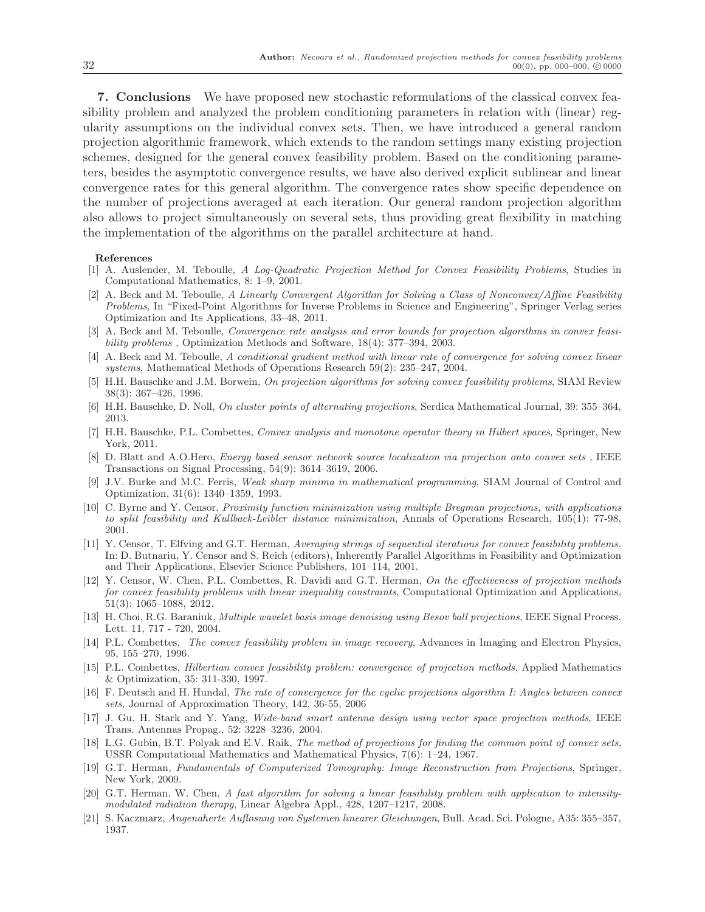**7. Conclusions** We have proposed new stochastic reformulations of the classical convex feasibility problem and analyzed the problem conditioning parameters in relation with (linear) regularity assumptions on the individual convex sets. Then, we have introduced a general random projection algorithmic framework, which extends to the random settings many existing projection schemes, designed for the general convex feasibility problem. Based on the conditioning parameters, besides the asymptotic convergence results, we have also derived explicit sublinear and linear convergence rates for this general algorithm. The convergence rates show specific dependence on the number of projections averaged at each iteration. Our general random projection algorithm also allows to project simultaneously on several sets, thus providing great flexibility in matching the implementation of the algorithms on the parallel architecture at hand.

**References**

[1] A. Auslender, M. Teboulle, *A Log-Quadratic Projection Method for Convex Feasibility Problems*, Studies in Computational Mathematics, 8: 1–9, 2001.

[2] A. Beck and M. Teboulle, *A Linearly Convergent Algorithm for Solving a Class of Nonconvex/Affine Feasibility Problems*, In "Fixed-Point Algorithms for Inverse Problems in Science and Engineering", Springer Verlag series Optimization and Its Applications, 33–48, 2011.

[3] A. Beck and M. Teboulle, *Convergence rate analysis and error bounds for projection algorithms in convex feasibility problems* , Optimization Methods and Software, 18(4): 377–394, 2003.

[4] A. Beck and M. Teboulle, *A conditional gradient method with linear rate of convergence for solving convex linear systems*, Mathematical Methods of Operations Research 59(2): 235–247, 2004.

[5] H.H. Bauschke and J.M. Borwein, *On projection algorithms for solving convex feasibility problems*, SIAM Review 38(3): 367–426, 1996.

[6] H.H. Bauschke, D. Noll, *On cluster points of alternating projections*, Serdica Mathematical Journal, 39: 355–364, 2013.

[7] H.H. Bauschke, P.L. Combettes, *Convex analysis and monotone operator theory in Hilbert spaces*, Springer, New York, 2011.

[8] D. Blatt and A.O.Hero, *Energy based sensor network source localization via projection onto convex sets* , IEEE Transactions on Signal Processing, 54(9): 3614–3619, 2006.

[9] J.V. Burke and M.C. Ferris, *Weak sharp minima in mathematical programming*, SIAM Journal of Control and Optimization, 31(6): 1340–1359, 1993.

[10] C. Byrne and Y. Censor, *Proximity function minimization using multiple Bregman projections, with applications to split feasibility and Kullback-Leibler distance minimization*, Annals of Operations Research, 105(1): 77-98, 2001.

[11] Y. Censor, T. Elfving and G.T. Herman, *Averaging strings of sequential iterations for convex feasibility problems.* In: D. Butnariu, Y. Censor and S. Reich (editors), Inherently Parallel Algorithms in Feasibility and Optimization and Their Applications, Elsevier Science Publishers, 101–114, 2001.

[12] Y. Censor, W. Chen, P.L. Combettes, R. Davidi and G.T. Herman, *On the effectiveness of projection methods for convex feasibility problems with linear inequality constraints*, Computational Optimization and Applications, 51(3): 1065–1088, 2012.

[13] H. Choi, R.G. Baraniuk, *Multiple wavelet basis image denoising using Besov ball projections*, IEEE Signal Process. Lett. 11, 717 - 720, 2004.

[14] P.L. Combettes, *The convex feasibility problem in image recovery*, Advances in Imaging and Electron Physics, 95, 155–270, 1996.

[15] P.L. Combettes, *Hilbertian convex feasibility problem: convergence of projection methods*, Applied Mathematics & Optimization, 35: 311-330, 1997.

[16] F. Deutsch and H. Hundal, *The rate of convergence for the cyclic projections algorithm I: Angles between convex sets*, Journal of Approximation Theory, 142, 36-55, 2006

[17] J. Gu, H. Stark and Y. Yang, *Wide-band smart antenna design using vector space projection methods*, IEEE Trans. Antennas Propag., 52: 3228–3236, 2004.

[18] L.G. Gubin, B.T. Polyak and E.V. Raik, *The method of projections for finding the common point of convex sets*, USSR Computational Mathematics and Mathematical Physics, 7(6): 1–24, 1967.

[19] G.T. Herman, *Fundamentals of Computerized Tomography: Image Reconstruction from Projections*, Springer, New York, 2009.

[20] G.T. Herman, W. Chen, *A fast algorithm for solving a linear feasibility problem with application to intensity-modulated radiation therapy*, Linear Algebra Appl., 428, 1207–1217, 2008.

[21] S. Kaczmarz, *Angenaherte Auflosung von Systemen linearer Gleichungen*, Bull. Acad. Sci. Pologne, A35: 355–357, 1937.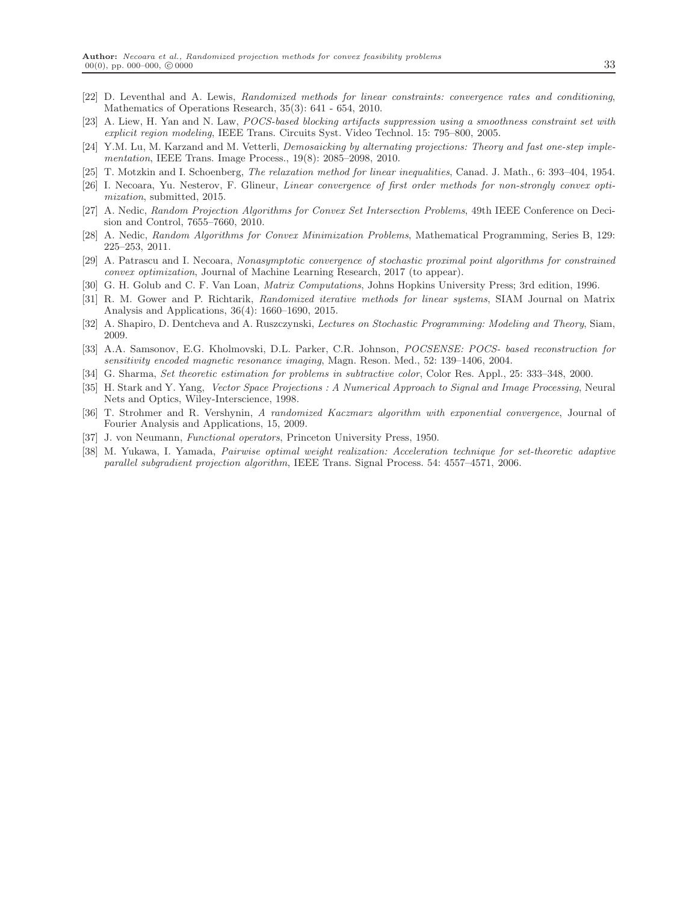[22] D. Leventhal and A. Lewis, *Randomized methods for linear constraints: convergence rates and conditioning*, Mathematics of Operations Research, 35(3): 641 - 654, 2010.

[23] A. Liew, H. Yan and N. Law, *POCS-based blocking artifacts suppression using a smoothness constraint set with explicit region modeling*, IEEE Trans. Circuits Syst. Video Technol. 15: 795–800, 2005.

[24] Y.M. Lu, M. Karzand and M. Vetterli, *Demosaicking by alternating projections: Theory and fast one-step implementation*, IEEE Trans. Image Process., 19(8): 2085–2098, 2010.

[25] T. Motzkin and I. Schoenberg, *The relaxation method for linear inequalities*, Canad. J. Math., 6: 393–404, 1954.

[26] I. Necoara, Yu. Nesterov, F. Glineur, *Linear convergence of first order methods for non-strongly convex optimization*, submitted, 2015.

[27] A. Nedic, *Random Projection Algorithms for Convex Set Intersection Problems*, 49th IEEE Conference on Decision and Control, 7655–7660, 2010.

[28] A. Nedic, *Random Algorithms for Convex Minimization Problems*, Mathematical Programming, Series B, 129: 225–253, 2011.

[29] A. Patrascu and I. Necoara, *Nonasymptotic convergence of stochastic proximal point algorithms for constrained convex optimization*, Journal of Machine Learning Research, 2017 (to appear).

[30] G. H. Golub and C. F. Van Loan, *Matrix Computations*, Johns Hopkins University Press; 3rd edition, 1996.

[31] R. M. Gower and P. Richtarik, *Randomized iterative methods for linear systems*, SIAM Journal on Matrix Analysis and Applications, 36(4): 1660–1690, 2015.

[32] A. Shapiro, D. Dentcheva and A. Ruszczynski, *Lectures on Stochastic Programming: Modeling and Theory*, Siam, 2009.

[33] A.A. Samsonov, E.G. Kholmovski, D.L. Parker, C.R. Johnson, *POCSENSE: POCS- based reconstruction for sensitivity encoded magnetic resonance imaging*, Magn. Reson. Med., 52: 139–1406, 2004.

[34] G. Sharma, *Set theoretic estimation for problems in subtractive color*, Color Res. Appl., 25: 333–348, 2000.

[35] H. Stark and Y. Yang, *Vector Space Projections : A Numerical Approach to Signal and Image Processing*, Neural Nets and Optics, Wiley-Interscience, 1998.

[36] T. Strohmer and R. Vershynin, *A randomized Kaczmarz algorithm with exponential convergence*, Journal of Fourier Analysis and Applications, 15, 2009.

[37] J. von Neumann, *Functional operators*, Princeton University Press, 1950.

[38] M. Yukawa, I. Yamada, *Pairwise optimal weight realization: Acceleration technique for set-theoretic adaptive parallel subgradient projection algorithm*, IEEE Trans. Signal Process. 54: 4557–4571, 2006.